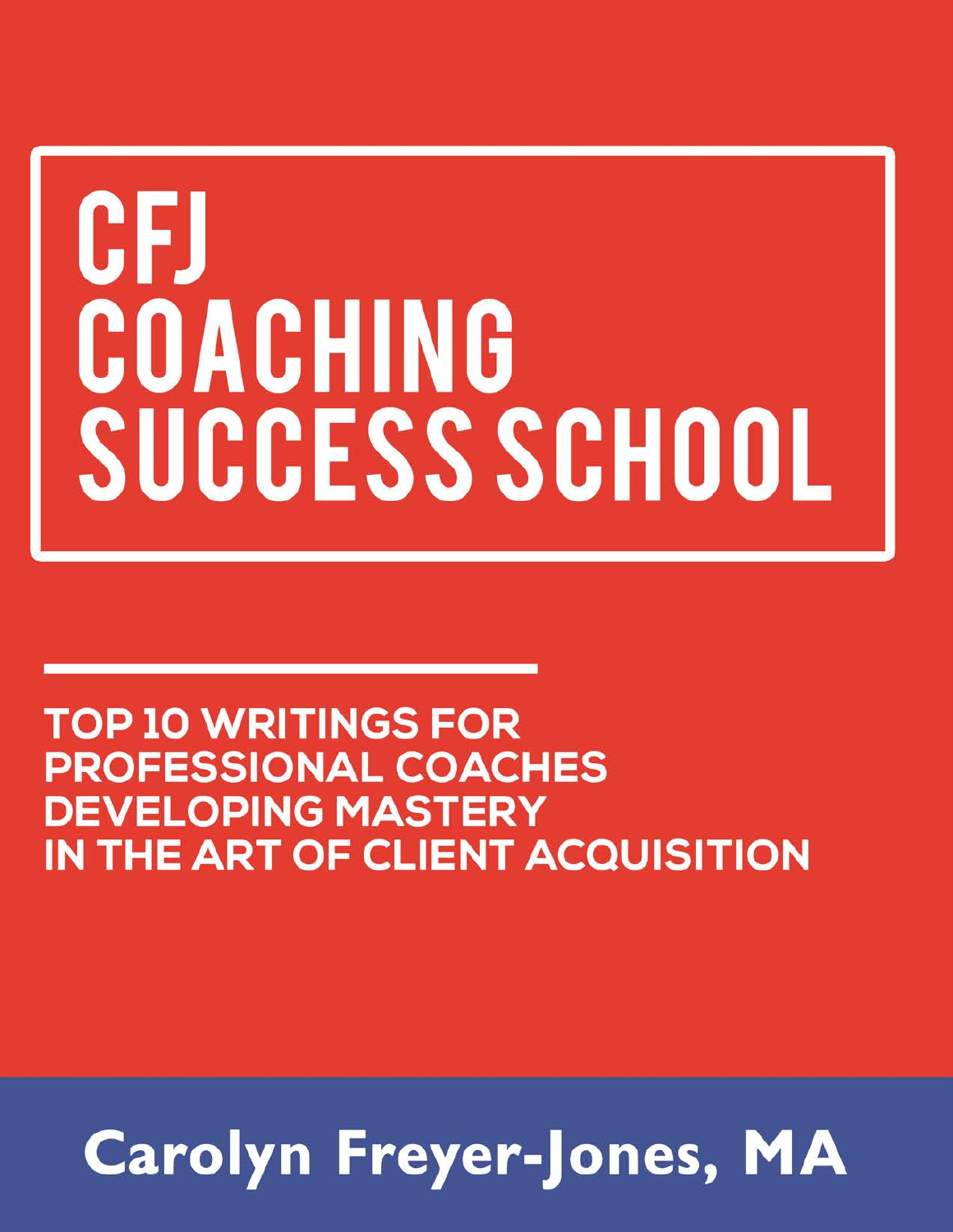# CFJ COACHING SUCCESS SCHOOL

**TOP 10 WRITINGS FOR PROFESSIONAL COACHES DEVELOPING MASTERY IN THE ART OF CLIENT ACQUISITION**

**Carolyn Freyer-Jones, MA**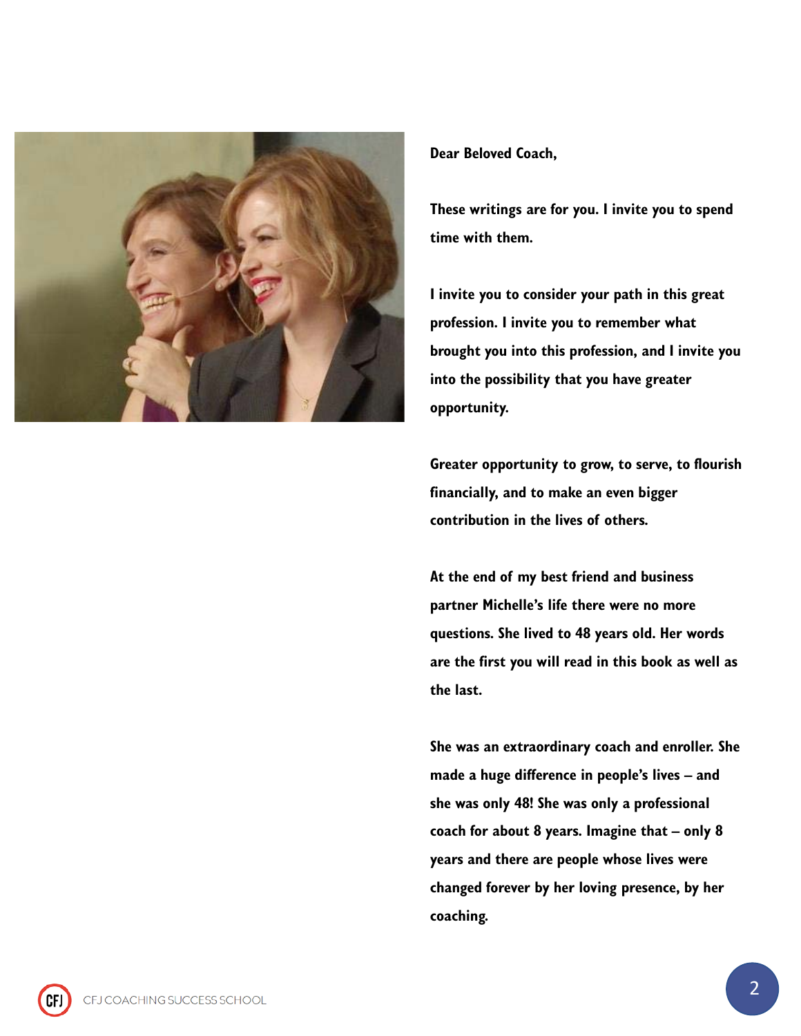**Dear Beloved Coach,**

**These writings are for you. I invite you to spend time with them.**

**I invite you to consider your path in this great profession. I invite you to remember what brought you into this profession, and I invite you into the possibility that you have greater opportunity.**

**Greater opportunity to grow, to serve, to flourish financially, and to make an even bigger contribution in the lives of others.**

**At the end of my best friend and business partner Michelle's life there were no more questions. She lived to 48 years old. Her words are the first you will read in this book as well as the last.**

**She was an extraordinary coach and enroller. She made a huge difference in people's lives – and she was only 48! She was only a professional coach for about 8 years. Imagine that – only 8 years and there are people whose lives were changed forever by her loving presence, by her coaching.**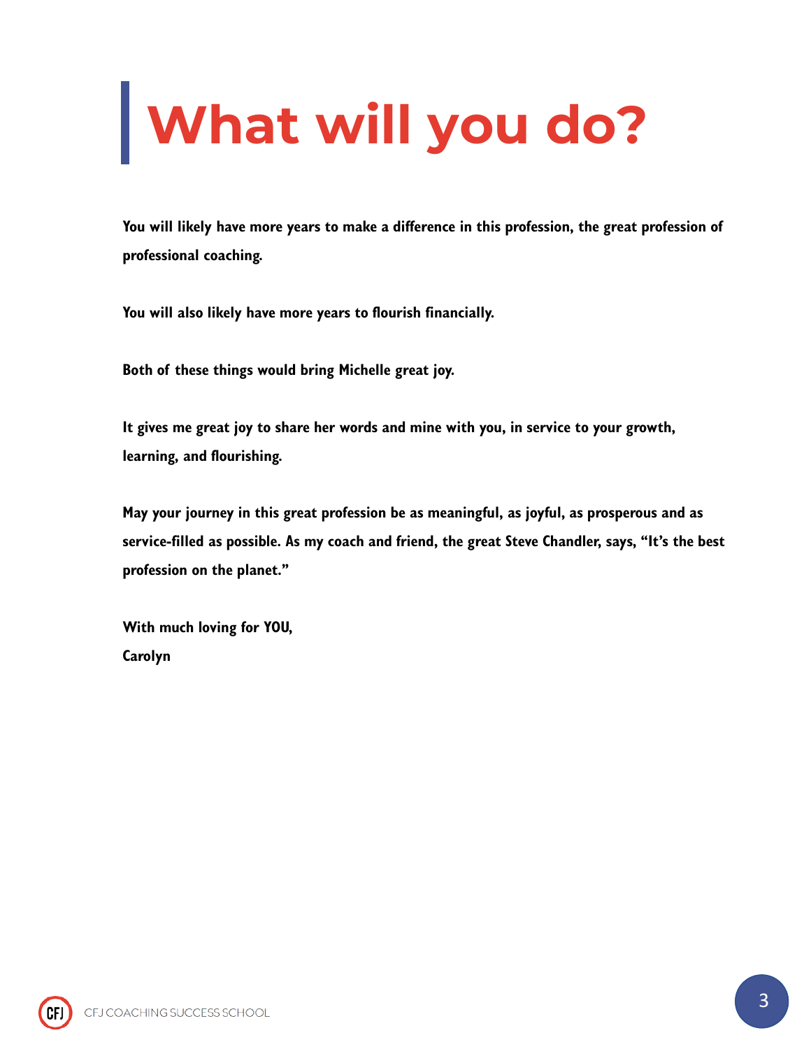# What will you do?

**You will likely have more years to make a difference in this profession, the great profession of professional coaching.**

**You will also likely have more years to flourish financially.**

**Both of these things would bring Michelle great joy.**

**It gives me great joy to share her words and mine with you, in service to your growth, learning, and flourishing.**

**May your journey in this great profession be as meaningful, as joyful, as prosperous and as service-filled as possible. As my coach and friend, the great Steve Chandler, says, "It's the best profession on the planet."**

**With much loving for YOU,**
**Carolyn**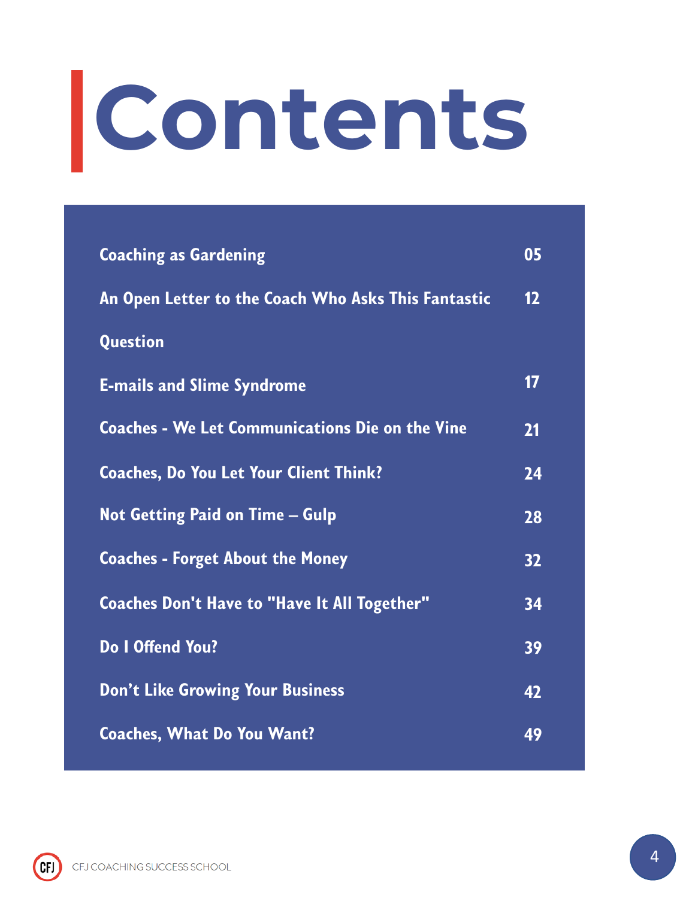# Contents

| | |
|---|---|
| Coaching as Gardening | 05 |
| An Open Letter to the Coach Who Asks This Fantastic Question | 12 |
| E-mails and Slime Syndrome | 17 |
| Coaches - We Let Communications Die on the Vine | 21 |
| Coaches, Do You Let Your Client Think? | 24 |
| Not Getting Paid on Time – Gulp | 28 |
| Coaches - Forget About the Money | 32 |
| Coaches Don't Have to "Have It All Together" | 34 |
| Do I Offend You? | 39 |
| Don't Like Growing Your Business | 42 |
| Coaches, What Do You Want? | 49 |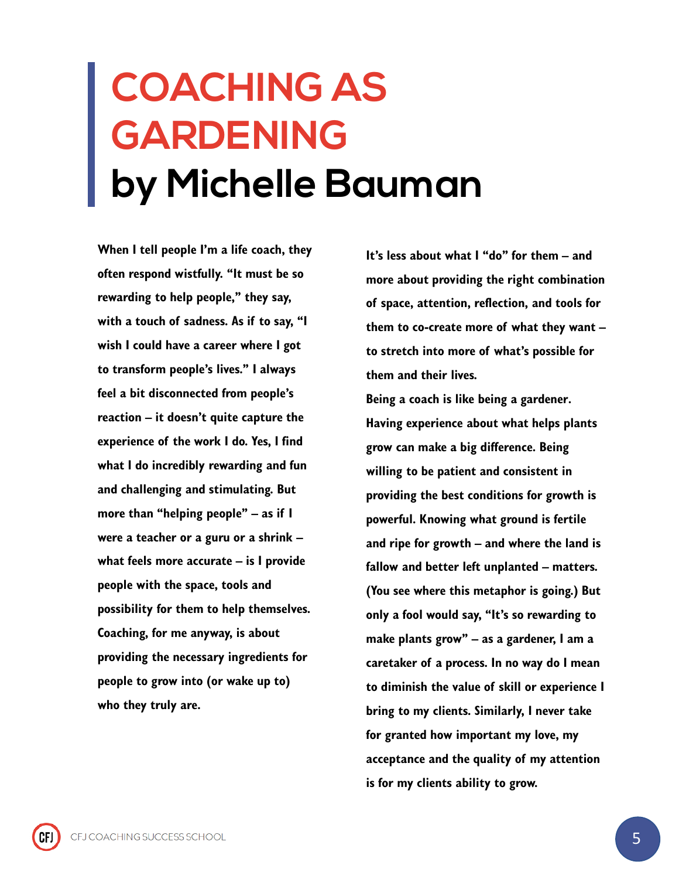# COACHING AS GARDENING by Michelle Bauman

**When I tell people I'm a life coach, they often respond wistfully. "It must be so rewarding to help people," they say, with a touch of sadness. As if to say, "I wish I could have a career where I got to transform people's lives." I always feel a bit disconnected from people's reaction – it doesn't quite capture the experience of the work I do. Yes, I find what I do incredibly rewarding and fun and challenging and stimulating. But more than "helping people" – as if I were a teacher or a guru or a shrink – what feels more accurate – is I provide people with the space, tools and possibility for them to help themselves. Coaching, for me anyway, is about providing the necessary ingredients for people to grow into (or wake up to) who they truly are.**

**It's less about what I "do" for them – and more about providing the right combination of space, attention, reflection, and tools for them to co-create more of what they want – to stretch into more of what's possible for them and their lives.**

**Being a coach is like being a gardener. Having experience about what helps plants grow can make a big difference. Being willing to be patient and consistent in providing the best conditions for growth is powerful. Knowing what ground is fertile and ripe for growth – and where the land is fallow and better left unplanted – matters. (You see where this metaphor is going.) But only a fool would say, "It's so rewarding to make plants grow" – as a gardener, I am a caretaker of a process. In no way do I mean to diminish the value of skill or experience I bring to my clients. Similarly, I never take for granted how important my love, my acceptance and the quality of my attention is for my clients ability to grow.**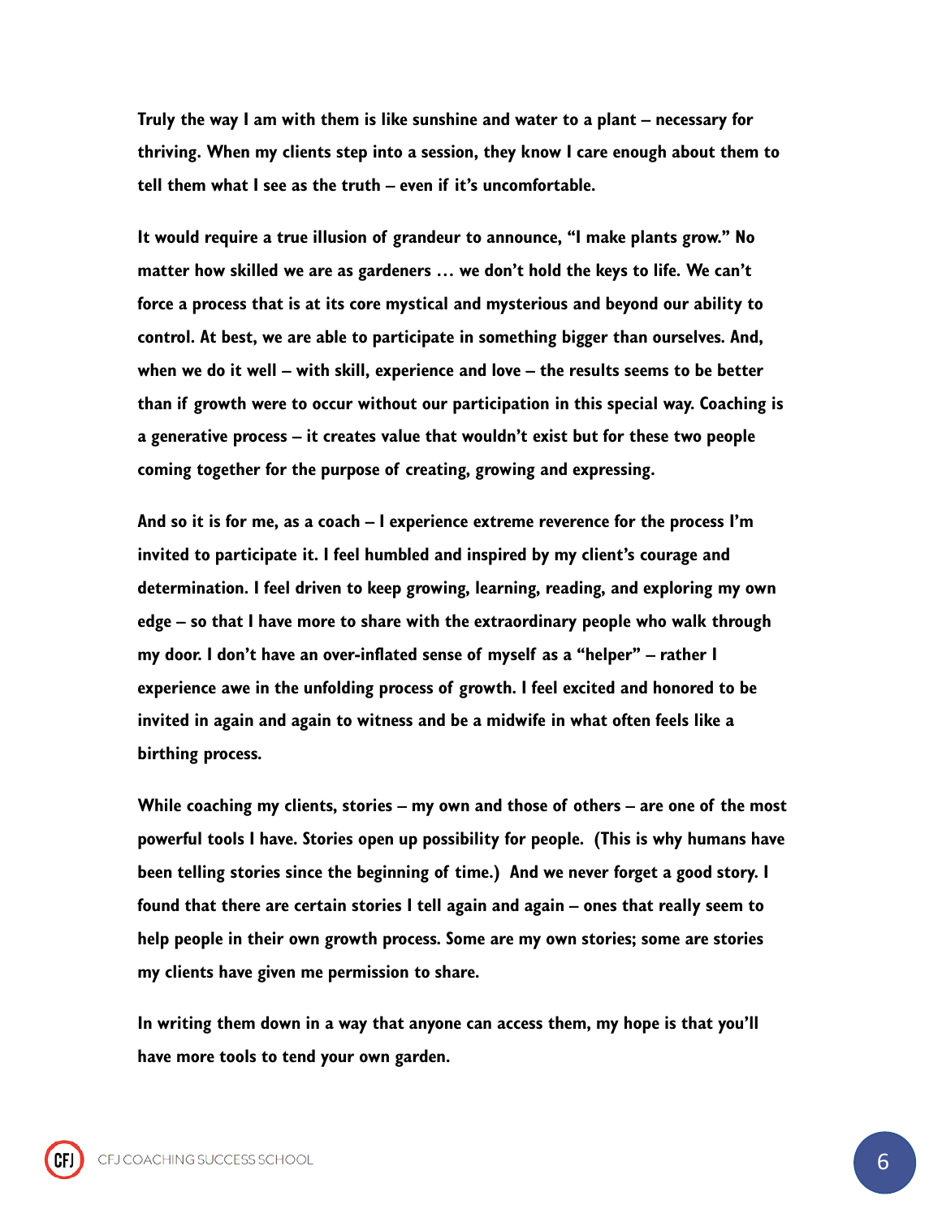**Truly the way I am with them is like sunshine and water to a plant – necessary for thriving. When my clients step into a session, they know I care enough about them to tell them what I see as the truth – even if it's uncomfortable.**

**It would require a true illusion of grandeur to announce, "I make plants grow." No matter how skilled we are as gardeners … we don't hold the keys to life. We can't force a process that is at its core mystical and mysterious and beyond our ability to control. At best, we are able to participate in something bigger than ourselves. And, when we do it well – with skill, experience and love – the results seems to be better than if growth were to occur without our participation in this special way. Coaching is a generative process – it creates value that wouldn't exist but for these two people coming together for the purpose of creating, growing and expressing.**

**And so it is for me, as a coach – I experience extreme reverence for the process I'm invited to participate it. I feel humbled and inspired by my client's courage and determination. I feel driven to keep growing, learning, reading, and exploring my own edge – so that I have more to share with the extraordinary people who walk through my door. I don't have an over-inflated sense of myself as a "helper" – rather I experience awe in the unfolding process of growth. I feel excited and honored to be invited in again and again to witness and be a midwife in what often feels like a birthing process.**

**While coaching my clients, stories – my own and those of others – are one of the most powerful tools I have. Stories open up possibility for people. (This is why humans have been telling stories since the beginning of time.) And we never forget a good story. I found that there are certain stories I tell again and again – ones that really seem to help people in their own growth process. Some are my own stories; some are stories my clients have given me permission to share.**

**In writing them down in a way that anyone can access them, my hope is that you'll have more tools to tend your own garden.**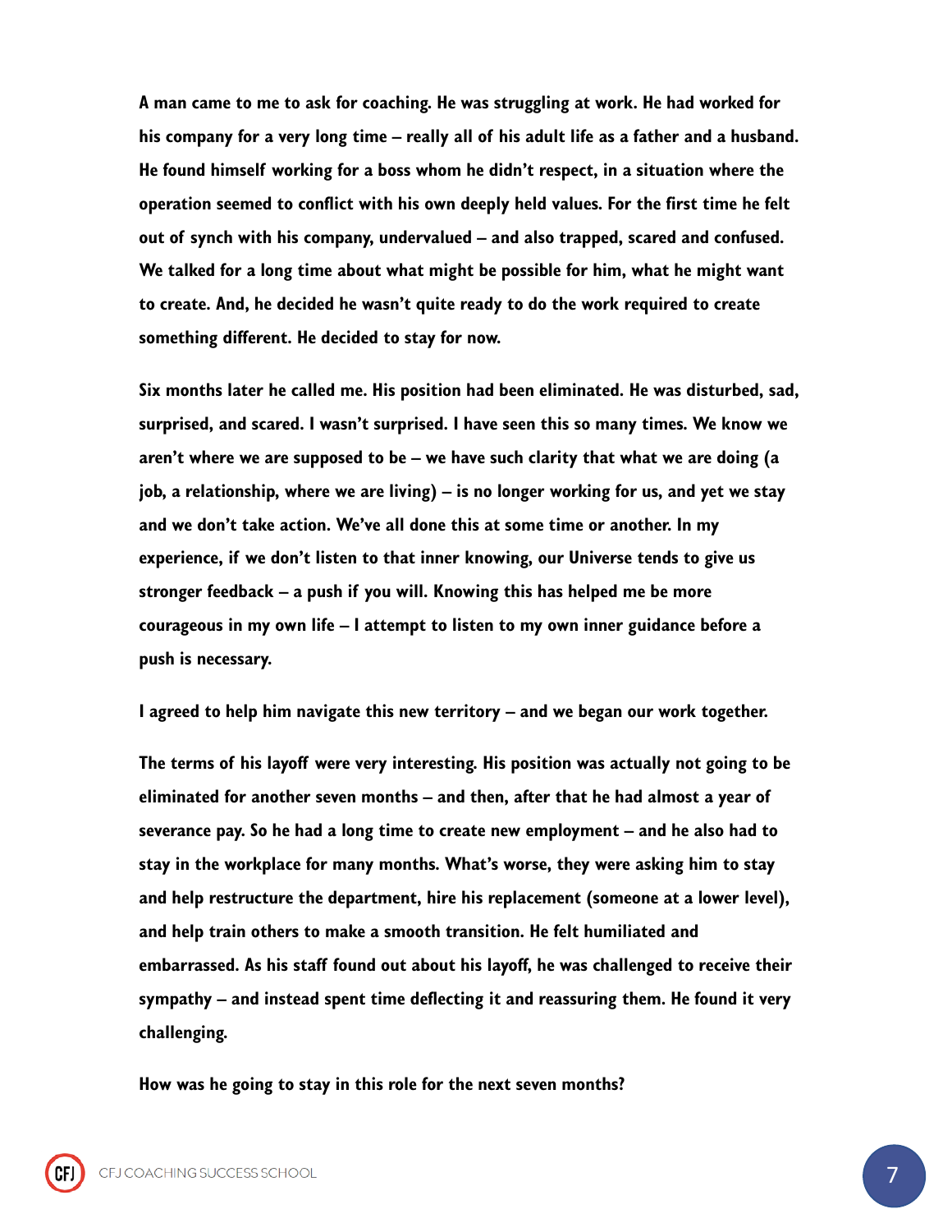**A man came to me to ask for coaching. He was struggling at work. He had worked for his company for a very long time – really all of his adult life as a father and a husband. He found himself working for a boss whom he didn't respect, in a situation where the operation seemed to conflict with his own deeply held values. For the first time he felt out of synch with his company, undervalued – and also trapped, scared and confused. We talked for a long time about what might be possible for him, what he might want to create. And, he decided he wasn't quite ready to do the work required to create something different. He decided to stay for now.**

**Six months later he called me. His position had been eliminated. He was disturbed, sad, surprised, and scared. I wasn't surprised. I have seen this so many times. We know we aren't where we are supposed to be – we have such clarity that what we are doing (a job, a relationship, where we are living) – is no longer working for us, and yet we stay and we don't take action. We've all done this at some time or another. In my experience, if we don't listen to that inner knowing, our Universe tends to give us stronger feedback – a push if you will. Knowing this has helped me be more courageous in my own life – I attempt to listen to my own inner guidance before a push is necessary.**

**I agreed to help him navigate this new territory – and we began our work together.**

**The terms of his layoff were very interesting. His position was actually not going to be eliminated for another seven months – and then, after that he had almost a year of severance pay. So he had a long time to create new employment – and he also had to stay in the workplace for many months. What's worse, they were asking him to stay and help restructure the department, hire his replacement (someone at a lower level), and help train others to make a smooth transition. He felt humiliated and embarrassed. As his staff found out about his layoff, he was challenged to receive their sympathy – and instead spent time deflecting it and reassuring them. He found it very challenging.**

**How was he going to stay in this role for the next seven months?**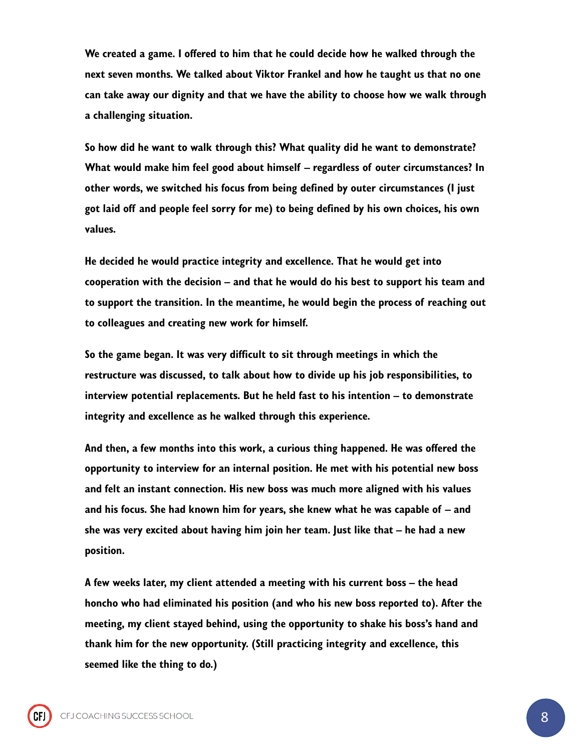**We created a game. I offered to him that he could decide how he walked through the next seven months. We talked about Viktor Frankel and how he taught us that no one can take away our dignity and that we have the ability to choose how we walk through a challenging situation.**

**So how did he want to walk through this? What quality did he want to demonstrate? What would make him feel good about himself – regardless of outer circumstances? In other words, we switched his focus from being defined by outer circumstances (I just got laid off and people feel sorry for me) to being defined by his own choices, his own values.**

**He decided he would practice integrity and excellence. That he would get into cooperation with the decision – and that he would do his best to support his team and to support the transition. In the meantime, he would begin the process of reaching out to colleagues and creating new work for himself.**

**So the game began. It was very difficult to sit through meetings in which the restructure was discussed, to talk about how to divide up his job responsibilities, to interview potential replacements. But he held fast to his intention – to demonstrate integrity and excellence as he walked through this experience.**

**And then, a few months into this work, a curious thing happened. He was offered the opportunity to interview for an internal position. He met with his potential new boss and felt an instant connection. His new boss was much more aligned with his values and his focus. She had known him for years, she knew what he was capable of – and she was very excited about having him join her team. Just like that – he had a new position.**

**A few weeks later, my client attended a meeting with his current boss – the head honcho who had eliminated his position (and who his new boss reported to). After the meeting, my client stayed behind, using the opportunity to shake his boss's hand and thank him for the new opportunity. (Still practicing integrity and excellence, this seemed like the thing to do.)**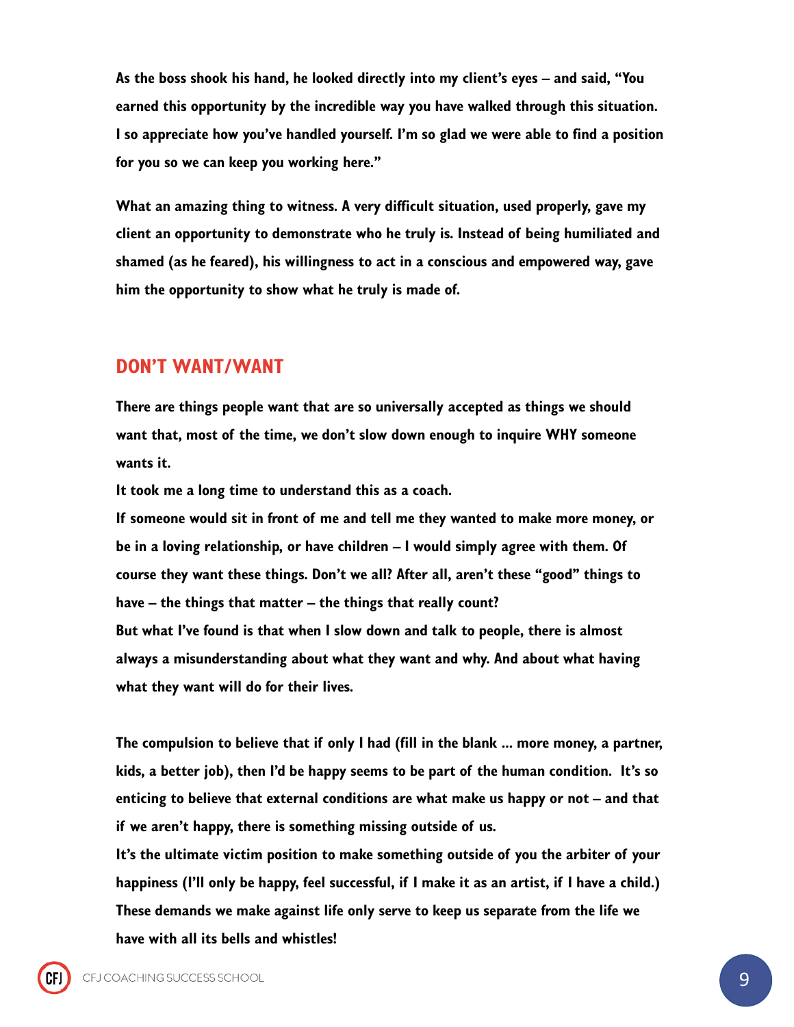As the boss shook his hand, he looked directly into my client's eyes – and said, "You earned this opportunity by the incredible way you have walked through this situation. I so appreciate how you've handled yourself. I'm so glad we were able to find a position for you so we can keep you working here."

What an amazing thing to witness. A very difficult situation, used properly, gave my client an opportunity to demonstrate who he truly is. Instead of being humiliated and shamed (as he feared), his willingness to act in a conscious and empowered way, gave him the opportunity to show what he truly is made of.

## DON'T WANT/WANT

There are things people want that are so universally accepted as things we should want that, most of the time, we don't slow down enough to inquire WHY someone wants it.

It took me a long time to understand this as a coach.

If someone would sit in front of me and tell me they wanted to make more money, or be in a loving relationship, or have children – I would simply agree with them. Of course they want these things. Don't we all? After all, aren't these "good" things to have – the things that matter – the things that really count?

But what I've found is that when I slow down and talk to people, there is almost always a misunderstanding about what they want and why. And about what having what they want will do for their lives.

The compulsion to believe that if only I had (fill in the blank … more money, a partner, kids, a better job), then I'd be happy seems to be part of the human condition. It's so enticing to believe that external conditions are what make us happy or not – and that if we aren't happy, there is something missing outside of us.

It's the ultimate victim position to make something outside of you the arbiter of your happiness (I'll only be happy, feel successful, if I make it as an artist, if I have a child.) These demands we make against life only serve to keep us separate from the life we have with all its bells and whistles!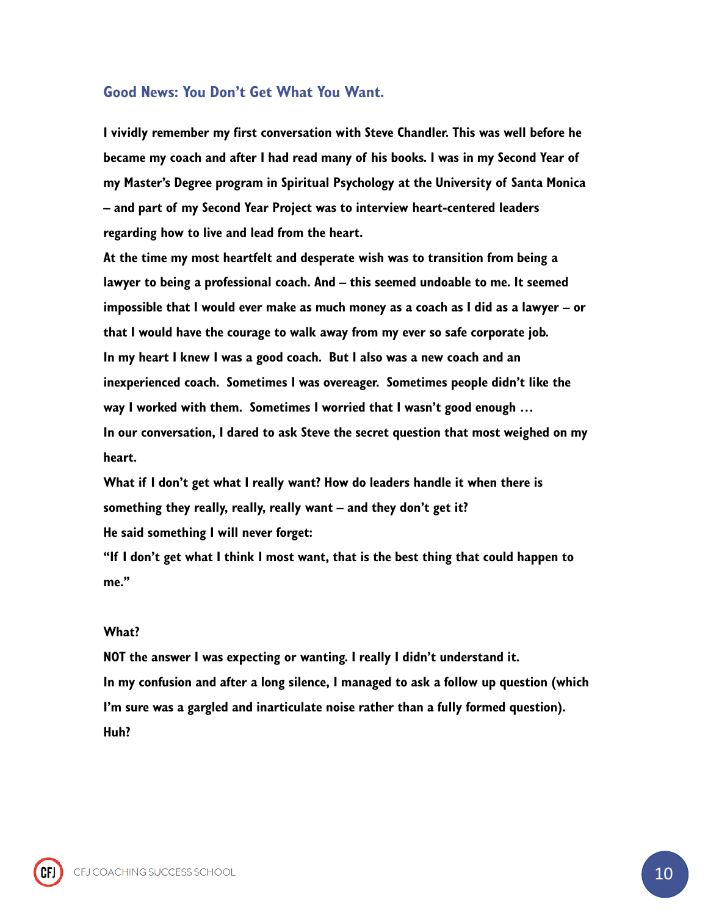## Good News: You Don't Get What You Want.

**I vividly remember my first conversation with Steve Chandler. This was well before he became my coach and after I had read many of his books. I was in my Second Year of my Master's Degree program in Spiritual Psychology at the University of Santa Monica – and part of my Second Year Project was to interview heart-centered leaders regarding how to live and lead from the heart.**

**At the time my most heartfelt and desperate wish was to transition from being a lawyer to being a professional coach. And – this seemed undoable to me. It seemed impossible that I would ever make as much money as a coach as I did as a lawyer – or that I would have the courage to walk away from my ever so safe corporate job.**

**In my heart I knew I was a good coach. But I also was a new coach and an inexperienced coach. Sometimes I was overeager. Sometimes people didn't like the way I worked with them. Sometimes I worried that I wasn't good enough …**

**In our conversation, I dared to ask Steve the secret question that most weighed on my heart.**

**What if I don't get what I really want? How do leaders handle it when there is something they really, really, really want – and they don't get it?**

**He said something I will never forget:**

**"If I don't get what I think I most want, that is the best thing that could happen to me."**

**What?**

**NOT the answer I was expecting or wanting. I really I didn't understand it.**

**In my confusion and after a long silence, I managed to ask a follow up question (which I'm sure was a gargled and inarticulate noise rather than a fully formed question).**

**Huh?**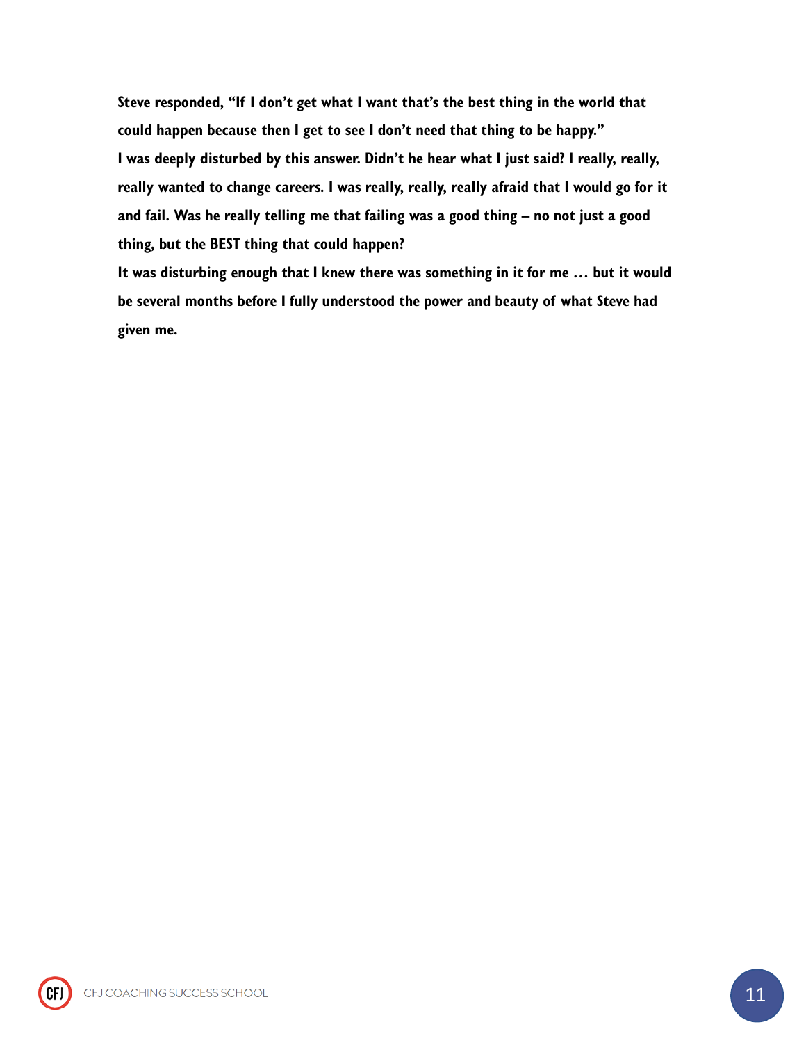**Steve responded, "If I don't get what I want that's the best thing in the world that could happen because then I get to see I don't need that thing to be happy."**

**I was deeply disturbed by this answer. Didn't he hear what I just said? I really, really, really wanted to change careers. I was really, really, really afraid that I would go for it and fail. Was he really telling me that failing was a good thing – no not just a good thing, but the BEST thing that could happen?**

**It was disturbing enough that I knew there was something in it for me … but it would be several months before I fully understood the power and beauty of what Steve had given me.**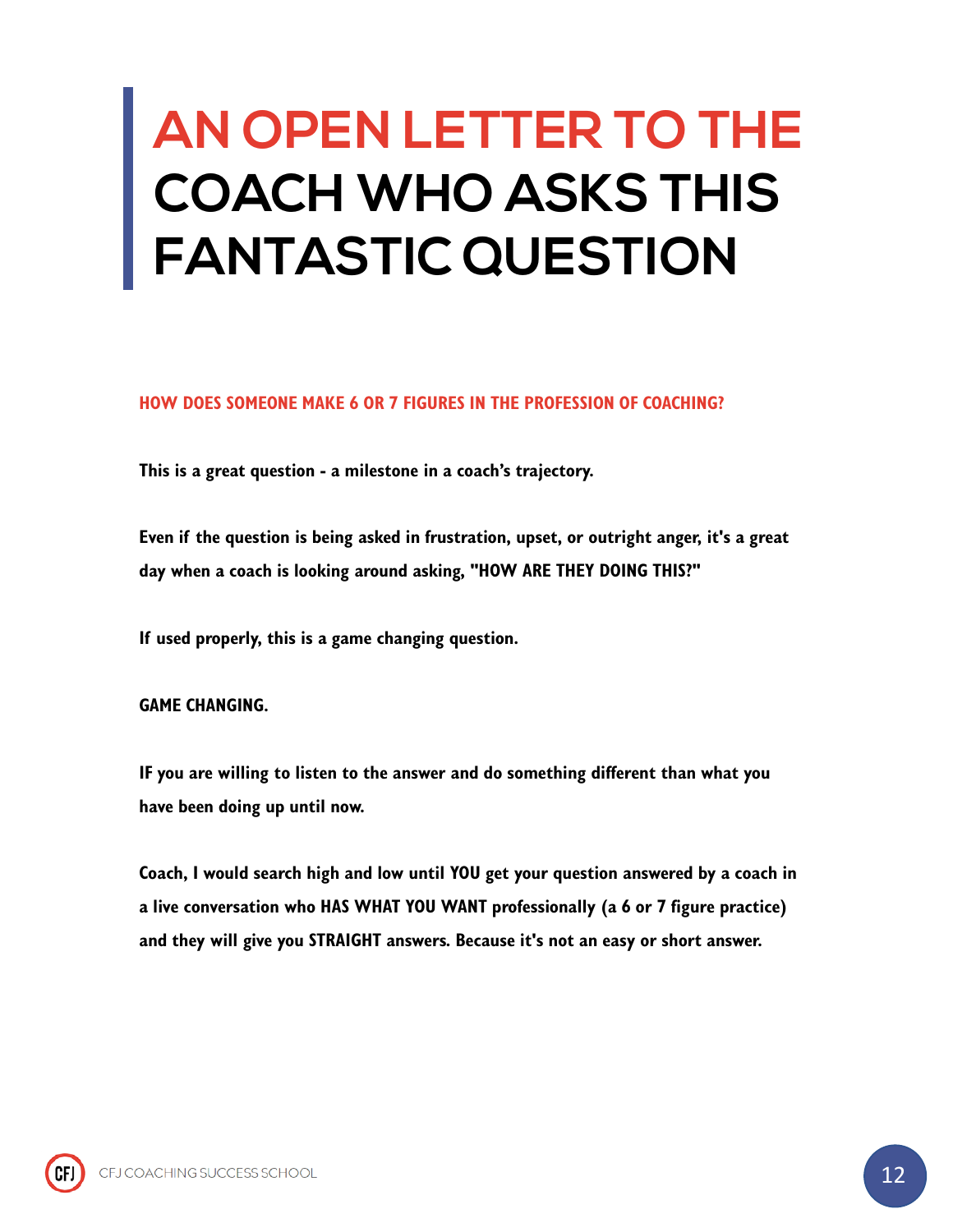# AN OPEN LETTER TO THE COACH WHO ASKS THIS FANTASTIC QUESTION

## HOW DOES SOMEONE MAKE 6 OR 7 FIGURES IN THE PROFESSION OF COACHING?

**This is a great question - a milestone in a coach's trajectory.**

**Even if the question is being asked in frustration, upset, or outright anger, it's a great day when a coach is looking around asking, "HOW ARE THEY DOING THIS?"**

**If used properly, this is a game changing question.**

**GAME CHANGING.**

**IF you are willing to listen to the answer and do something different than what you have been doing up until now.**

**Coach, I would search high and low until YOU get your question answered by a coach in a live conversation who HAS WHAT YOU WANT professionally (a 6 or 7 figure practice) and they will give you STRAIGHT answers. Because it's not an easy or short answer.**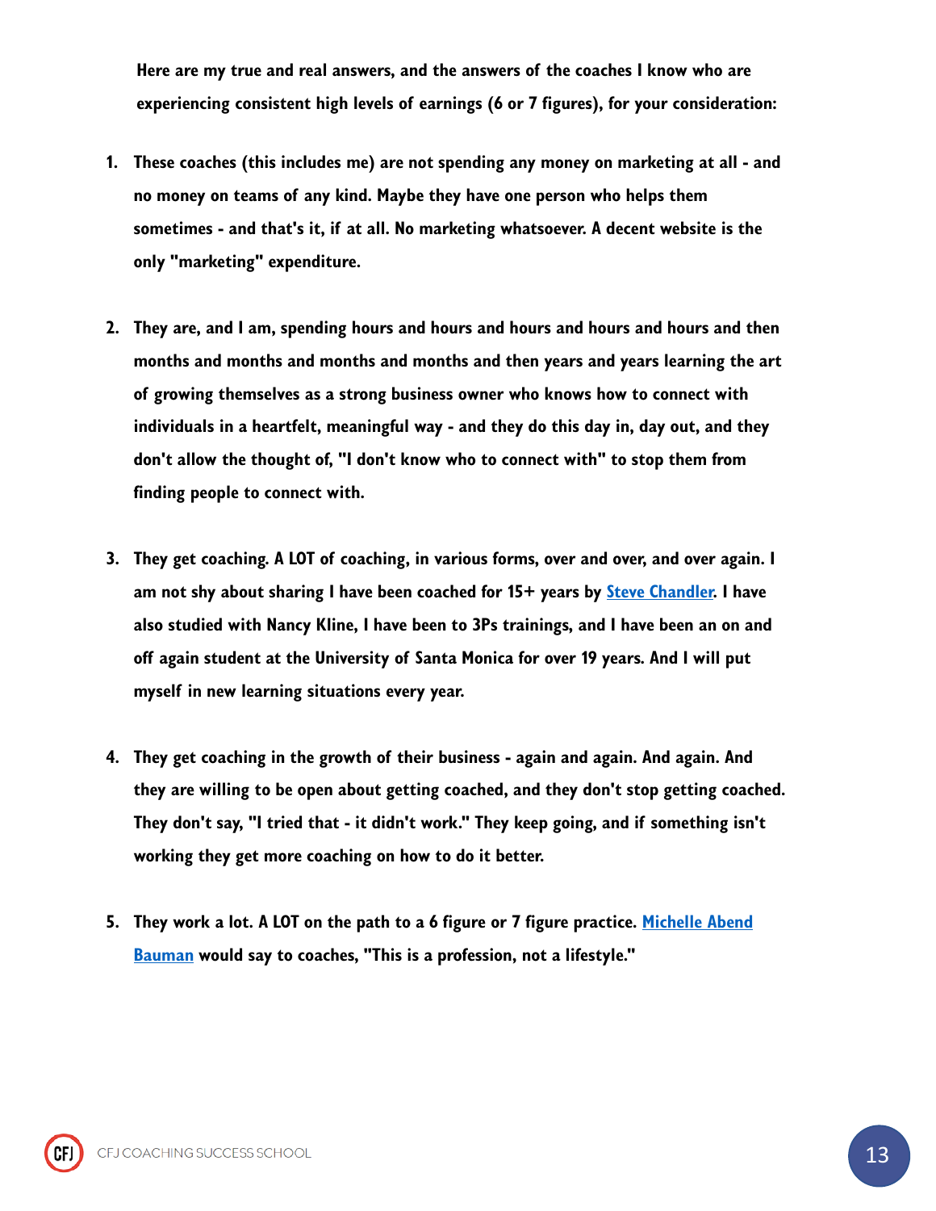**Here are my true and real answers, and the answers of the coaches I know who are experiencing consistent high levels of earnings (6 or 7 figures), for your consideration:**

1. **These coaches (this includes me) are not spending any money on marketing at all - and no money on teams of any kind. Maybe they have one person who helps them sometimes - and that's it, if at all. No marketing whatsoever. A decent website is the only "marketing" expenditure.**

2. **They are, and I am, spending hours and hours and hours and hours and hours and then months and months and months and months and then years and years learning the art of growing themselves as a strong business owner who knows how to connect with individuals in a heartfelt, meaningful way - and they do this day in, day out, and they don't allow the thought of, "I don't know who to connect with" to stop them from finding people to connect with.**

3. **They get coaching. A LOT of coaching, in various forms, over and over, and over again. I am not shy about sharing I have been coached for 15+ years by [Steve Chandler](). I have also studied with Nancy Kline, I have been to 3Ps trainings, and I have been an on and off again student at the University of Santa Monica for over 19 years. And I will put myself in new learning situations every year.**

4. **They get coaching in the growth of their business - again and again. And again. And they are willing to be open about getting coached, and they don't stop getting coached. They don't say, "I tried that - it didn't work." They keep going, and if something isn't working they get more coaching on how to do it better.**

5. **They work a lot. A LOT on the path to a 6 figure or 7 figure practice. [Michelle Abend Bauman]() would say to coaches, "This is a profession, not a lifestyle."**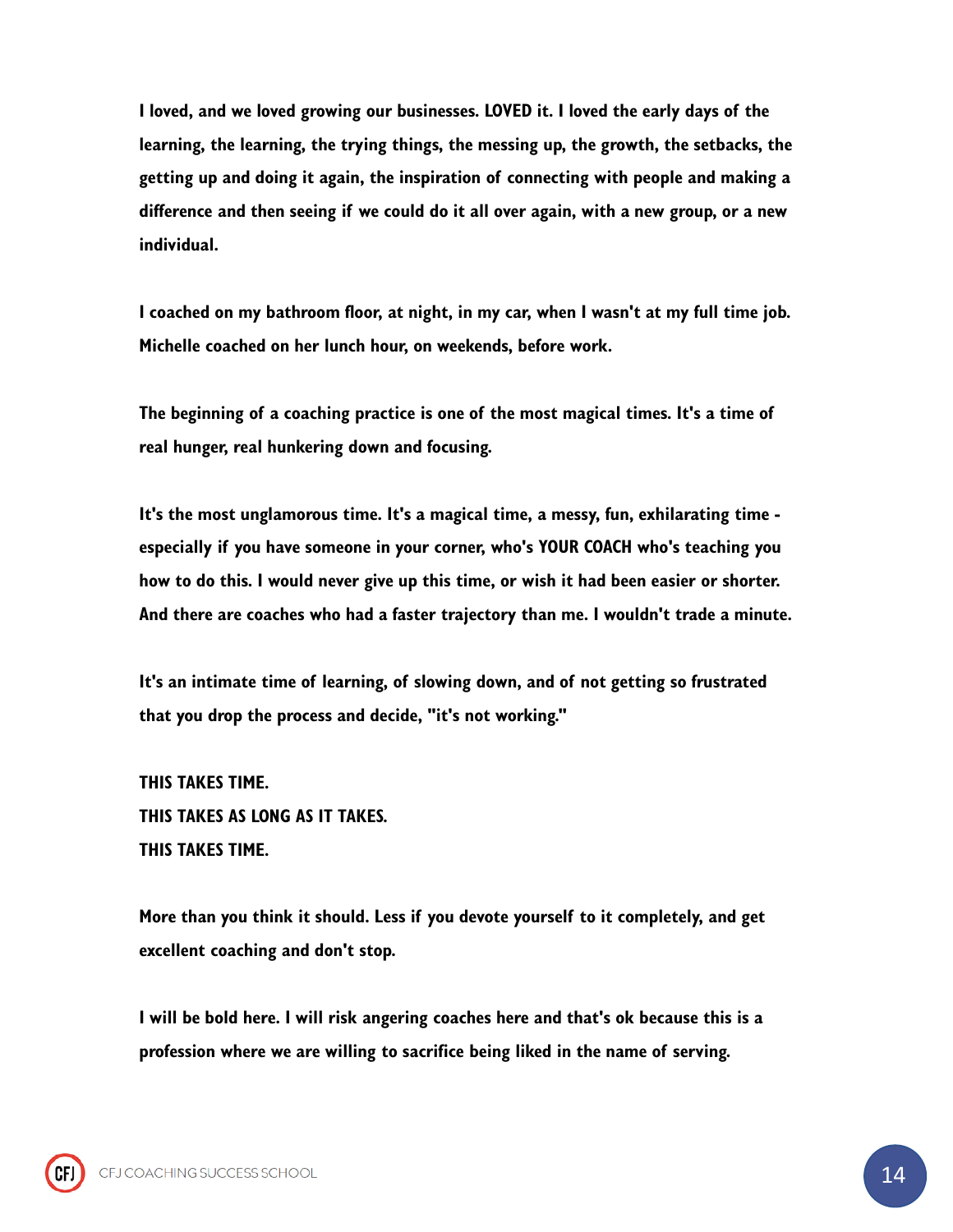I loved, and we loved growing our businesses. LOVED it. I loved the early days of the learning, the learning, the trying things, the messing up, the growth, the setbacks, the getting up and doing it again, the inspiration of connecting with people and making a difference and then seeing if we could do it all over again, with a new group, or a new individual.

I coached on my bathroom floor, at night, in my car, when I wasn't at my full time job. Michelle coached on her lunch hour, on weekends, before work.

The beginning of a coaching practice is one of the most magical times. It's a time of real hunger, real hunkering down and focusing.

It's the most unglamorous time. It's a magical time, a messy, fun, exhilarating time - especially if you have someone in your corner, who's YOUR COACH who's teaching you how to do this. I would never give up this time, or wish it had been easier or shorter. And there are coaches who had a faster trajectory than me. I wouldn't trade a minute.

It's an intimate time of learning, of slowing down, and of not getting so frustrated that you drop the process and decide, "it's not working."

THIS TAKES TIME.
THIS TAKES AS LONG AS IT TAKES.
THIS TAKES TIME.

More than you think it should. Less if you devote yourself to it completely, and get excellent coaching and don't stop.

I will be bold here. I will risk angering coaches here and that's ok because this is a profession where we are willing to sacrifice being liked in the name of serving.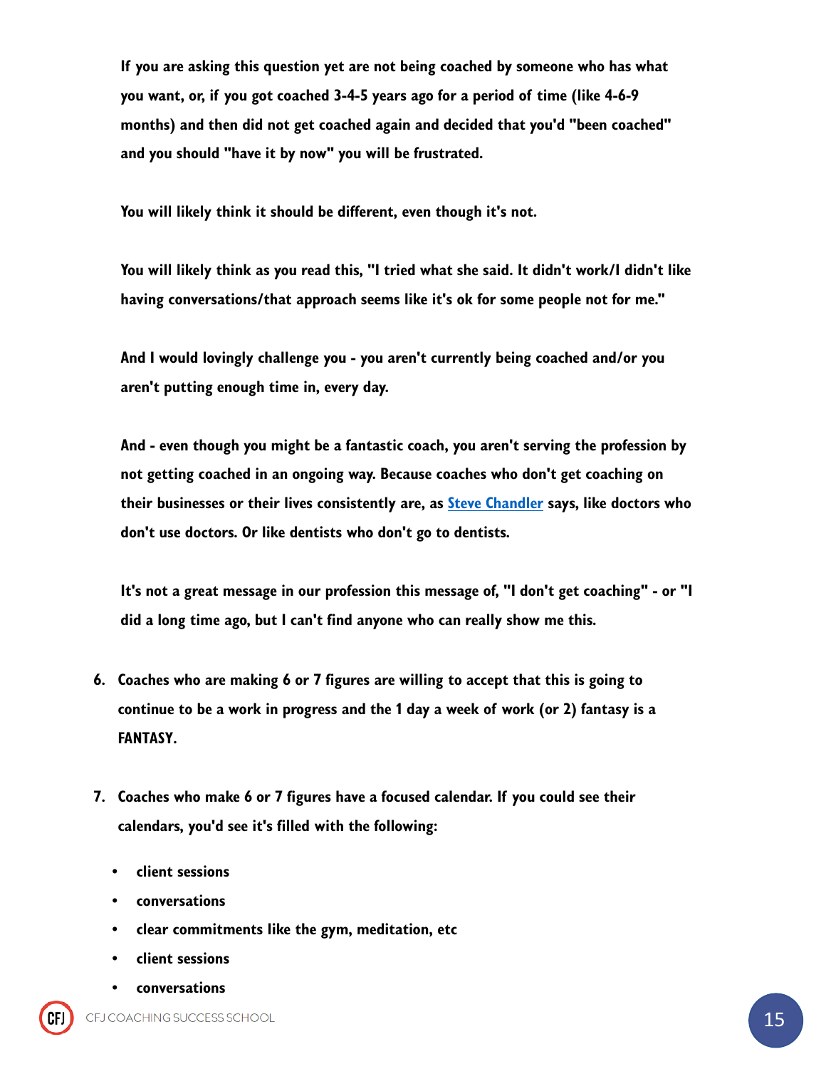**If you are asking this question yet are not being coached by someone who has what you want, or, if you got coached 3-4-5 years ago for a period of time (like 4-6-9 months) and then did not get coached again and decided that you'd "been coached" and you should "have it by now" you will be frustrated.**

**You will likely think it should be different, even though it's not.**

**You will likely think as you read this, "I tried what she said. It didn't work/I didn't like having conversations/that approach seems like it's ok for some people not for me."**

**And I would lovingly challenge you - you aren't currently being coached and/or you aren't putting enough time in, every day.**

**And - even though you might be a fantastic coach, you aren't serving the profession by not getting coached in an ongoing way. Because coaches who don't get coaching on their businesses or their lives consistently are, as [Steve Chandler] says, like doctors who don't use doctors. Or like dentists who don't go to dentists.**

**It's not a great message in our profession this message of, "I don't get coaching" - or "I did a long time ago, but I can't find anyone who can really show me this.**

6. **Coaches who are making 6 or 7 figures are willing to accept that this is going to continue to be a work in progress and the 1 day a week of work (or 2) fantasy is a FANTASY.**

7. **Coaches who make 6 or 7 figures have a focused calendar. If you could see their calendars, you'd see it's filled with the following:**

   - **client sessions**
   - **conversations**
   - **clear commitments like the gym, meditation, etc**
   - **client sessions**
   - **conversations**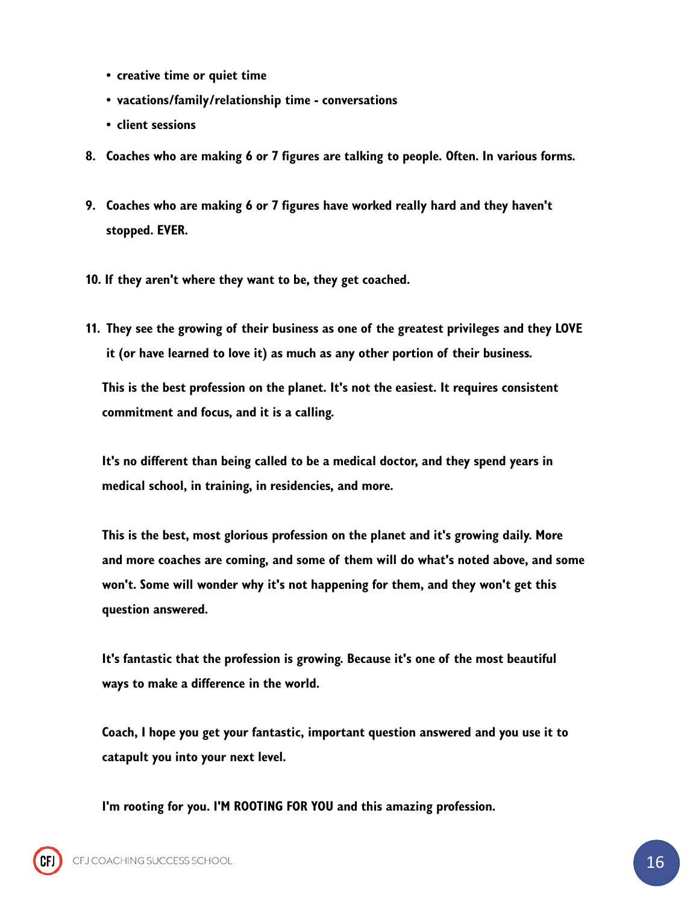- **creative time or quiet time**
- **vacations/family/relationship time - conversations**
- **client sessions**

8. **Coaches who are making 6 or 7 figures are talking to people. Often. In various forms.**

9. **Coaches who are making 6 or 7 figures have worked really hard and they haven't stopped. EVER.**

10. **If they aren't where they want to be, they get coached.**

11. **They see the growing of their business as one of the greatest privileges and they LOVE it (or have learned to love it) as much as any other portion of their business.**

**This is the best profession on the planet. It's not the easiest. It requires consistent commitment and focus, and it is a calling.**

**It's no different than being called to be a medical doctor, and they spend years in medical school, in training, in residencies, and more.**

**This is the best, most glorious profession on the planet and it's growing daily. More and more coaches are coming, and some of them will do what's noted above, and some won't. Some will wonder why it's not happening for them, and they won't get this question answered.**

**It's fantastic that the profession is growing. Because it's one of the most beautiful ways to make a difference in the world.**

**Coach, I hope you get your fantastic, important question answered and you use it to catapult you into your next level.**

**I'm rooting for you. I'M ROOTING FOR YOU and this amazing profession.**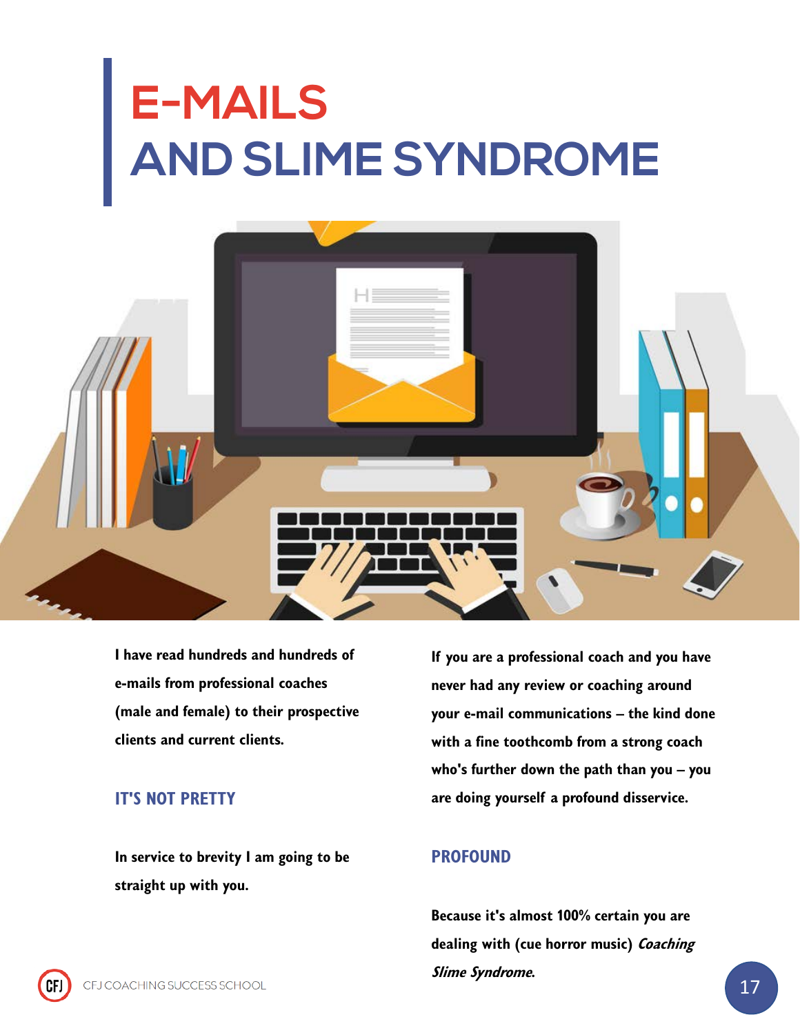# E-MAILS AND SLIME SYNDROME

**I have read hundreds and hundreds of e-mails from professional coaches (male and female) to their prospective clients and current clients.**

## IT'S NOT PRETTY

**In service to brevity I am going to be straight up with you.**

**If you are a professional coach and you have never had any review or coaching around your e-mail communications – the kind done with a fine toothcomb from a strong coach who's further down the path than you – you are doing yourself a profound disservice.**

## PROFOUND

**Because it's almost 100% certain you are dealing with (cue horror music) *Coaching Slime Syndrome*.**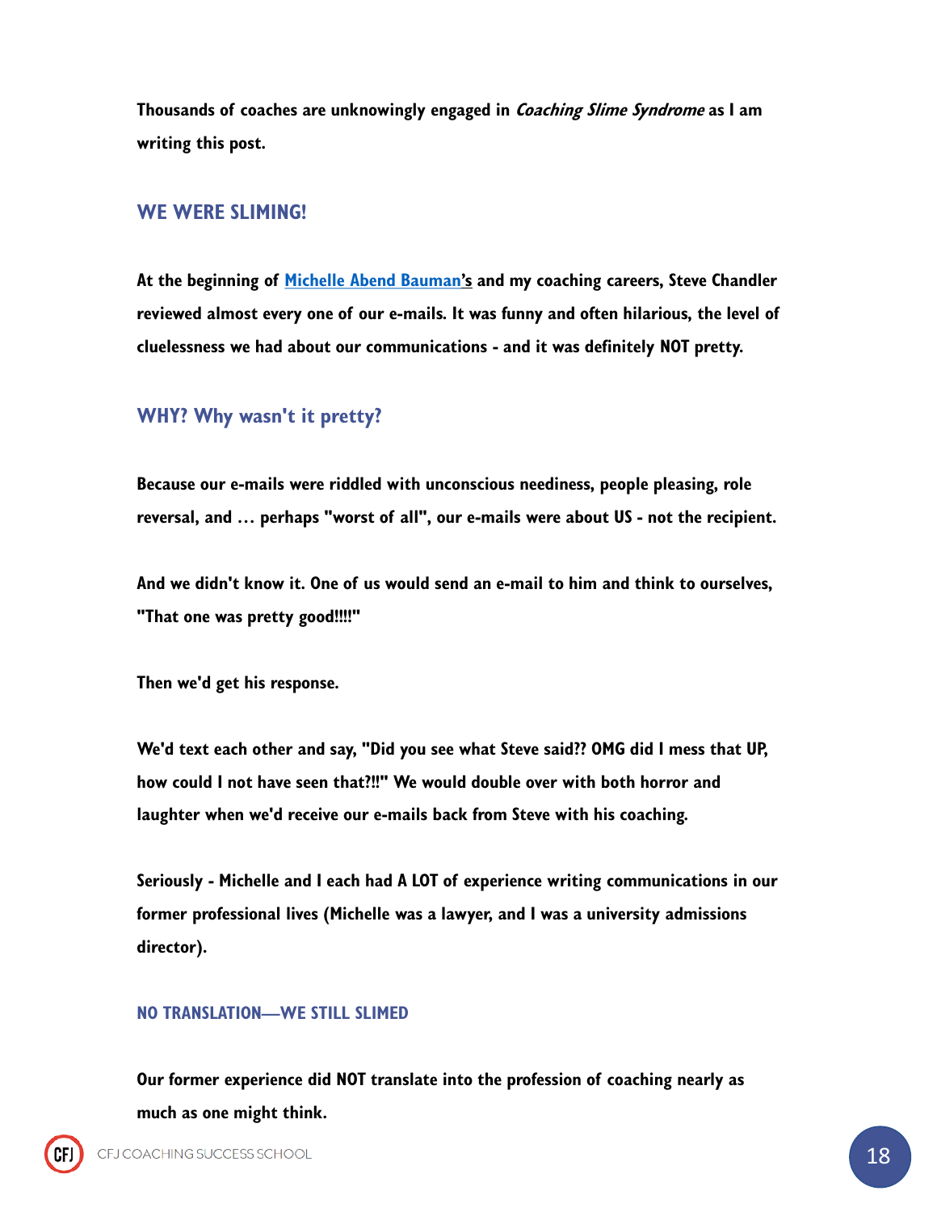**Thousands of coaches are unknowingly engaged in *Coaching Slime Syndrome* as I am writing this post.**

## WE WERE SLIMING!

**At the beginning of [Michelle Abend Bauman](#)'s and my coaching careers, Steve Chandler reviewed almost every one of our e-mails. It was funny and often hilarious, the level of cluelessness we had about our communications - and it was definitely NOT pretty.**

## WHY? Why wasn't it pretty?

**Because our e-mails were riddled with unconscious neediness, people pleasing, role reversal, and … perhaps "worst of all", our e-mails were about US - not the recipient.**

**And we didn't know it. One of us would send an e-mail to him and think to ourselves, "That one was pretty good!!!!"**

**Then we'd get his response.**

**We'd text each other and say, "Did you see what Steve said?? OMG did I mess that UP, how could I not have seen that?!!" We would double over with both horror and laughter when we'd receive our e-mails back from Steve with his coaching.**

**Seriously - Michelle and I each had A LOT of experience writing communications in our former professional lives (Michelle was a lawyer, and I was a university admissions director).**

### NO TRANSLATION—WE STILL SLIMED

**Our former experience did NOT translate into the profession of coaching nearly as much as one might think.**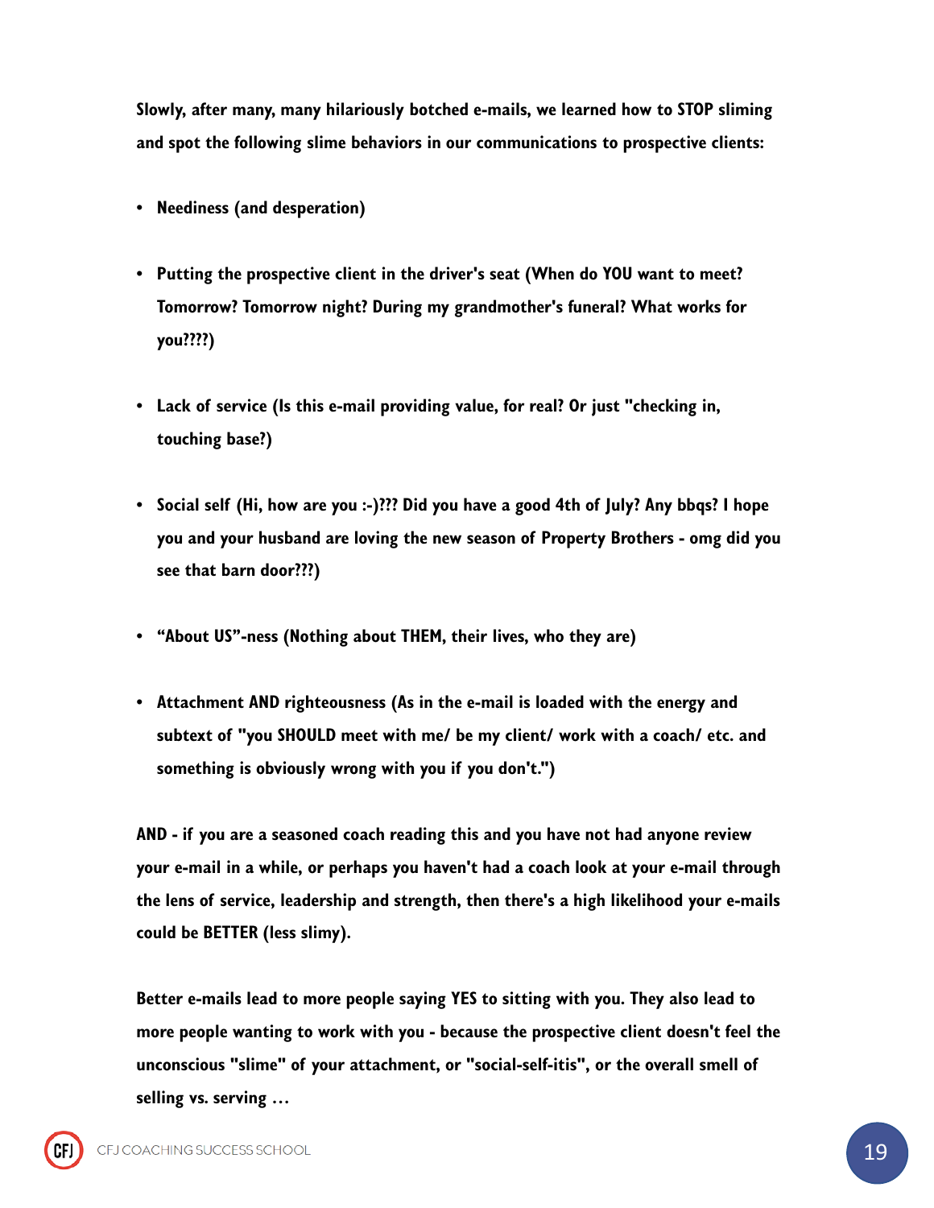**Slowly, after many, many hilariously botched e-mails, we learned how to STOP sliming and spot the following slime behaviors in our communications to prospective clients:**

- **Neediness (and desperation)**
- **Putting the prospective client in the driver's seat (When do YOU want to meet? Tomorrow? Tomorrow night? During my grandmother's funeral? What works for you????)**
- **Lack of service (Is this e-mail providing value, for real? Or just "checking in, touching base?)**
- **Social self (Hi, how are you :-)??? Did you have a good 4th of July? Any bbqs? I hope you and your husband are loving the new season of Property Brothers - omg did you see that barn door???)**
- **"About US"-ness (Nothing about THEM, their lives, who they are)**
- **Attachment AND righteousness (As in the e-mail is loaded with the energy and subtext of "you SHOULD meet with me/ be my client/ work with a coach/ etc. and something is obviously wrong with you if you don't.")**

**AND - if you are a seasoned coach reading this and you have not had anyone review your e-mail in a while, or perhaps you haven't had a coach look at your e-mail through the lens of service, leadership and strength, then there's a high likelihood your e-mails could be BETTER (less slimy).**

**Better e-mails lead to more people saying YES to sitting with you. They also lead to more people wanting to work with you - because the prospective client doesn't feel the unconscious "slime" of your attachment, or "social-self-itis", or the overall smell of selling vs. serving …**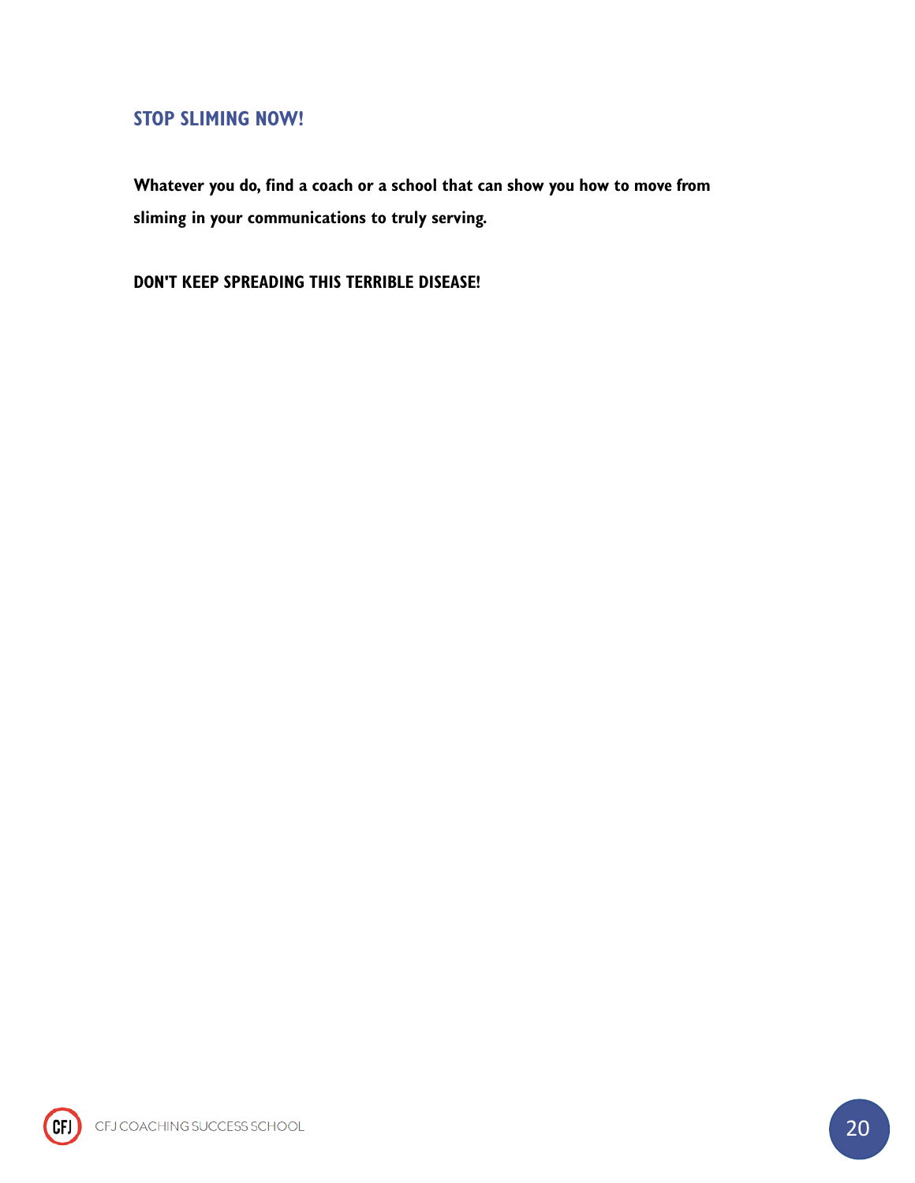## STOP SLIMING NOW!

**Whatever you do, find a coach or a school that can show you how to move from sliming in your communications to truly serving.**

**DON'T KEEP SPREADING THIS TERRIBLE DISEASE!**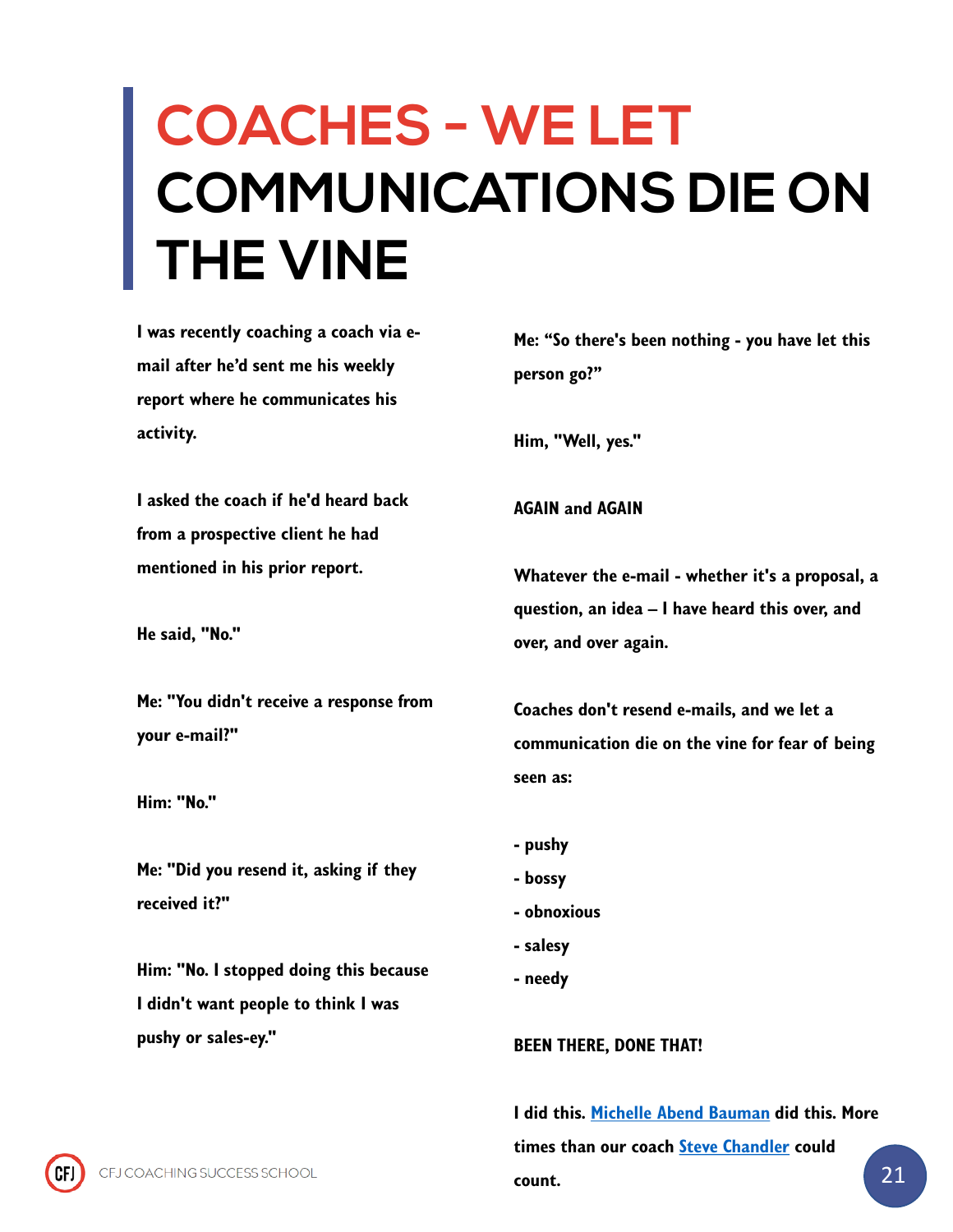# COACHES - WE LET COMMUNICATIONS DIE ON THE VINE

**I was recently coaching a coach via e-mail after he'd sent me his weekly report where he communicates his activity.**

**I asked the coach if he'd heard back from a prospective client he had mentioned in his prior report.**

**He said, "No."**

**Me: "You didn't receive a response from your e-mail?"**

**Him: "No."**

**Me: "Did you resend it, asking if they received it?"**

**Him: "No. I stopped doing this because I didn't want people to think I was pushy or sales-ey."**

**Me: "So there's been nothing - you have let this person go?"**

**Him, "Well, yes."**

**AGAIN and AGAIN**

**Whatever the e-mail - whether it's a proposal, a question, an idea – I have heard this over, and over, and over again.**

**Coaches don't resend e-mails, and we let a communication die on the vine for fear of being seen as:**

**- pushy**
**- bossy**
**- obnoxious**
**- salesy**
**- needy**

**BEEN THERE, DONE THAT!**

**I did this. [Michelle Abend Bauman] did this. More times than our coach [Steve Chandler] could count.**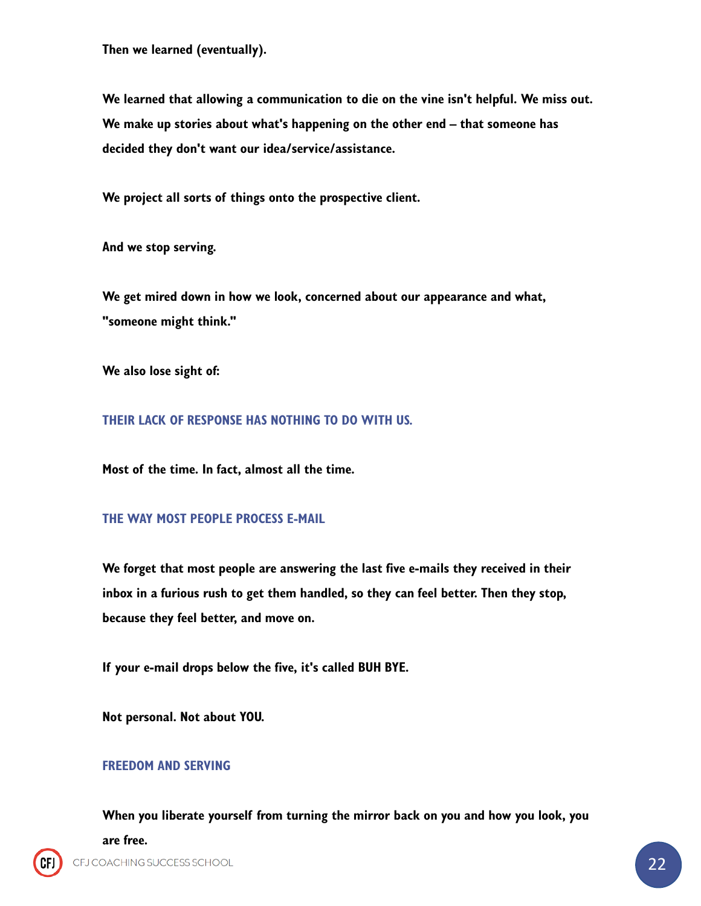**Then we learned (eventually).**

**We learned that allowing a communication to die on the vine isn't helpful. We miss out. We make up stories about what's happening on the other end – that someone has decided they don't want our idea/service/assistance.**

**We project all sorts of things onto the prospective client.**

**And we stop serving.**

**We get mired down in how we look, concerned about our appearance and what, "someone might think."**

**We also lose sight of:**

### THEIR LACK OF RESPONSE HAS NOTHING TO DO WITH US.

**Most of the time. In fact, almost all the time.**

### THE WAY MOST PEOPLE PROCESS E-MAIL

**We forget that most people are answering the last five e-mails they received in their inbox in a furious rush to get them handled, so they can feel better. Then they stop, because they feel better, and move on.**

**If your e-mail drops below the five, it's called BUH BYE.**

**Not personal. Not about YOU.**

### FREEDOM AND SERVING

**When you liberate yourself from turning the mirror back on you and how you look, you are free.**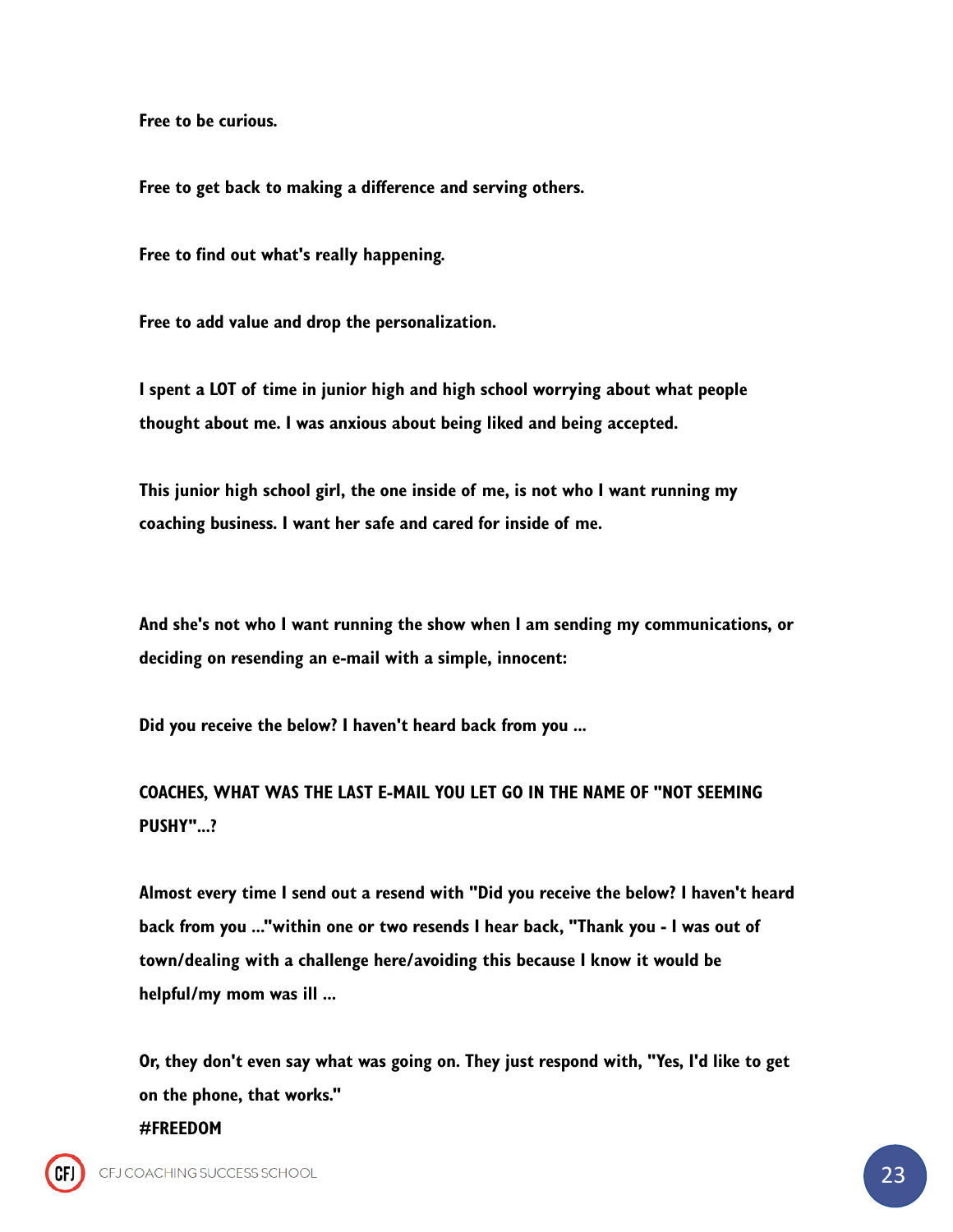**Free to be curious.**

**Free to get back to making a difference and serving others.**

**Free to find out what's really happening.**

**Free to add value and drop the personalization.**

**I spent a LOT of time in junior high and high school worrying about what people thought about me. I was anxious about being liked and being accepted.**

**This junior high school girl, the one inside of me, is not who I want running my coaching business. I want her safe and cared for inside of me.**

**And she's not who I want running the show when I am sending my communications, or deciding on resending an e-mail with a simple, innocent:**

**Did you receive the below? I haven't heard back from you ...**

**COACHES, WHAT WAS THE LAST E-MAIL YOU LET GO IN THE NAME OF "NOT SEEMING PUSHY"...?**

**Almost every time I send out a resend with "Did you receive the below? I haven't heard back from you ..."within one or two resends I hear back, "Thank you - I was out of town/dealing with a challenge here/avoiding this because I know it would be helpful/my mom was ill ...**

**Or, they don't even say what was going on. They just respond with, "Yes, I'd like to get on the phone, that works."**
**#FREEDOM**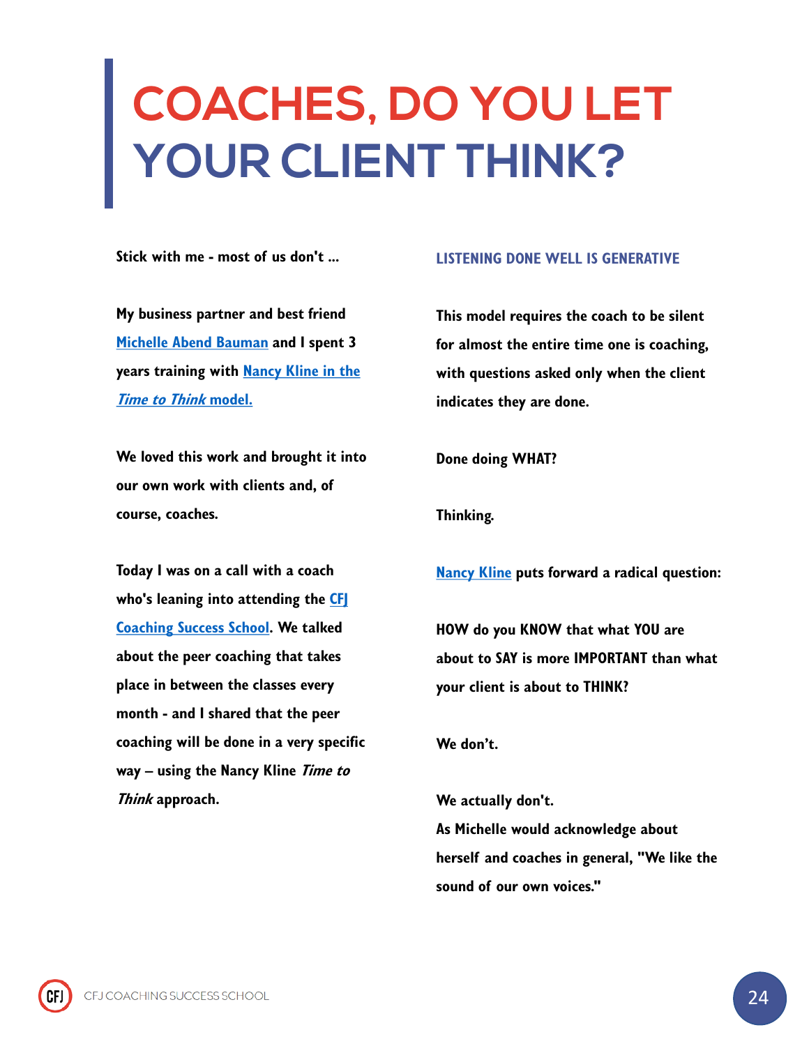# COACHES, DO YOU LET YOUR CLIENT THINK?

**Stick with me - most of us don't ...**

**My business partner and best friend Michelle Abend Bauman and I spent 3 years training with Nancy Kline in the *Time to Think* model.**

**We loved this work and brought it into our own work with clients and, of course, coaches.**

**Today I was on a call with a coach who's leaning into attending the CFJ Coaching Success School. We talked about the peer coaching that takes place in between the classes every month - and I shared that the peer coaching will be done in a very specific way – using the Nancy Kline *Time to Think* approach.**

### LISTENING DONE WELL IS GENERATIVE

**This model requires the coach to be silent for almost the entire time one is coaching, with questions asked only when the client indicates they are done.**

**Done doing WHAT?**

**Thinking.**

**Nancy Kline puts forward a radical question:**

**HOW do you KNOW that what YOU are about to SAY is more IMPORTANT than what your client is about to THINK?**

**We don't.**

**We actually don't.**
**As Michelle would acknowledge about herself and coaches in general, "We like the sound of our own voices."**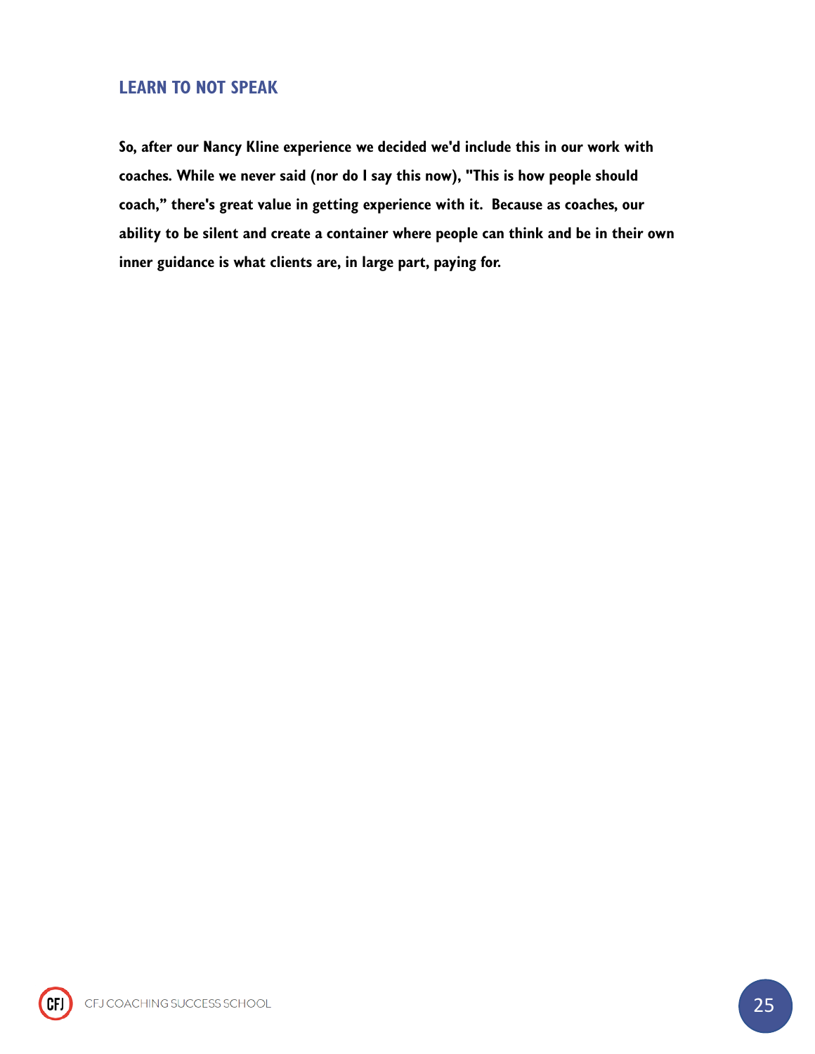## LEARN TO NOT SPEAK

**So, after our Nancy Kline experience we decided we'd include this in our work with coaches. While we never said (nor do I say this now), "This is how people should coach," there's great value in getting experience with it. Because as coaches, our ability to be silent and create a container where people can think and be in their own inner guidance is what clients are, in large part, paying for.**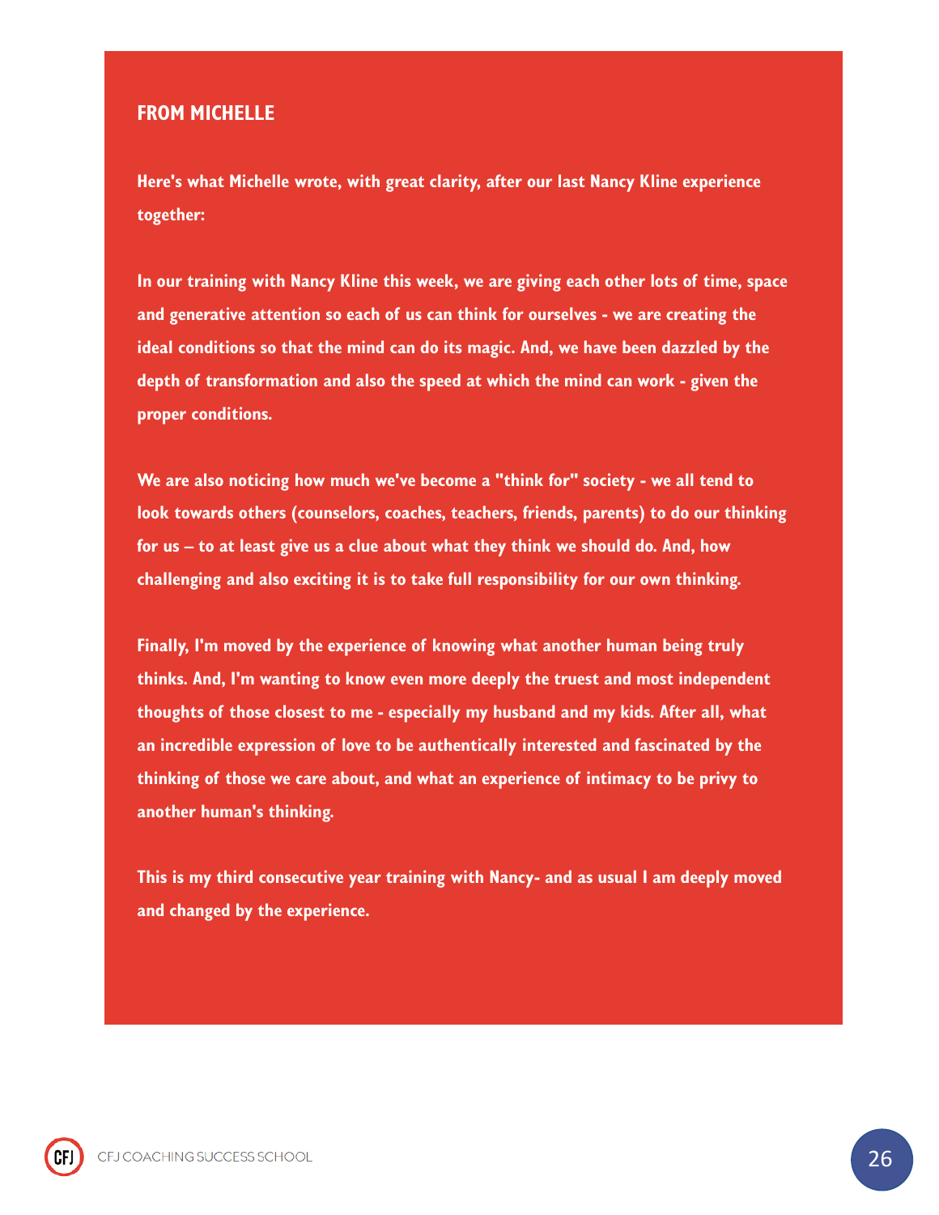## FROM MICHELLE

**Here's what Michelle wrote, with great clarity, after our last Nancy Kline experience together:**

**In our training with Nancy Kline this week, we are giving each other lots of time, space and generative attention so each of us can think for ourselves - we are creating the ideal conditions so that the mind can do its magic. And, we have been dazzled by the depth of transformation and also the speed at which the mind can work - given the proper conditions.**

**We are also noticing how much we've become a "think for" society - we all tend to look towards others (counselors, coaches, teachers, friends, parents) to do our thinking for us – to at least give us a clue about what they think we should do. And, how challenging and also exciting it is to take full responsibility for our own thinking.**

**Finally, I'm moved by the experience of knowing what another human being truly thinks. And, I'm wanting to know even more deeply the truest and most independent thoughts of those closest to me - especially my husband and my kids. After all, what an incredible expression of love to be authentically interested and fascinated by the thinking of those we care about, and what an experience of intimacy to be privy to another human's thinking.**

**This is my third consecutive year training with Nancy- and as usual I am deeply moved and changed by the experience.**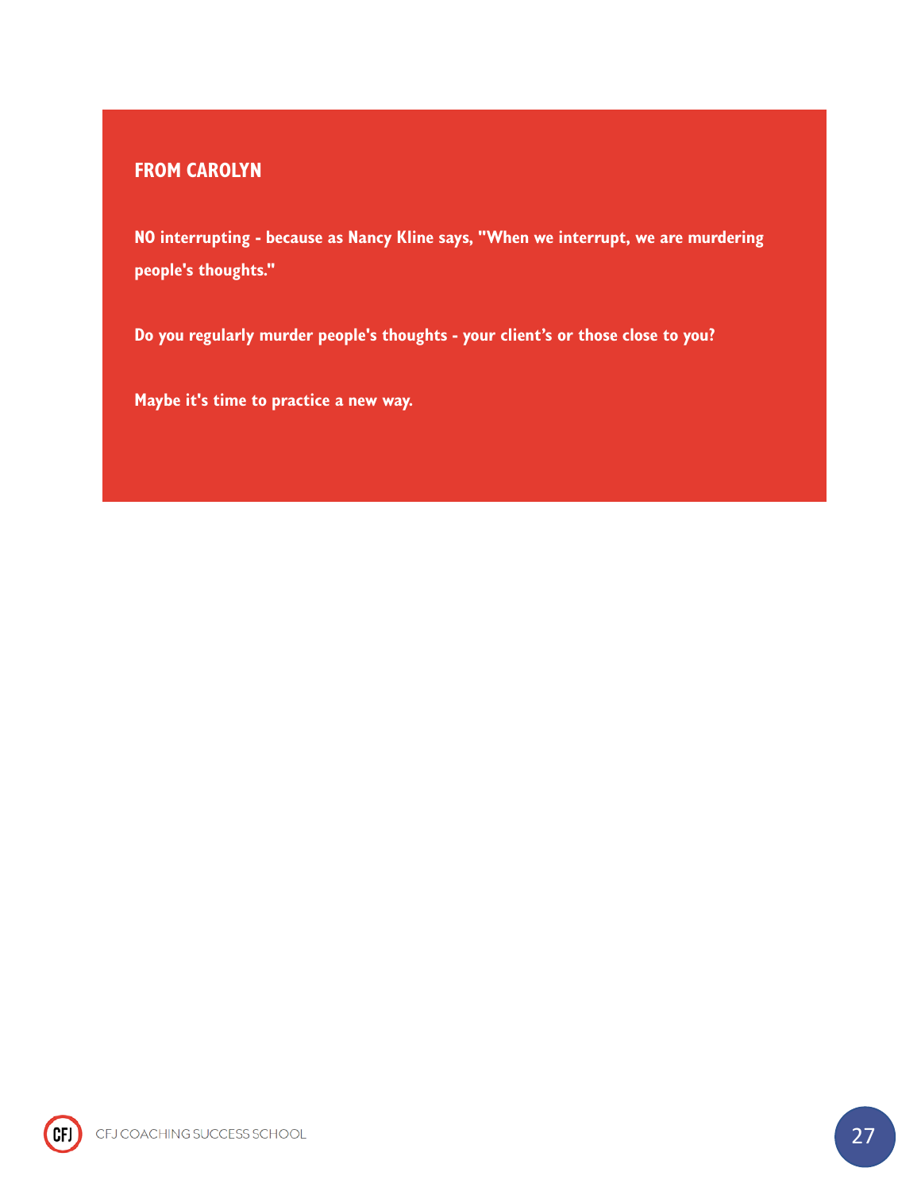## FROM CAROLYN

**NO interrupting - because as Nancy Kline says, "When we interrupt, we are murdering people's thoughts."**

**Do you regularly murder people's thoughts - your client's or those close to you?**

**Maybe it's time to practice a new way.**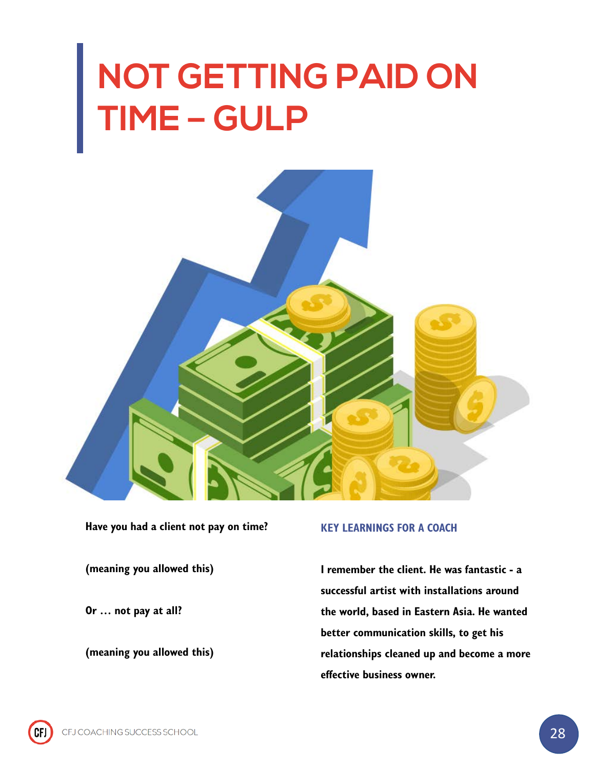# NOT GETTING PAID ON TIME – GULP

**Have you had a client not pay on time?**

**(meaning you allowed this)**

**Or … not pay at all?**

**(meaning you allowed this)**

## KEY LEARNINGS FOR A COACH

**I remember the client. He was fantastic - a successful artist with installations around the world, based in Eastern Asia. He wanted better communication skills, to get his relationships cleaned up and become a more effective business owner.**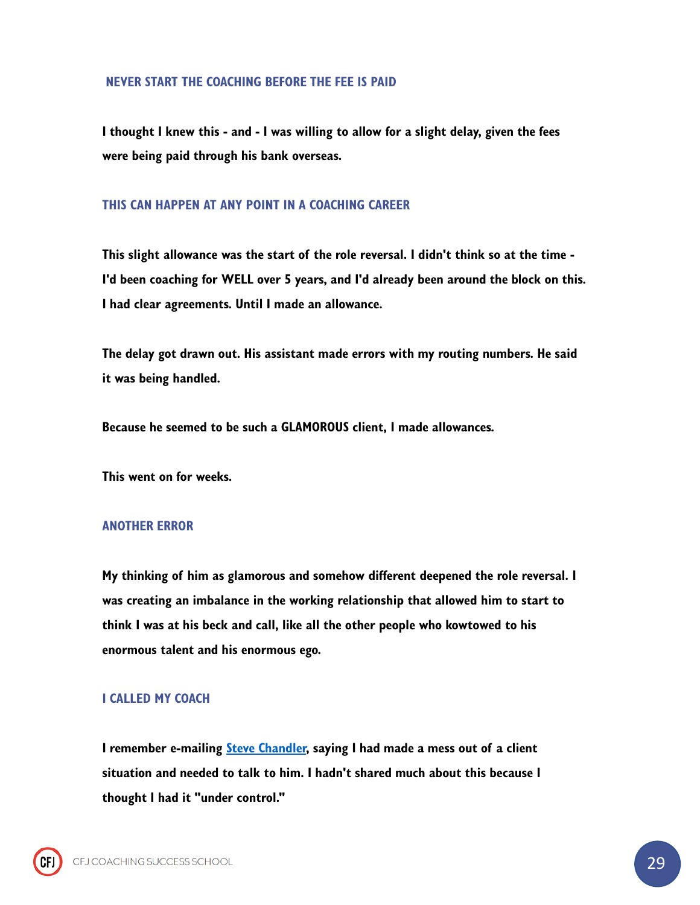### NEVER START THE COACHING BEFORE THE FEE IS PAID

**I thought I knew this - and - I was willing to allow for a slight delay, given the fees were being paid through his bank overseas.**

### THIS CAN HAPPEN AT ANY POINT IN A COACHING CAREER

**This slight allowance was the start of the role reversal. I didn't think so at the time - I'd been coaching for WELL over 5 years, and I'd already been around the block on this. I had clear agreements. Until I made an allowance.**

**The delay got drawn out. His assistant made errors with my routing numbers. He said it was being handled.**

**Because he seemed to be such a GLAMOROUS client, I made allowances.**

**This went on for weeks.**

### ANOTHER ERROR

**My thinking of him as glamorous and somehow different deepened the role reversal. I was creating an imbalance in the working relationship that allowed him to start to think I was at his beck and call, like all the other people who kowtowed to his enormous talent and his enormous ego.**

### I CALLED MY COACH

**I remember e-mailing [Steve Chandler], saying I had made a mess out of a client situation and needed to talk to him. I hadn't shared much about this because I thought I had it "under control."**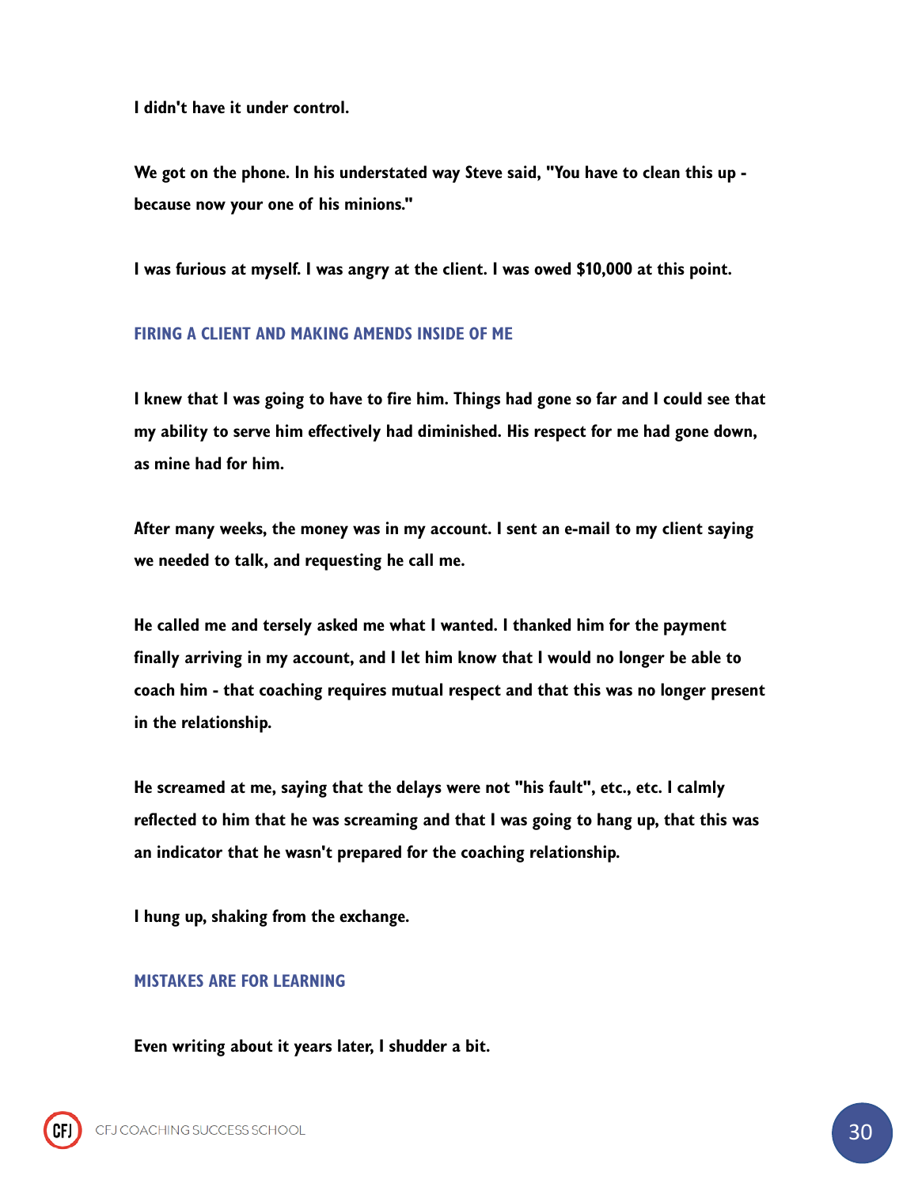**I didn't have it under control.**

**We got on the phone. In his understated way Steve said, "You have to clean this up - because now your one of his minions."**

**I was furious at myself. I was angry at the client. I was owed $10,000 at this point.**

## FIRING A CLIENT AND MAKING AMENDS INSIDE OF ME

**I knew that I was going to have to fire him. Things had gone so far and I could see that my ability to serve him effectively had diminished. His respect for me had gone down, as mine had for him.**

**After many weeks, the money was in my account. I sent an e-mail to my client saying we needed to talk, and requesting he call me.**

**He called me and tersely asked me what I wanted. I thanked him for the payment finally arriving in my account, and I let him know that I would no longer be able to coach him - that coaching requires mutual respect and that this was no longer present in the relationship.**

**He screamed at me, saying that the delays were not "his fault", etc., etc. I calmly reflected to him that he was screaming and that I was going to hang up, that this was an indicator that he wasn't prepared for the coaching relationship.**

**I hung up, shaking from the exchange.**

## MISTAKES ARE FOR LEARNING

**Even writing about it years later, I shudder a bit.**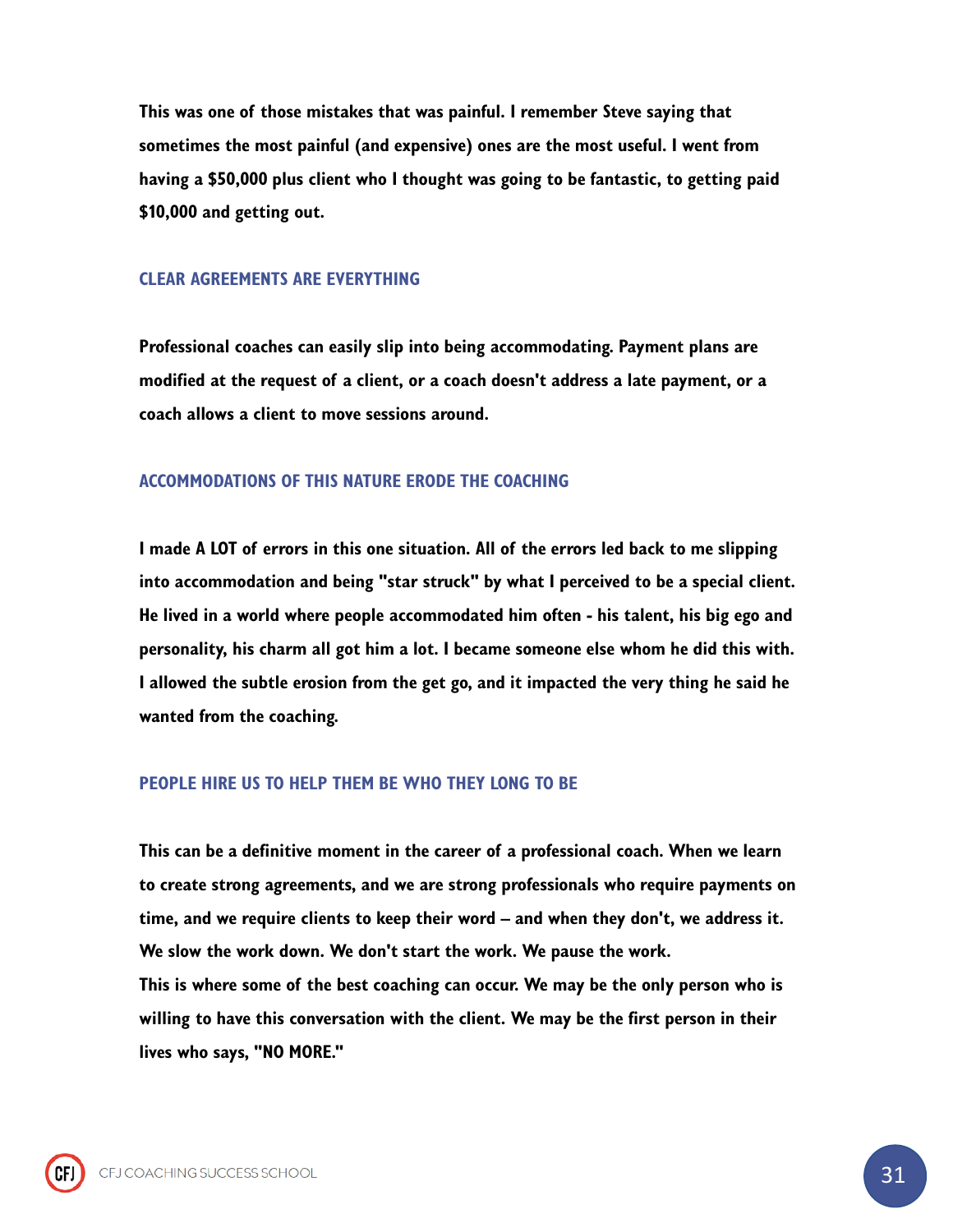This was one of those mistakes that was painful. I remember Steve saying that sometimes the most painful (and expensive) ones are the most useful. I went from having a $50,000 plus client who I thought was going to be fantastic, to getting paid $10,000 and getting out.

### CLEAR AGREEMENTS ARE EVERYTHING

Professional coaches can easily slip into being accommodating. Payment plans are modified at the request of a client, or a coach doesn't address a late payment, or a coach allows a client to move sessions around.

### ACCOMMODATIONS OF THIS NATURE ERODE THE COACHING

I made A LOT of errors in this one situation. All of the errors led back to me slipping into accommodation and being "star struck" by what I perceived to be a special client. He lived in a world where people accommodated him often - his talent, his big ego and personality, his charm all got him a lot. I became someone else whom he did this with. I allowed the subtle erosion from the get go, and it impacted the very thing he said he wanted from the coaching.

### PEOPLE HIRE US TO HELP THEM BE WHO THEY LONG TO BE

This can be a definitive moment in the career of a professional coach. When we learn to create strong agreements, and we are strong professionals who require payments on time, and we require clients to keep their word – and when they don't, we address it. We slow the work down. We don't start the work. We pause the work.
This is where some of the best coaching can occur. We may be the only person who is willing to have this conversation with the client. We may be the first person in their lives who says, "NO MORE."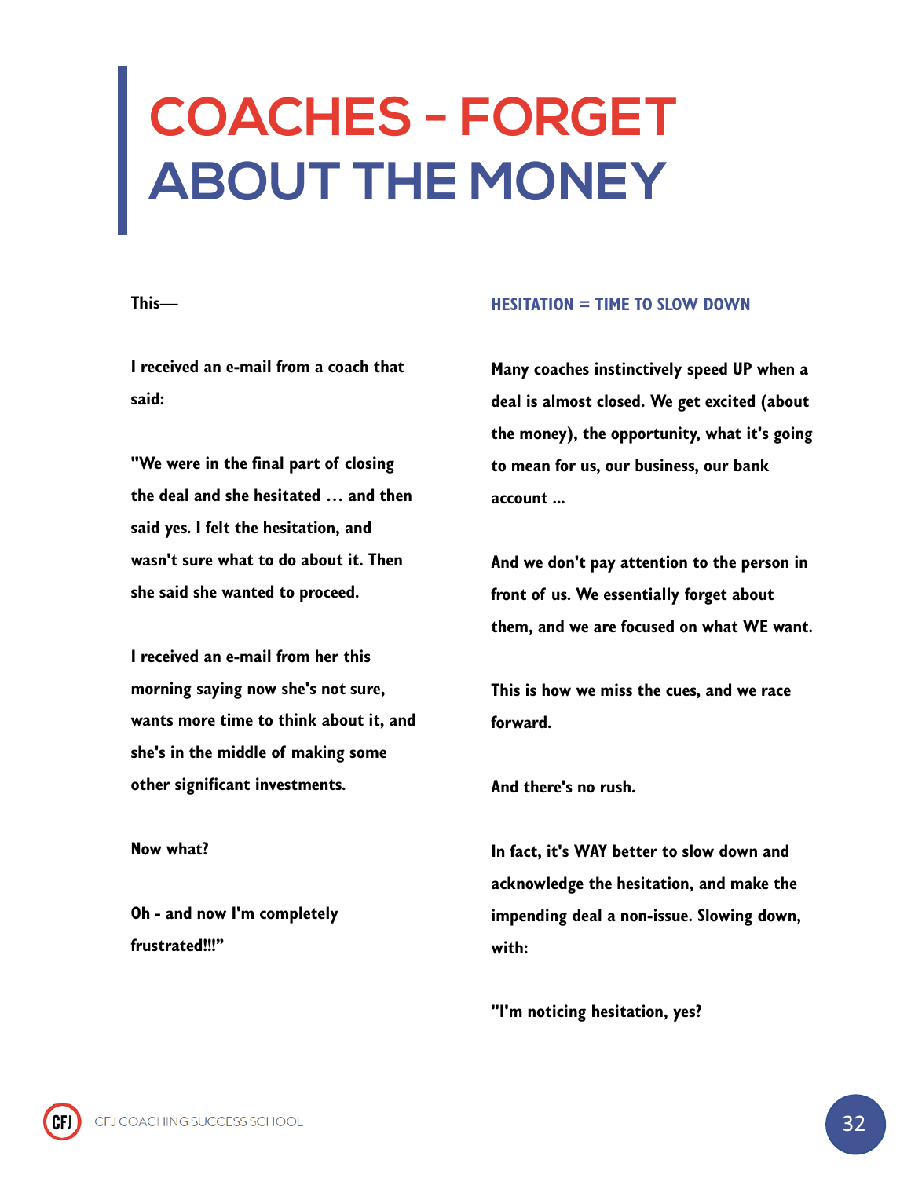# COACHES - FORGET ABOUT THE MONEY

**This—**

**I received an e-mail from a coach that said:**

**"We were in the final part of closing the deal and she hesitated … and then said yes. I felt the hesitation, and wasn't sure what to do about it. Then she said she wanted to proceed.**

**I received an e-mail from her this morning saying now she's not sure, wants more time to think about it, and she's in the middle of making some other significant investments.**

**Now what?**

**Oh - and now I'm completely frustrated!!!"**

## HESITATION = TIME TO SLOW DOWN

**Many coaches instinctively speed UP when a deal is almost closed. We get excited (about the money), the opportunity, what it's going to mean for us, our business, our bank account ...**

**And we don't pay attention to the person in front of us. We essentially forget about them, and we are focused on what WE want.**

**This is how we miss the cues, and we race forward.**

**And there's no rush.**

**In fact, it's WAY better to slow down and acknowledge the hesitation, and make the impending deal a non-issue. Slowing down, with:**

**"I'm noticing hesitation, yes?**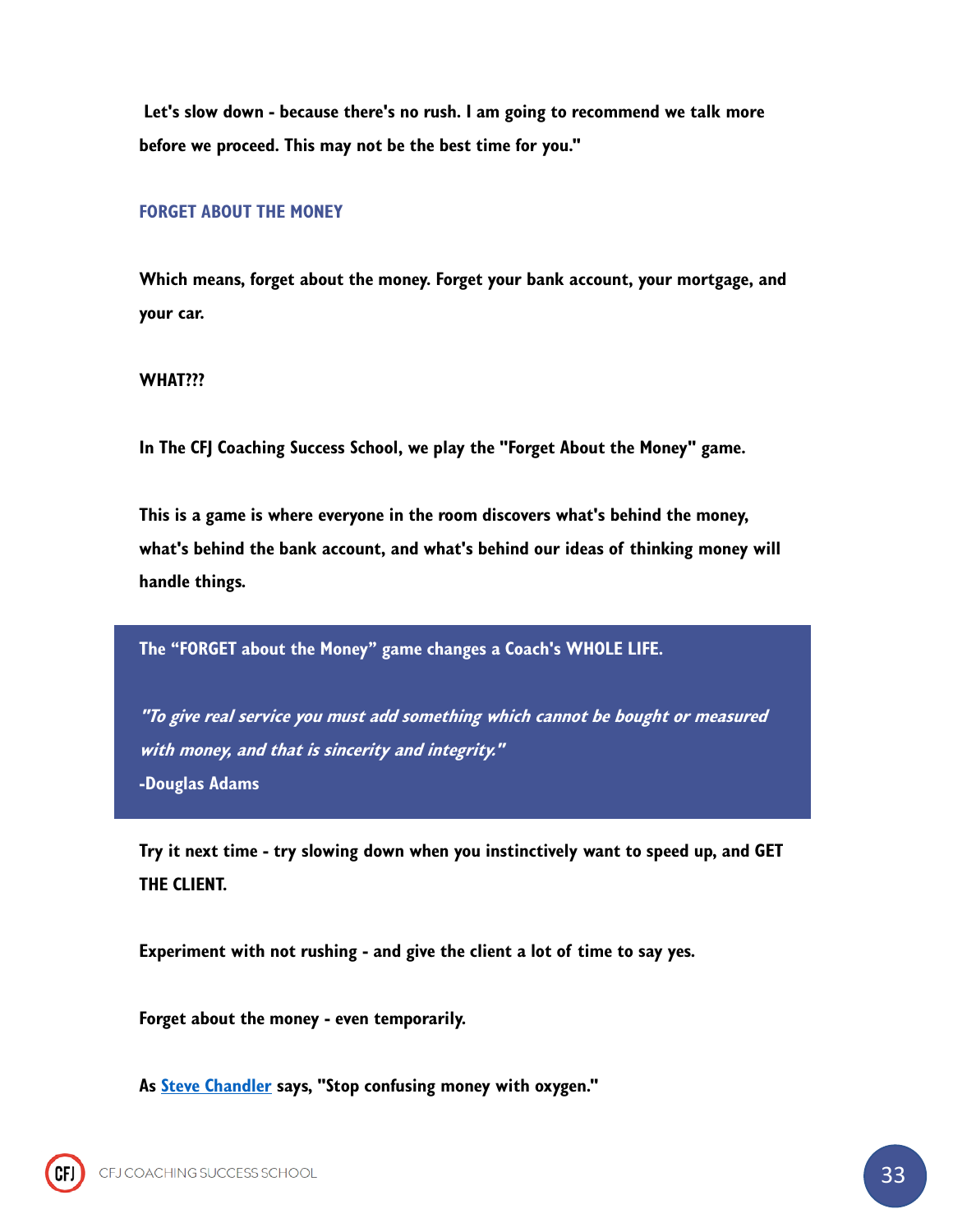Let's slow down - because there's no rush. I am going to recommend we talk more before we proceed. This may not be the best time for you."

## FORGET ABOUT THE MONEY

Which means, forget about the money. Forget your bank account, your mortgage, and your car.

WHAT???

In The CFJ Coaching Success School, we play the "Forget About the Money" game.

This is a game is where everyone in the room discovers what's behind the money, what's behind the bank account, and what's behind our ideas of thinking money will handle things.

> The "FORGET about the Money" game changes a Coach's WHOLE LIFE.
>
> *"To give real service you must add something which cannot be bought or measured with money, and that is sincerity and integrity."*
> -Douglas Adams

Try it next time - try slowing down when you instinctively want to speed up, and GET THE CLIENT.

Experiment with not rushing - and give the client a lot of time to say yes.

Forget about the money - even temporarily.

As Steve Chandler says, "Stop confusing money with oxygen."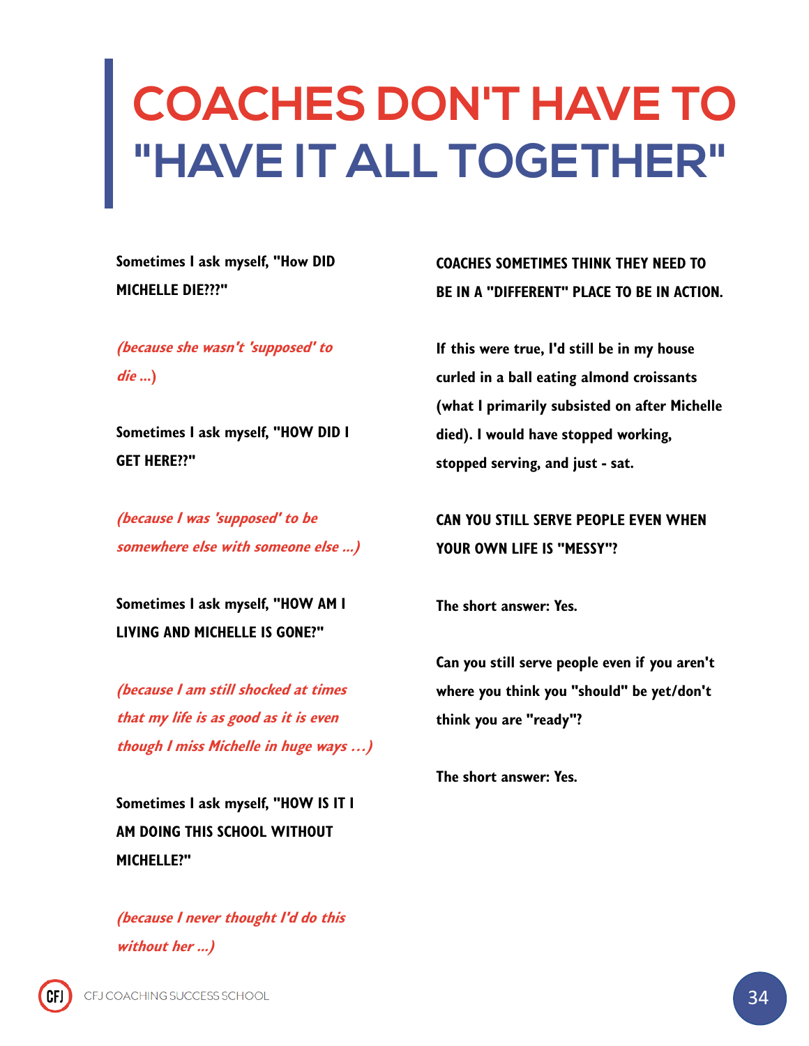# COACHES DON'T HAVE TO "HAVE IT ALL TOGETHER"

**Sometimes I ask myself, "How DID MICHELLE DIE???"**

***(because she wasn't 'supposed' to die ...)***

**Sometimes I ask myself, "HOW DID I GET HERE??"**

***(because I was 'supposed' to be somewhere else with someone else ...)***

**Sometimes I ask myself, "HOW AM I LIVING AND MICHELLE IS GONE?"**

***(because I am still shocked at times that my life is as good as it is even though I miss Michelle in huge ways ...)***

**Sometimes I ask myself, "HOW IS IT I AM DOING THIS SCHOOL WITHOUT MICHELLE?"**

***(because I never thought I'd do this without her ...)***

**COACHES SOMETIMES THINK THEY NEED TO BE IN A "DIFFERENT" PLACE TO BE IN ACTION.**

**If this were true, I'd still be in my house curled in a ball eating almond croissants (what I primarily subsisted on after Michelle died). I would have stopped working, stopped serving, and just - sat.**

**CAN YOU STILL SERVE PEOPLE EVEN WHEN YOUR OWN LIFE IS "MESSY"?**

**The short answer: Yes.**

**Can you still serve people even if you aren't where you think you "should" be yet/don't think you are "ready"?**

**The short answer: Yes.**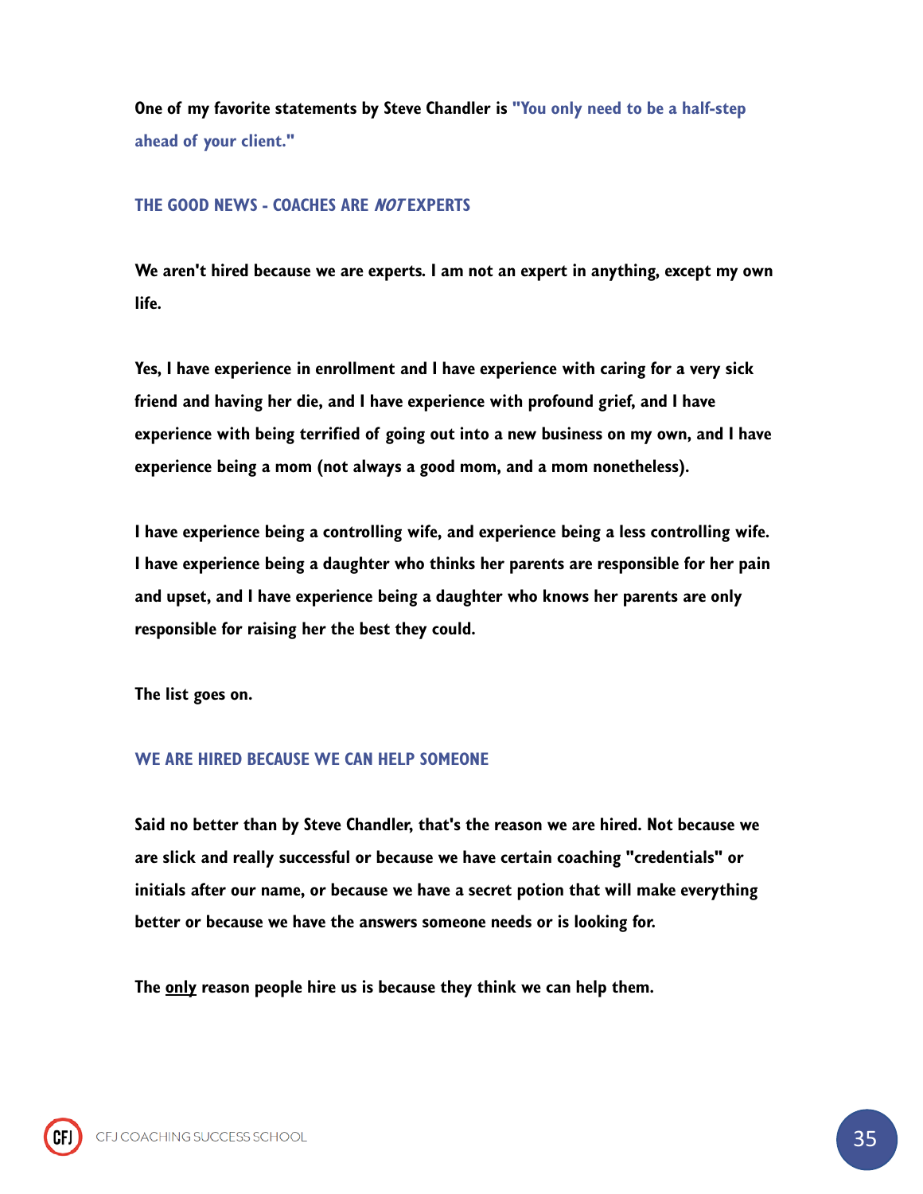**One of my favorite statements by Steve Chandler is "You only need to be a half-step ahead of your client."**

## THE GOOD NEWS - COACHES ARE *NOT* EXPERTS

**We aren't hired because we are experts. I am not an expert in anything, except my own life.**

**Yes, I have experience in enrollment and I have experience with caring for a very sick friend and having her die, and I have experience with profound grief, and I have experience with being terrified of going out into a new business on my own, and I have experience being a mom (not always a good mom, and a mom nonetheless).**

**I have experience being a controlling wife, and experience being a less controlling wife. I have experience being a daughter who thinks her parents are responsible for her pain and upset, and I have experience being a daughter who knows her parents are only responsible for raising her the best they could.**

**The list goes on.**

## WE ARE HIRED BECAUSE WE CAN HELP SOMEONE

**Said no better than by Steve Chandler, that's the reason we are hired. Not because we are slick and really successful or because we have certain coaching "credentials" or initials after our name, or because we have a secret potion that will make everything better or because we have the answers someone needs or is looking for.**

**The <u>only</u> reason people hire us is because they think we can help them.**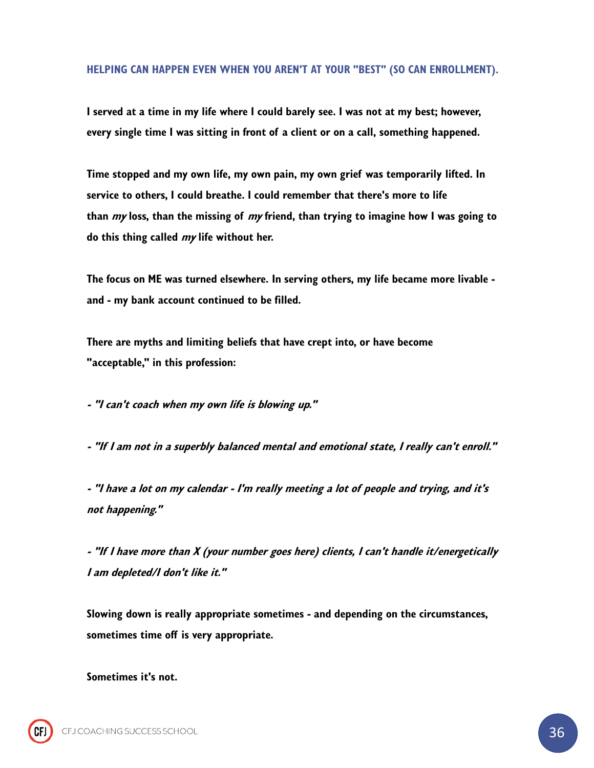## HELPING CAN HAPPEN EVEN WHEN YOU AREN'T AT YOUR "BEST" (SO CAN ENROLLMENT).

**I served at a time in my life where I could barely see. I was not at my best; however, every single time I was sitting in front of a client or on a call, something happened.**

**Time stopped and my own life, my own pain, my own grief was temporarily lifted. In service to others, I could breathe. I could remember that there's more to life than *my* loss, than the missing of *my* friend, than trying to imagine how I was going to do this thing called *my* life without her.**

**The focus on ME was turned elsewhere. In serving others, my life became more livable - and - my bank account continued to be filled.**

**There are myths and limiting beliefs that have crept into, or have become "acceptable," in this profession:**

***- "I can't coach when my own life is blowing up."***

***- "If I am not in a superbly balanced mental and emotional state, I really can't enroll."***

***- "I have a lot on my calendar - I'm really meeting a lot of people and trying, and it's not happening."***

***- "If I have more than X (your number goes here) clients, I can't handle it/energetically I am depleted/I don't like it."***

**Slowing down is really appropriate sometimes - and depending on the circumstances, sometimes time off is very appropriate.**

**Sometimes it's not.**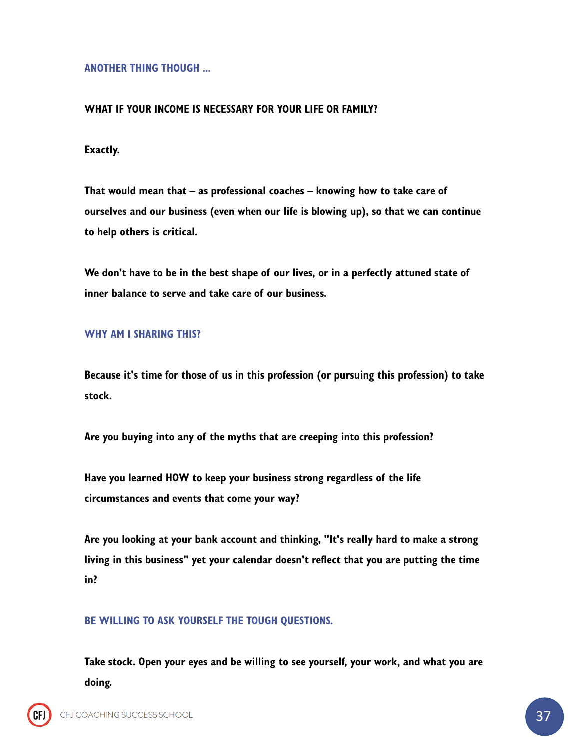### ANOTHER THING THOUGH ...

**WHAT IF YOUR INCOME IS NECESSARY FOR YOUR LIFE OR FAMILY?**

**Exactly.**

**That would mean that – as professional coaches – knowing how to take care of ourselves and our business (even when our life is blowing up), so that we can continue to help others is critical.**

**We don't have to be in the best shape of our lives, or in a perfectly attuned state of inner balance to serve and take care of our business.**

### WHY AM I SHARING THIS?

**Because it's time for those of us in this profession (or pursuing this profession) to take stock.**

**Are you buying into any of the myths that are creeping into this profession?**

**Have you learned HOW to keep your business strong regardless of the life circumstances and events that come your way?**

**Are you looking at your bank account and thinking, "It's really hard to make a strong living in this business" yet your calendar doesn't reflect that you are putting the time in?**

### BE WILLING TO ASK YOURSELF THE TOUGH QUESTIONS.

**Take stock. Open your eyes and be willing to see yourself, your work, and what you are doing.**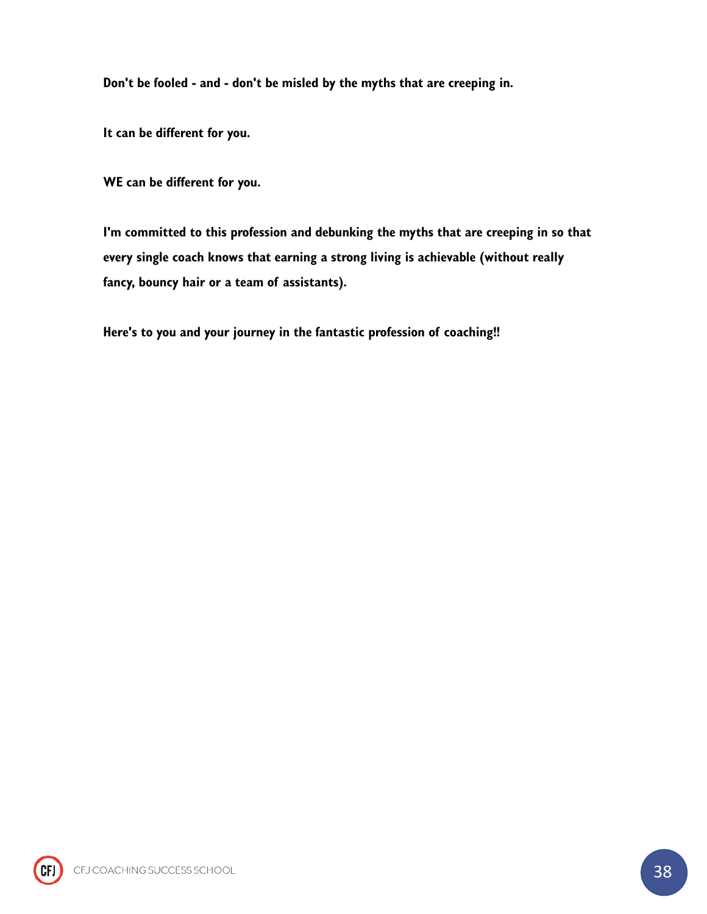**Don't be fooled - and - don't be misled by the myths that are creeping in.**

**It can be different for you.**

**WE can be different for you.**

**I'm committed to this profession and debunking the myths that are creeping in so that every single coach knows that earning a strong living is achievable (without really fancy, bouncy hair or a team of assistants).**

**Here's to you and your journey in the fantastic profession of coaching!!**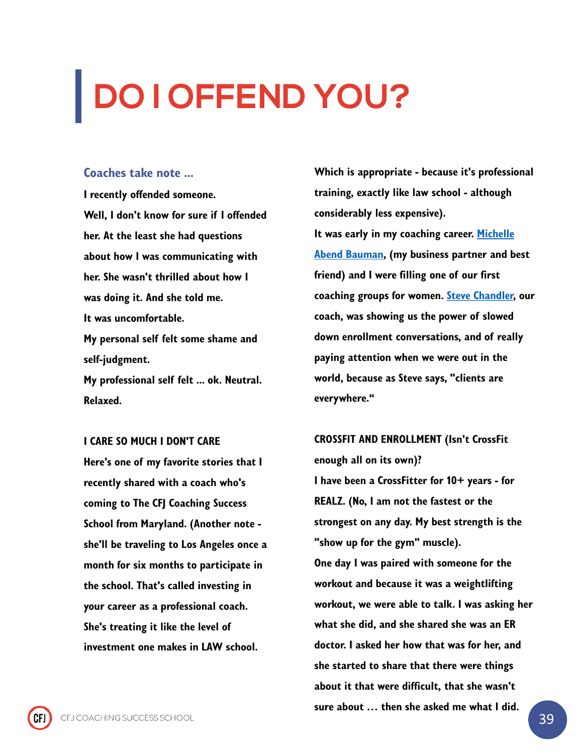# DO I OFFEND YOU?

### Coaches take note ...

I recently offended someone.

Well, I don't know for sure if I offended her. At the least she had questions about how I was communicating with her. She wasn't thrilled about how I was doing it. And she told me.

It was uncomfortable.

My personal self felt some shame and self-judgment.

My professional self felt ... ok. Neutral. Relaxed.

**I CARE SO MUCH I DON'T CARE**

Here's one of my favorite stories that I recently shared with a coach who's coming to The CFJ Coaching Success School from Maryland. (Another note - she'll be traveling to Los Angeles once a month for six months to participate in the school. That's called investing in your career as a professional coach. She's treating it like the level of investment one makes in LAW school. Which is appropriate - because it's professional training, exactly like law school - although considerably less expensive).

It was early in my coaching career. [Michelle Abend Bauman](), (my business partner and best friend) and I were filling one of our first coaching groups for women. [Steve Chandler](), our coach, was showing us the power of slowed down enrollment conversations, and of really paying attention when we were out in the world, because as Steve says, "clients are everywhere."

**CROSSFIT AND ENROLLMENT (Isn't CrossFit enough all on its own)?**

I have been a CrossFitter for 10+ years - for REALZ. (No, I am not the fastest or the strongest on any day. My best strength is the "show up for the gym" muscle).

One day I was paired with someone for the workout and because it was a weightlifting workout, we were able to talk. I was asking her what she did, and she shared she was an ER doctor. I asked her how that was for her, and she started to share that there were things about it that were difficult, that she wasn't sure about … then she asked me what I did.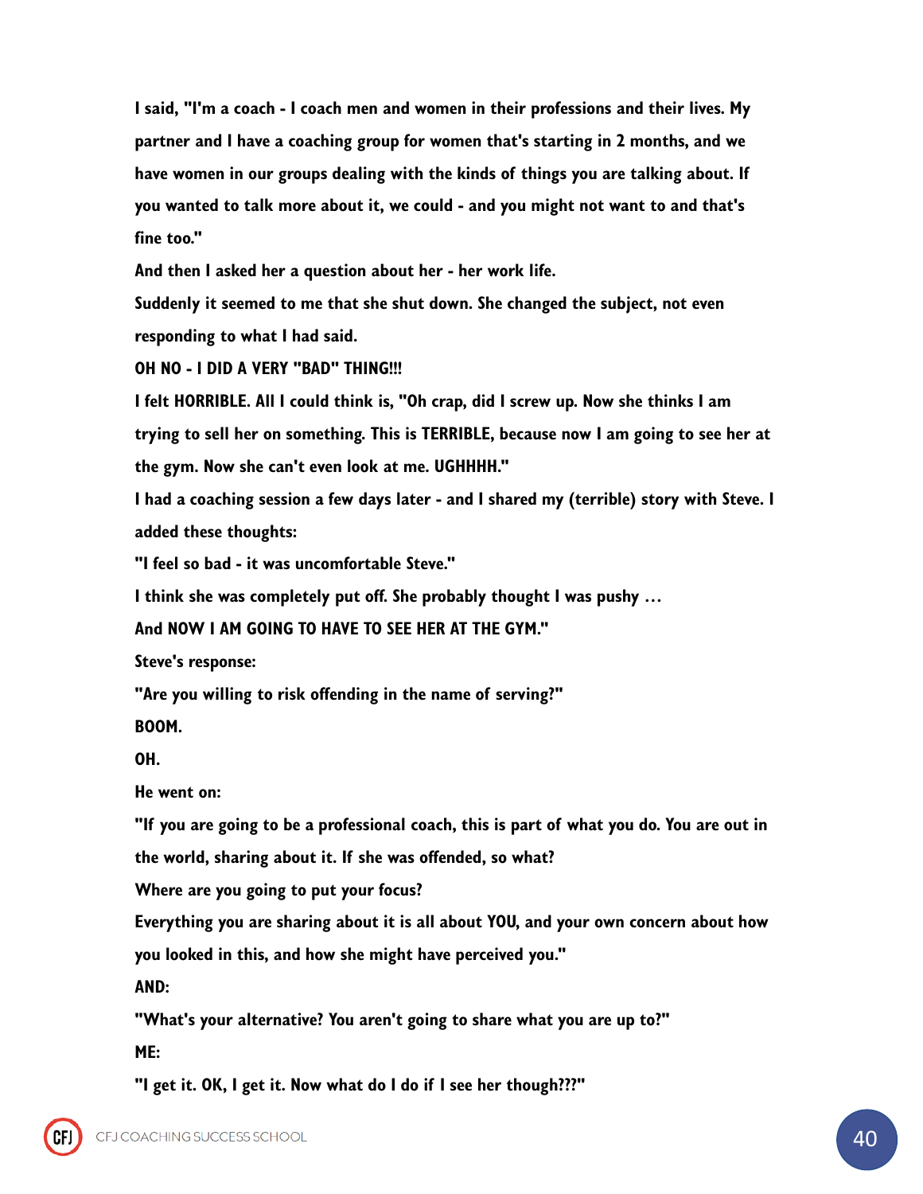**I said, "I'm a coach - I coach men and women in their professions and their lives. My partner and I have a coaching group for women that's starting in 2 months, and we have women in our groups dealing with the kinds of things you are talking about. If you wanted to talk more about it, we could - and you might not want to and that's fine too."**

**And then I asked her a question about her - her work life.**

**Suddenly it seemed to me that she shut down. She changed the subject, not even responding to what I had said.**

**OH NO - I DID A VERY "BAD" THING!!!**

**I felt HORRIBLE. All I could think is, "Oh crap, did I screw up. Now she thinks I am trying to sell her on something. This is TERRIBLE, because now I am going to see her at the gym. Now she can't even look at me. UGHHHH."**

**I had a coaching session a few days later - and I shared my (terrible) story with Steve. I added these thoughts:**

**"I feel so bad - it was uncomfortable Steve."**

**I think she was completely put off. She probably thought I was pushy …**

**And NOW I AM GOING TO HAVE TO SEE HER AT THE GYM."**

**Steve's response:**

**"Are you willing to risk offending in the name of serving?"**

**BOOM.**

**OH.**

**He went on:**

**"If you are going to be a professional coach, this is part of what you do. You are out in the world, sharing about it. If she was offended, so what?**

**Where are you going to put your focus?**

**Everything you are sharing about it is all about YOU, and your own concern about how you looked in this, and how she might have perceived you."**

**AND:**

**"What's your alternative? You aren't going to share what you are up to?"**

**ME:**

**"I get it. OK, I get it. Now what do I do if I see her though???"**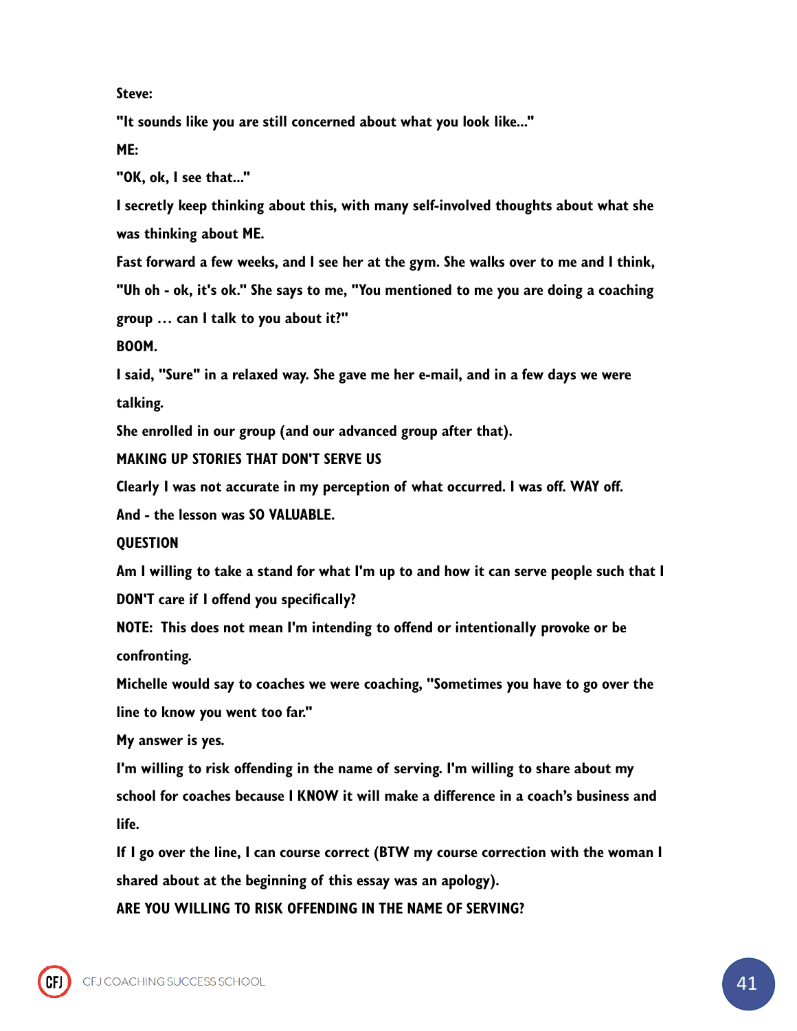**Steve:**

**"It sounds like you are still concerned about what you look like..."**

**ME:**

**"OK, ok, I see that..."**

**I secretly keep thinking about this, with many self-involved thoughts about what she was thinking about ME.**

**Fast forward a few weeks, and I see her at the gym. She walks over to me and I think, "Uh oh - ok, it's ok." She says to me, "You mentioned to me you are doing a coaching group … can I talk to you about it?"**

**BOOM.**

**I said, "Sure" in a relaxed way. She gave me her e-mail, and in a few days we were talking.**

**She enrolled in our group (and our advanced group after that).**

## MAKING UP STORIES THAT DON'T SERVE US

**Clearly I was not accurate in my perception of what occurred. I was off. WAY off.**

**And - the lesson was SO VALUABLE.**

## QUESTION

**Am I willing to take a stand for what I'm up to and how it can serve people such that I DON'T care if I offend you specifically?**

**NOTE: This does not mean I'm intending to offend or intentionally provoke or be confronting.**

**Michelle would say to coaches we were coaching, "Sometimes you have to go over the line to know you went too far."**

**My answer is yes.**

**I'm willing to risk offending in the name of serving. I'm willing to share about my school for coaches because I KNOW it will make a difference in a coach's business and life.**

**If I go over the line, I can course correct (BTW my course correction with the woman I shared about at the beginning of this essay was an apology).**

**ARE YOU WILLING TO RISK OFFENDING IN THE NAME OF SERVING?**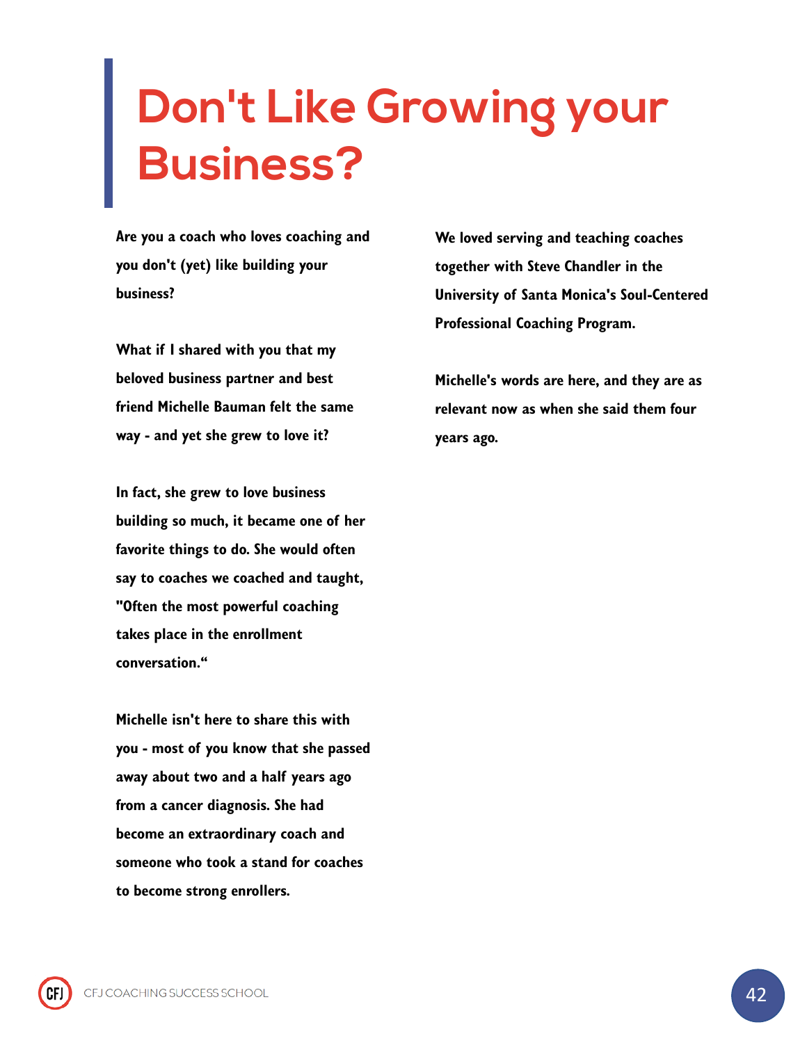# Don't Like Growing your Business?

**Are you a coach who loves coaching and you don't (yet) like building your business?**

**What if I shared with you that my beloved business partner and best friend Michelle Bauman felt the same way - and yet she grew to love it?**

**In fact, she grew to love business building so much, it became one of her favorite things to do. She would often say to coaches we coached and taught, "Often the most powerful coaching takes place in the enrollment conversation."**

**Michelle isn't here to share this with you - most of you know that she passed away about two and a half years ago from a cancer diagnosis. She had become an extraordinary coach and someone who took a stand for coaches to become strong enrollers.**

**We loved serving and teaching coaches together with Steve Chandler in the University of Santa Monica's Soul-Centered Professional Coaching Program.**

**Michelle's words are here, and they are as relevant now as when she said them four years ago.**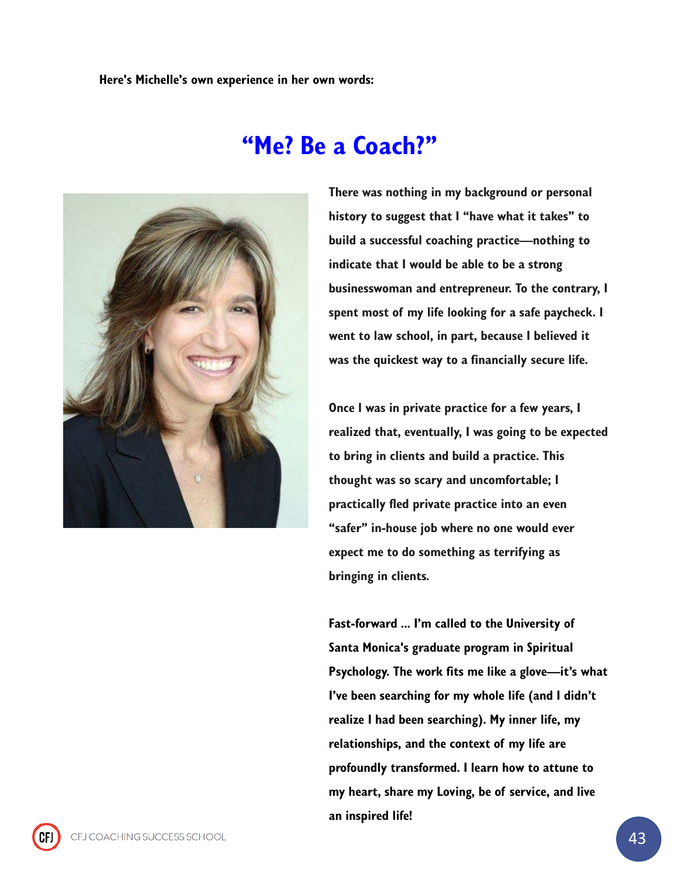**Here's Michelle's own experience in her own words:**

# "Me? Be a Coach?"

**There was nothing in my background or personal history to suggest that I "have what it takes" to build a successful coaching practice—nothing to indicate that I would be able to be a strong businesswoman and entrepreneur. To the contrary, I spent most of my life looking for a safe paycheck. I went to law school, in part, because I believed it was the quickest way to a financially secure life.**

**Once I was in private practice for a few years, I realized that, eventually, I was going to be expected to bring in clients and build a practice. This thought was so scary and uncomfortable; I practically fled private practice into an even "safer" in-house job where no one would ever expect me to do something as terrifying as bringing in clients.**

**Fast-forward ... I'm called to the University of Santa Monica's graduate program in Spiritual Psychology. The work fits me like a glove—it's what I've been searching for my whole life (and I didn't realize I had been searching). My inner life, my relationships, and the context of my life are profoundly transformed. I learn how to attune to my heart, share my Loving, be of service, and live an inspired life!**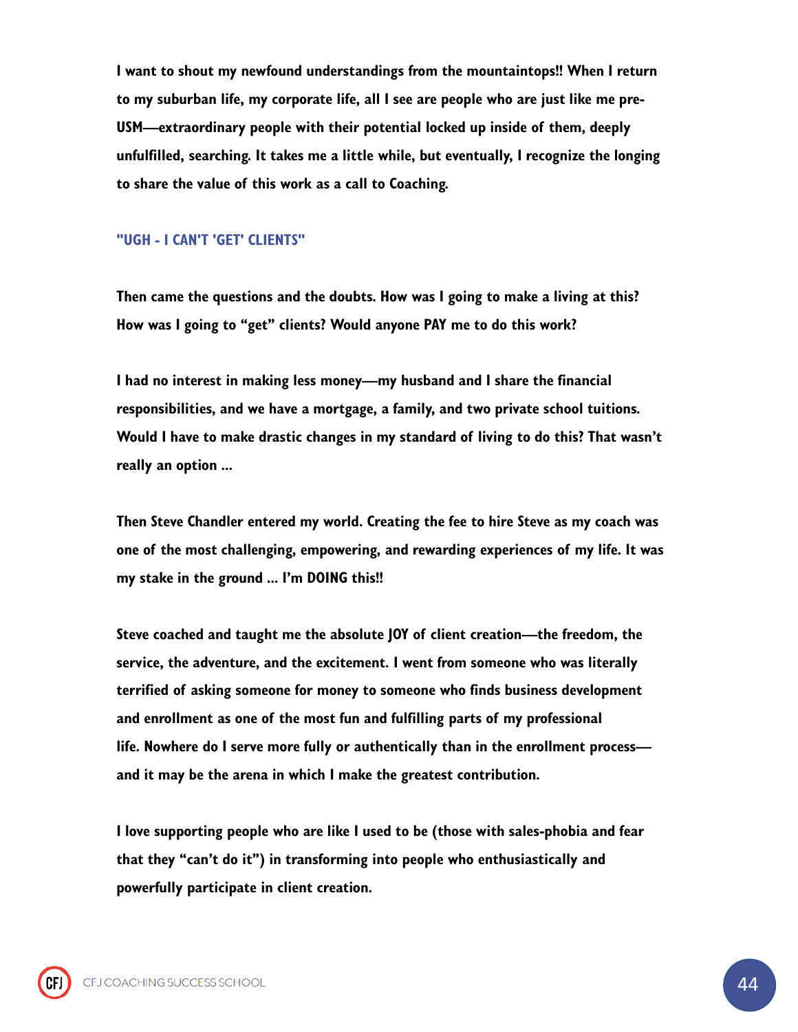**I want to shout my newfound understandings from the mountaintops!! When I return to my suburban life, my corporate life, all I see are people who are just like me pre-USM—extraordinary people with their potential locked up inside of them, deeply unfulfilled, searching. It takes me a little while, but eventually, I recognize the longing to share the value of this work as a call to Coaching.**

### "UGH - I CAN'T 'GET' CLIENTS"

**Then came the questions and the doubts. How was I going to make a living at this? How was I going to "get" clients? Would anyone PAY me to do this work?**

**I had no interest in making less money—my husband and I share the financial responsibilities, and we have a mortgage, a family, and two private school tuitions. Would I have to make drastic changes in my standard of living to do this? That wasn't really an option ...**

**Then Steve Chandler entered my world. Creating the fee to hire Steve as my coach was one of the most challenging, empowering, and rewarding experiences of my life. It was my stake in the ground ... I'm DOING this!!**

**Steve coached and taught me the absolute JOY of client creation—the freedom, the service, the adventure, and the excitement. I went from someone who was literally terrified of asking someone for money to someone who finds business development and enrollment as one of the most fun and fulfilling parts of my professional life. Nowhere do I serve more fully or authentically than in the enrollment process—and it may be the arena in which I make the greatest contribution.**

**I love supporting people who are like I used to be (those with sales-phobia and fear that they "can't do it") in transforming into people who enthusiastically and powerfully participate in client creation.**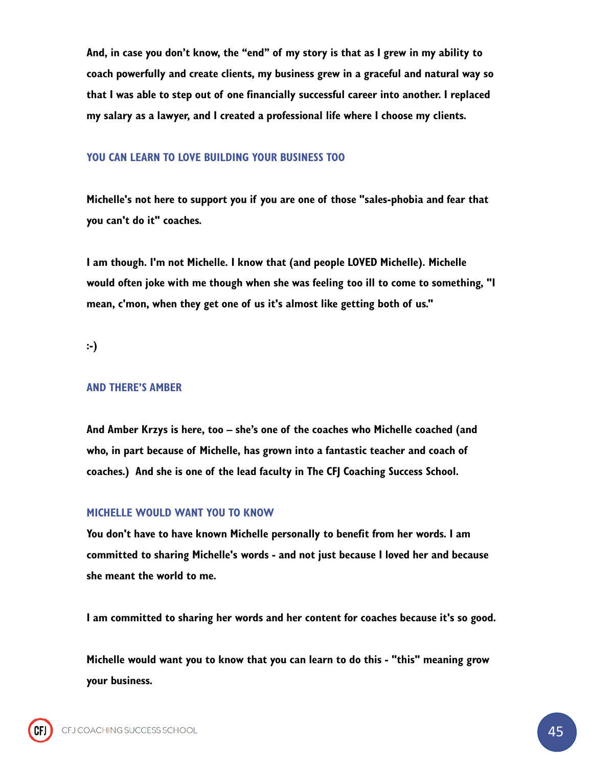**And, in case you don't know, the "end" of my story is that as I grew in my ability to coach powerfully and create clients, my business grew in a graceful and natural way so that I was able to step out of one financially successful career into another. I replaced my salary as a lawyer, and I created a professional life where I choose my clients.**

## YOU CAN LEARN TO LOVE BUILDING YOUR BUSINESS TOO

**Michelle's not here to support you if you are one of those "sales-phobia and fear that you can't do it" coaches.**

**I am though. I'm not Michelle. I know that (and people LOVED Michelle). Michelle would often joke with me though when she was feeling too ill to come to something, "I mean, c'mon, when they get one of us it's almost like getting both of us."**

**:-)**

## AND THERE'S AMBER

**And Amber Krzys is here, too – she's one of the coaches who Michelle coached (and who, in part because of Michelle, has grown into a fantastic teacher and coach of coaches.) And she is one of the lead faculty in The CFJ Coaching Success School.**

## MICHELLE WOULD WANT YOU TO KNOW

**You don't have to have known Michelle personally to benefit from her words. I am committed to sharing Michelle's words - and not just because I loved her and because she meant the world to me.**

**I am committed to sharing her words and her content for coaches because it's so good.**

**Michelle would want you to know that you can learn to do this - "this" meaning grow your business.**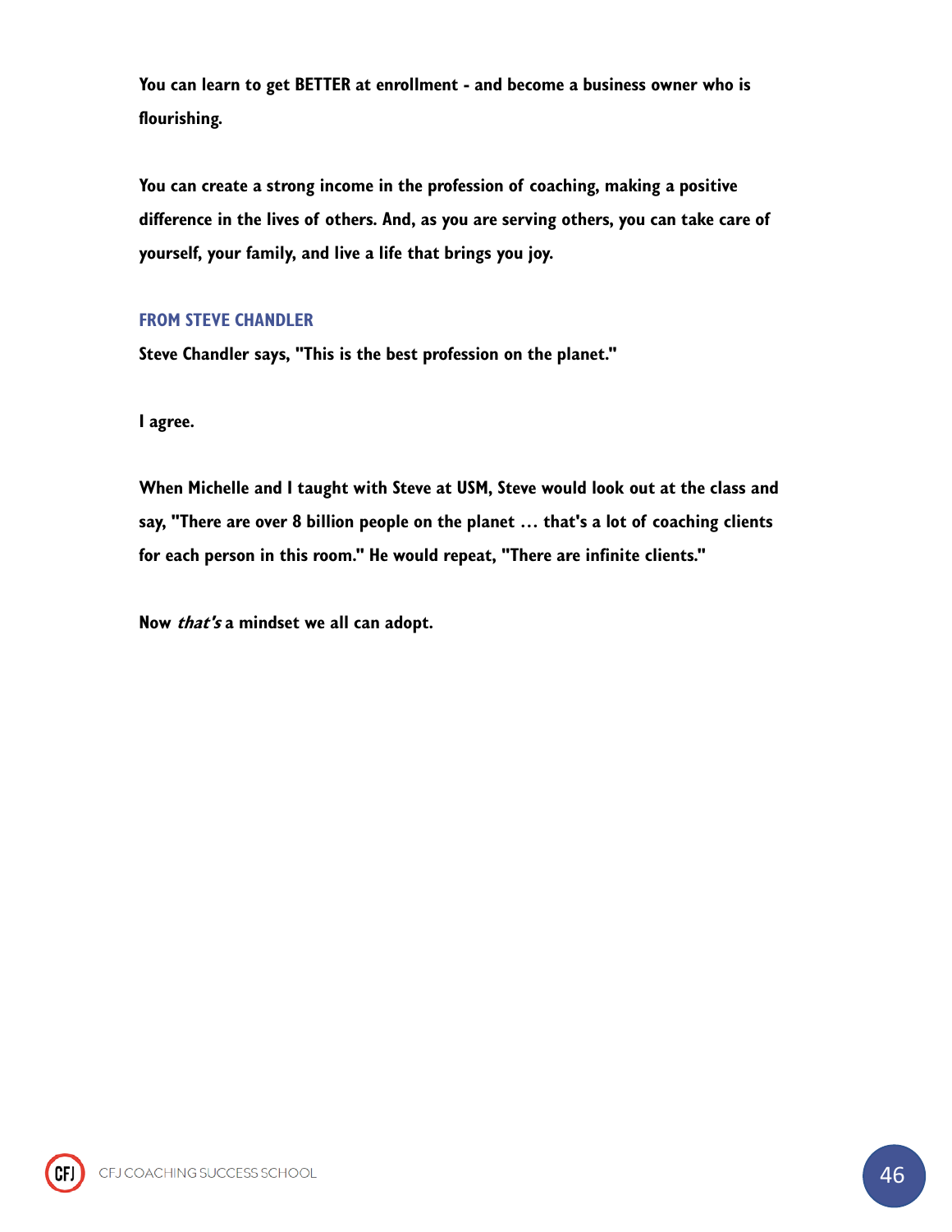**You can learn to get BETTER at enrollment - and become a business owner who is flourishing.**

**You can create a strong income in the profession of coaching, making a positive difference in the lives of others. And, as you are serving others, you can take care of yourself, your family, and live a life that brings you joy.**

### FROM STEVE CHANDLER

**Steve Chandler says, "This is the best profession on the planet."**

**I agree.**

**When Michelle and I taught with Steve at USM, Steve would look out at the class and say, "There are over 8 billion people on the planet … that's a lot of coaching clients for each person in this room." He would repeat, "There are infinite clients."**

**Now *that's* a mindset we all can adopt.**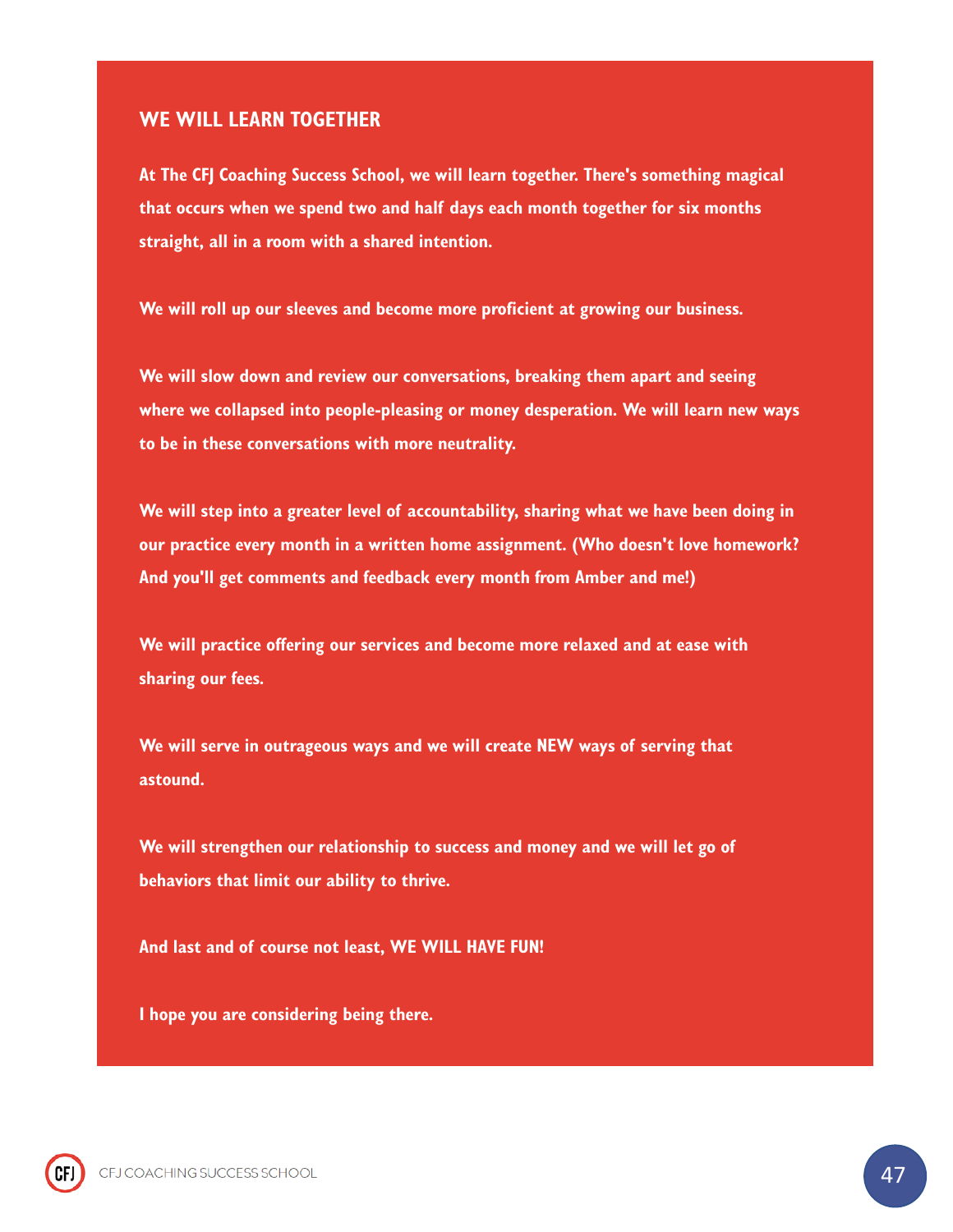## WE WILL LEARN TOGETHER

**At The CFJ Coaching Success School, we will learn together. There's something magical that occurs when we spend two and half days each month together for six months straight, all in a room with a shared intention.**

**We will roll up our sleeves and become more proficient at growing our business.**

**We will slow down and review our conversations, breaking them apart and seeing where we collapsed into people-pleasing or money desperation. We will learn new ways to be in these conversations with more neutrality.**

**We will step into a greater level of accountability, sharing what we have been doing in our practice every month in a written home assignment. (Who doesn't love homework? And you'll get comments and feedback every month from Amber and me!)**

**We will practice offering our services and become more relaxed and at ease with sharing our fees.**

**We will serve in outrageous ways and we will create NEW ways of serving that astound.**

**We will strengthen our relationship to success and money and we will let go of behaviors that limit our ability to thrive.**

**And last and of course not least, WE WILL HAVE FUN!**

**I hope you are considering being there.**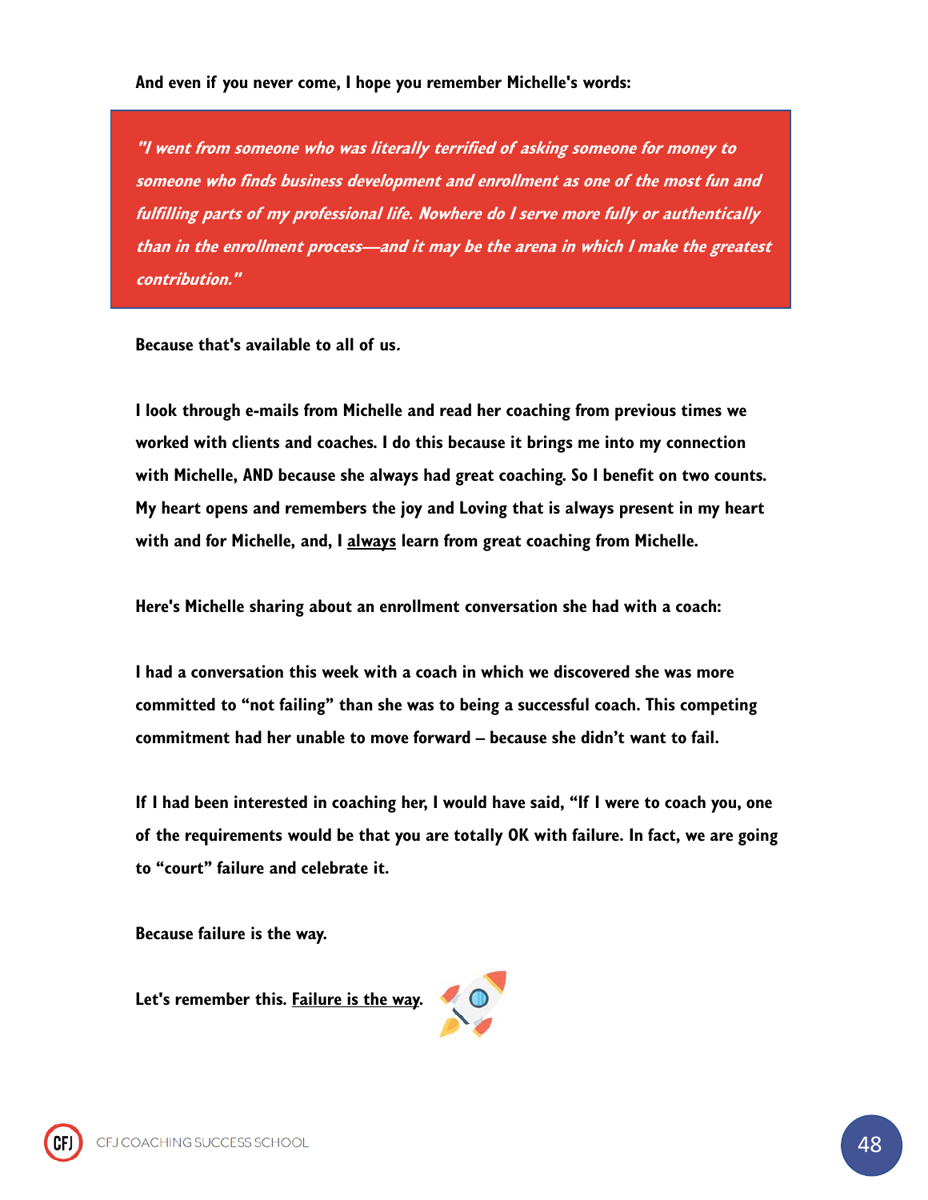**And even if you never come, I hope you remember Michelle's words:**

> ***"I went from someone who was literally terrified of asking someone for money to someone who finds business development and enrollment as one of the most fun and fulfilling parts of my professional life. Nowhere do I serve more fully or authentically than in the enrollment process—and it may be the arena in which I make the greatest contribution."***

**Because that's available to all of us.**

**I look through e-mails from Michelle and read her coaching from previous times we worked with clients and coaches. I do this because it brings me into my connection with Michelle, AND because she always had great coaching. So I benefit on two counts. My heart opens and remembers the joy and Loving that is always present in my heart with and for Michelle, and, I <u>always</u> learn from great coaching from Michelle.**

**Here's Michelle sharing about an enrollment conversation she had with a coach:**

**I had a conversation this week with a coach in which we discovered she was more committed to "not failing" than she was to being a successful coach. This competing commitment had her unable to move forward – because she didn't want to fail.**

**If I had been interested in coaching her, I would have said, "If I were to coach you, one of the requirements would be that you are totally OK with failure. In fact, we are going to "court" failure and celebrate it.**

**Because failure is the way.**

**Let's remember this. <u>Failure is the way</u>.** 🚀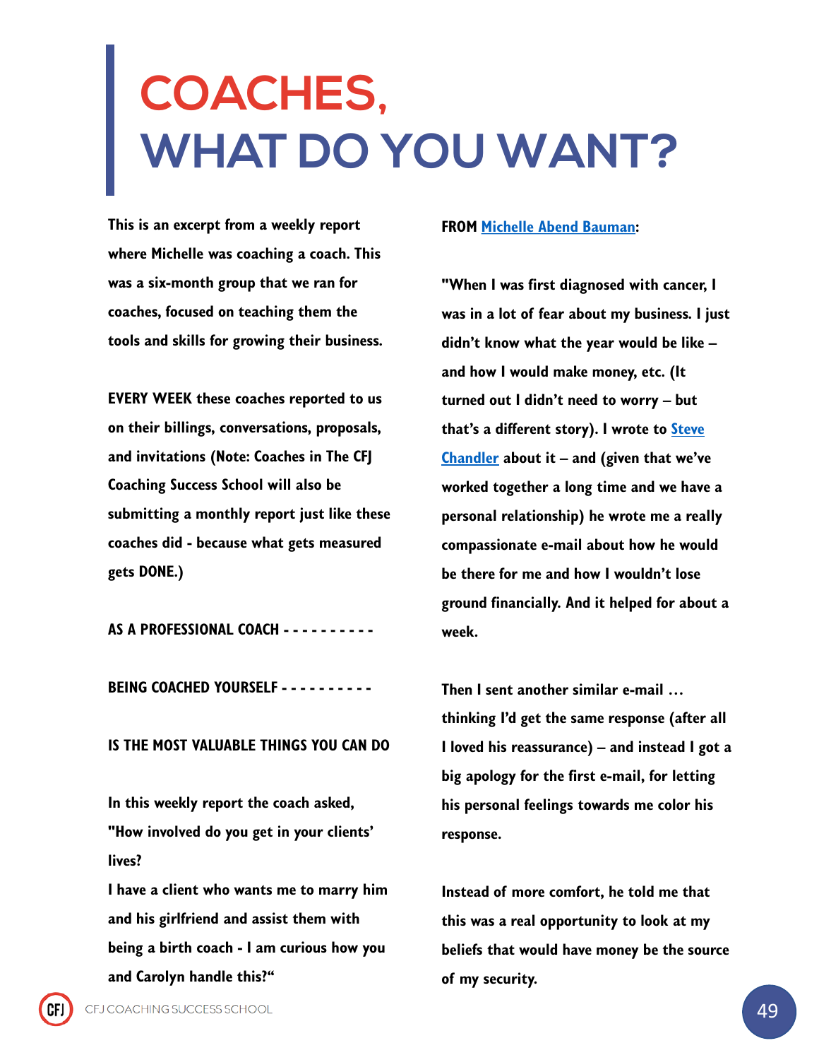# COACHES, WHAT DO YOU WANT?

**This is an excerpt from a weekly report where Michelle was coaching a coach. This was a six-month group that we ran for coaches, focused on teaching them the tools and skills for growing their business.**

**EVERY WEEK these coaches reported to us on their billings, conversations, proposals, and invitations (Note: Coaches in The CFJ Coaching Success School will also be submitting a monthly report just like these coaches did - because what gets measured gets DONE.)**

**AS A PROFESSIONAL COACH - - - - - - - - - -**

**BEING COACHED YOURSELF - - - - - - - - - -**

**IS THE MOST VALUABLE THINGS YOU CAN DO**

**In this weekly report the coach asked, "How involved do you get in your clients' lives?**

**I have a client who wants me to marry him and his girlfriend and assist them with being a birth coach - I am curious how you and Carolyn handle this?"**

**FROM [Michelle Abend Bauman]:**

**"When I was first diagnosed with cancer, I was in a lot of fear about my business. I just didn't know what the year would be like – and how I would make money, etc. (It turned out I didn't need to worry – but that's a different story). I wrote to [Steve Chandler] about it – and (given that we've worked together a long time and we have a personal relationship) he wrote me a really compassionate e-mail about how he would be there for me and how I wouldn't lose ground financially. And it helped for about a week.**

**Then I sent another similar e-mail … thinking I'd get the same response (after all I loved his reassurance) – and instead I got a big apology for the first e-mail, for letting his personal feelings towards me color his response.**

**Instead of more comfort, he told me that this was a real opportunity to look at my beliefs that would have money be the source of my security.**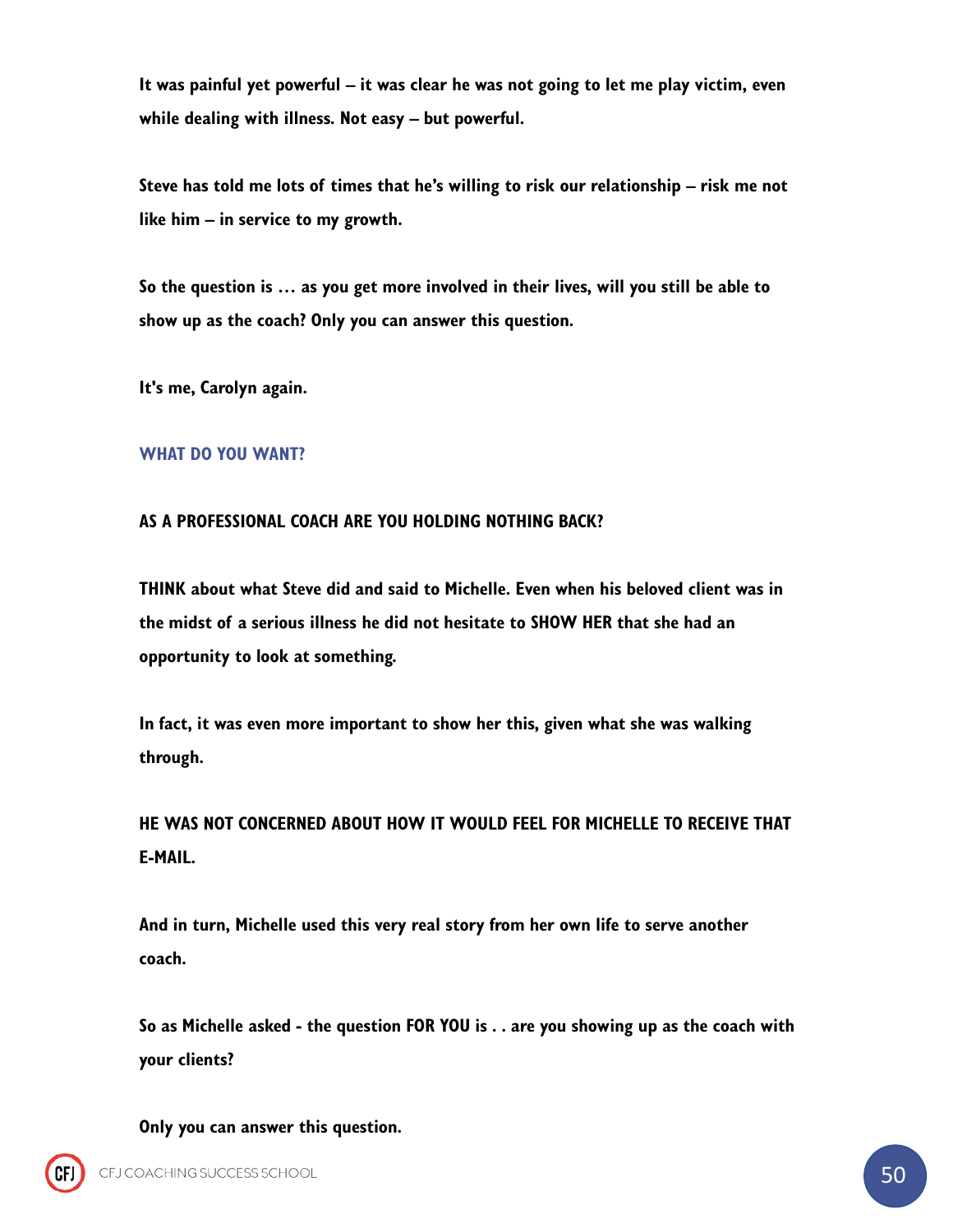**It was painful yet powerful – it was clear he was not going to let me play victim, even while dealing with illness. Not easy – but powerful.**

**Steve has told me lots of times that he's willing to risk our relationship – risk me not like him – in service to my growth.**

**So the question is … as you get more involved in their lives, will you still be able to show up as the coach? Only you can answer this question.**

**It's me, Carolyn again.**

## WHAT DO YOU WANT?

**AS A PROFESSIONAL COACH ARE YOU HOLDING NOTHING BACK?**

**THINK about what Steve did and said to Michelle. Even when his beloved client was in the midst of a serious illness he did not hesitate to SHOW HER that she had an opportunity to look at something.**

**In fact, it was even more important to show her this, given what she was walking through.**

**HE WAS NOT CONCERNED ABOUT HOW IT WOULD FEEL FOR MICHELLE TO RECEIVE THAT E-MAIL.**

**And in turn, Michelle used this very real story from her own life to serve another coach.**

**So as Michelle asked - the question FOR YOU is . . are you showing up as the coach with your clients?**

**Only you can answer this question.**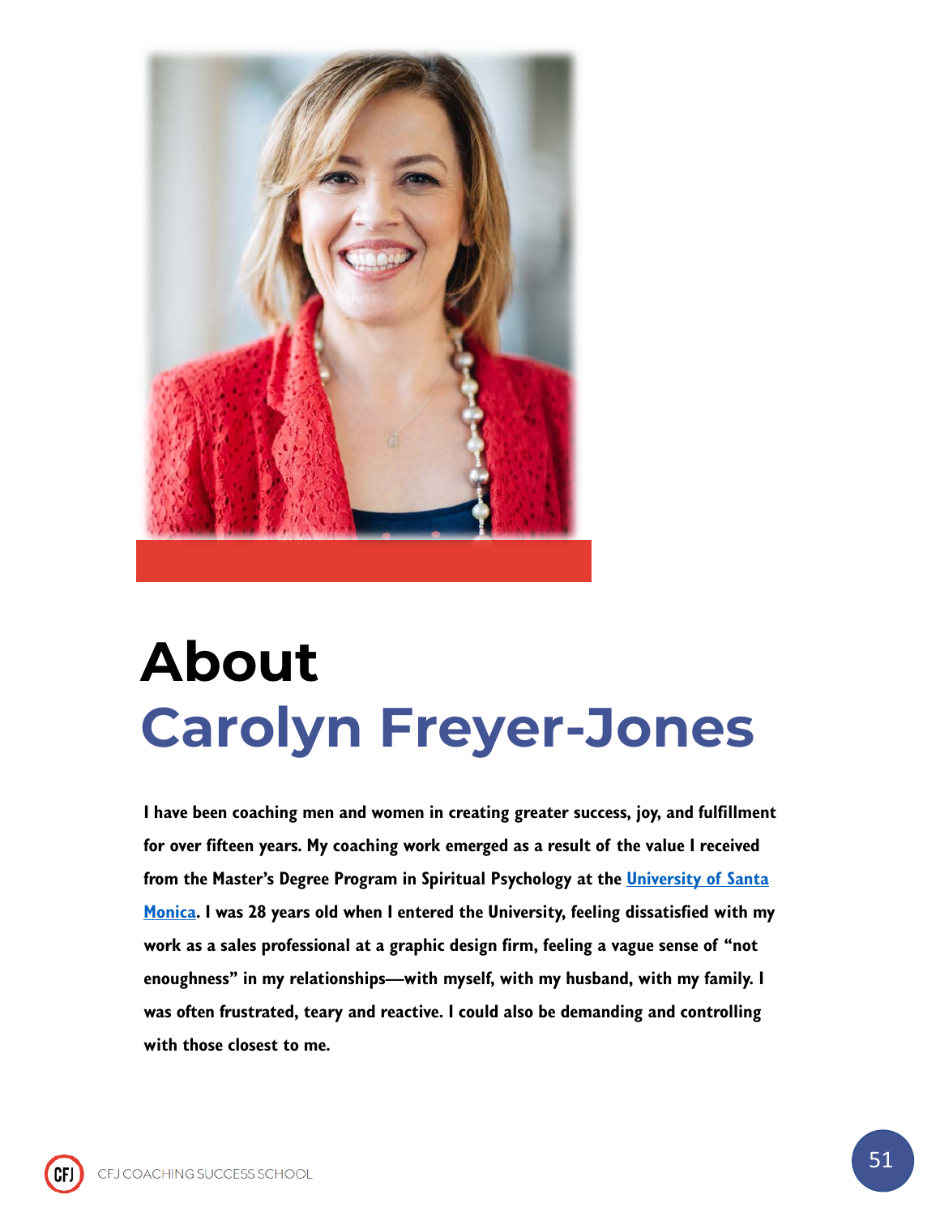# About
# Carolyn Freyer-Jones

**I have been coaching men and women in creating greater success, joy, and fulfillment for over fifteen years. My coaching work emerged as a result of the value I received from the Master's Degree Program in Spiritual Psychology at the [University of Santa Monica](). I was 28 years old when I entered the University, feeling dissatisfied with my work as a sales professional at a graphic design firm, feeling a vague sense of "not enoughness" in my relationships—with myself, with my husband, with my family. I was often frustrated, teary and reactive. I could also be demanding and controlling with those closest to me.**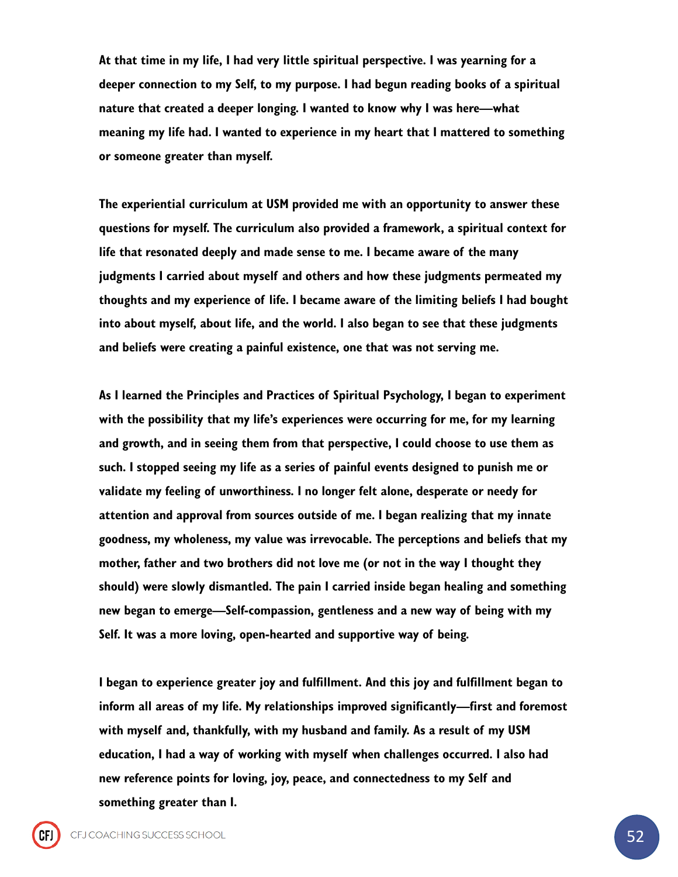At that time in my life, I had very little spiritual perspective. I was yearning for a deeper connection to my Self, to my purpose. I had begun reading books of a spiritual nature that created a deeper longing. I wanted to know why I was here—what meaning my life had. I wanted to experience in my heart that I mattered to something or someone greater than myself.

The experiential curriculum at USM provided me with an opportunity to answer these questions for myself. The curriculum also provided a framework, a spiritual context for life that resonated deeply and made sense to me. I became aware of the many judgments I carried about myself and others and how these judgments permeated my thoughts and my experience of life. I became aware of the limiting beliefs I had bought into about myself, about life, and the world. I also began to see that these judgments and beliefs were creating a painful existence, one that was not serving me.

As I learned the Principles and Practices of Spiritual Psychology, I began to experiment with the possibility that my life's experiences were occurring for me, for my learning and growth, and in seeing them from that perspective, I could choose to use them as such. I stopped seeing my life as a series of painful events designed to punish me or validate my feeling of unworthiness. I no longer felt alone, desperate or needy for attention and approval from sources outside of me. I began realizing that my innate goodness, my wholeness, my value was irrevocable. The perceptions and beliefs that my mother, father and two brothers did not love me (or not in the way I thought they should) were slowly dismantled. The pain I carried inside began healing and something new began to emerge—Self-compassion, gentleness and a new way of being with my Self. It was a more loving, open-hearted and supportive way of being.

I began to experience greater joy and fulfillment. And this joy and fulfillment began to inform all areas of my life. My relationships improved significantly—first and foremost with myself and, thankfully, with my husband and family. As a result of my USM education, I had a way of working with myself when challenges occurred. I also had new reference points for loving, joy, peace, and connectedness to my Self and something greater than I.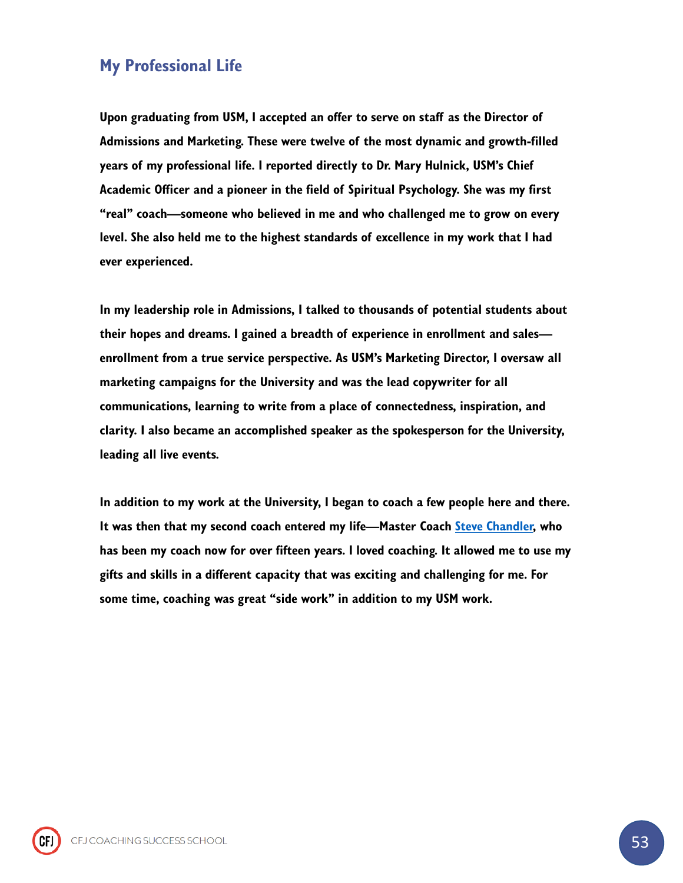## My Professional Life

**Upon graduating from USM, I accepted an offer to serve on staff as the Director of Admissions and Marketing. These were twelve of the most dynamic and growth-filled years of my professional life. I reported directly to Dr. Mary Hulnick, USM's Chief Academic Officer and a pioneer in the field of Spiritual Psychology. She was my first "real" coach—someone who believed in me and who challenged me to grow on every level. She also held me to the highest standards of excellence in my work that I had ever experienced.**

**In my leadership role in Admissions, I talked to thousands of potential students about their hopes and dreams. I gained a breadth of experience in enrollment and sales—enrollment from a true service perspective. As USM's Marketing Director, I oversaw all marketing campaigns for the University and was the lead copywriter for all communications, learning to write from a place of connectedness, inspiration, and clarity. I also became an accomplished speaker as the spokesperson for the University, leading all live events.**

**In addition to my work at the University, I began to coach a few people here and there. It was then that my second coach entered my life—Master Coach [Steve Chandler], who has been my coach now for over fifteen years. I loved coaching. It allowed me to use my gifts and skills in a different capacity that was exciting and challenging for me. For some time, coaching was great "side work" in addition to my USM work.**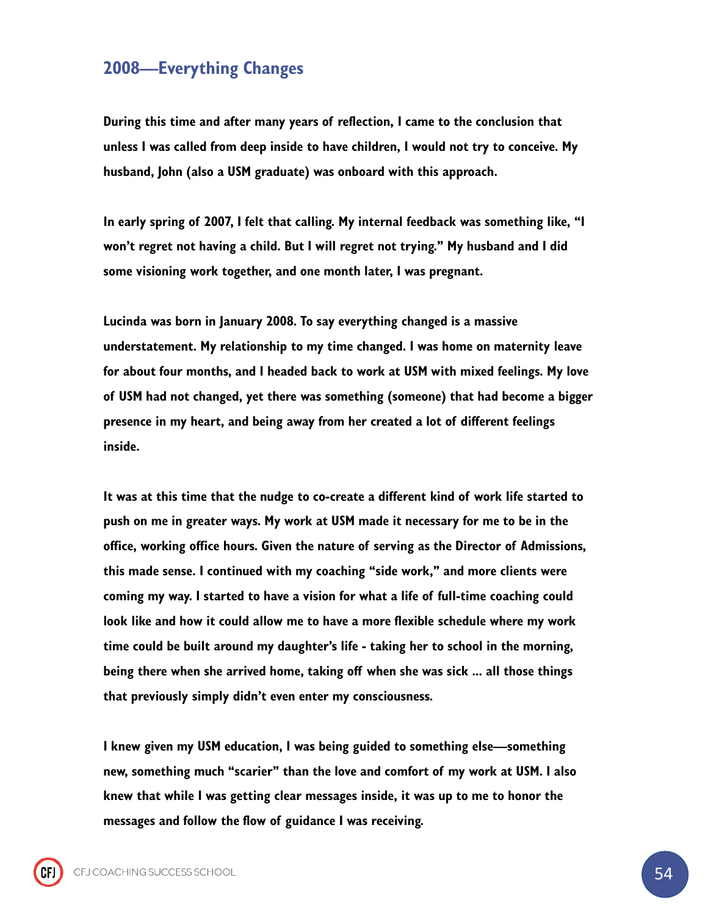## 2008—Everything Changes

**During this time and after many years of reflection, I came to the conclusion that unless I was called from deep inside to have children, I would not try to conceive. My husband, John (also a USM graduate) was onboard with this approach.**

**In early spring of 2007, I felt that calling. My internal feedback was something like, "I won't regret not having a child. But I will regret not trying." My husband and I did some visioning work together, and one month later, I was pregnant.**

**Lucinda was born in January 2008. To say everything changed is a massive understatement. My relationship to my time changed. I was home on maternity leave for about four months, and I headed back to work at USM with mixed feelings. My love of USM had not changed, yet there was something (someone) that had become a bigger presence in my heart, and being away from her created a lot of different feelings inside.**

**It was at this time that the nudge to co-create a different kind of work life started to push on me in greater ways. My work at USM made it necessary for me to be in the office, working office hours. Given the nature of serving as the Director of Admissions, this made sense. I continued with my coaching "side work," and more clients were coming my way. I started to have a vision for what a life of full-time coaching could look like and how it could allow me to have a more flexible schedule where my work time could be built around my daughter's life - taking her to school in the morning, being there when she arrived home, taking off when she was sick ... all those things that previously simply didn't even enter my consciousness.**

**I knew given my USM education, I was being guided to something else—something new, something much "scarier" than the love and comfort of my work at USM. I also knew that while I was getting clear messages inside, it was up to me to honor the messages and follow the flow of guidance I was receiving.**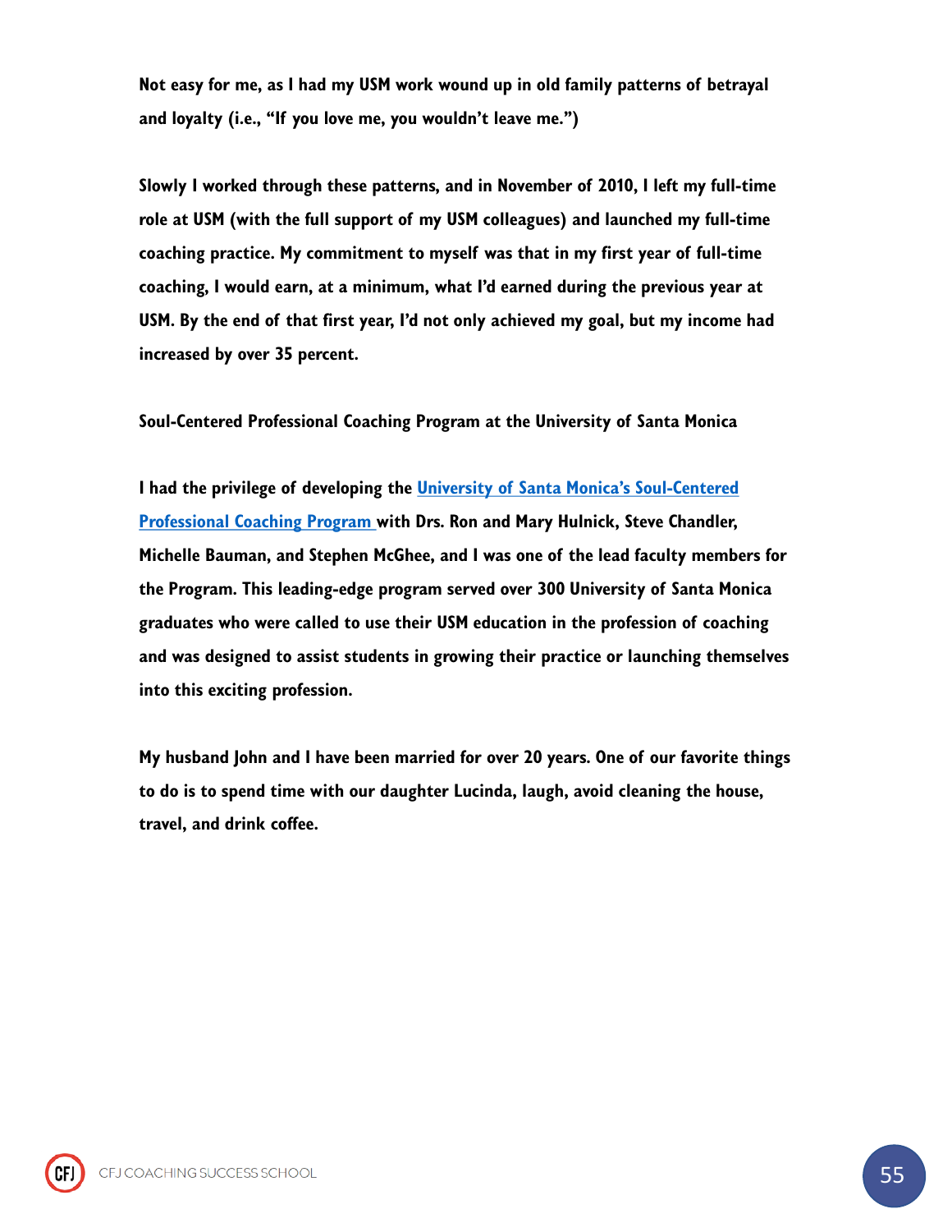Not easy for me, as I had my USM work wound up in old family patterns of betrayal and loyalty (i.e., "If you love me, you wouldn't leave me.")

Slowly I worked through these patterns, and in November of 2010, I left my full-time role at USM (with the full support of my USM colleagues) and launched my full-time coaching practice. My commitment to myself was that in my first year of full-time coaching, I would earn, at a minimum, what I'd earned during the previous year at USM. By the end of that first year, I'd not only achieved my goal, but my income had increased by over 35 percent.

### Soul-Centered Professional Coaching Program at the University of Santa Monica

I had the privilege of developing the University of Santa Monica's Soul-Centered Professional Coaching Program with Drs. Ron and Mary Hulnick, Steve Chandler, Michelle Bauman, and Stephen McGhee, and I was one of the lead faculty members for the Program. This leading-edge program served over 300 University of Santa Monica graduates who were called to use their USM education in the profession of coaching and was designed to assist students in growing their practice or launching themselves into this exciting profession.

My husband John and I have been married for over 20 years. One of our favorite things to do is to spend time with our daughter Lucinda, laugh, avoid cleaning the house, travel, and drink coffee.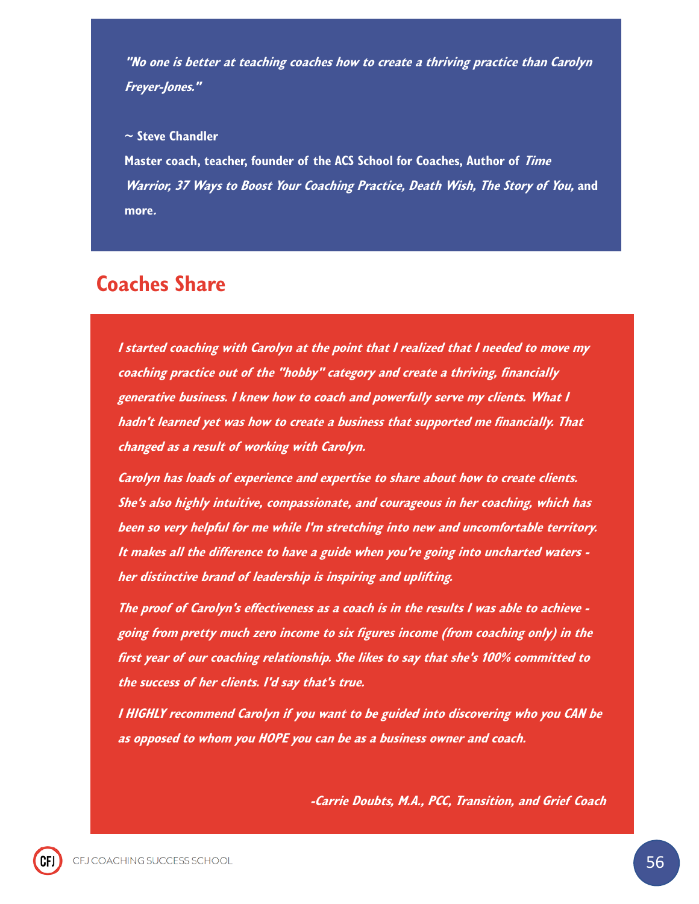***"No one is better at teaching coaches how to create a thriving practice than Carolyn Freyer-Jones."***

**~ Steve Chandler**

**Master coach, teacher, founder of the ACS School for Coaches, Author of *Time Warrior, 37 Ways to Boost Your Coaching Practice, Death Wish, The Story of You,* and more.**

## Coaches Share

***I started coaching with Carolyn at the point that I realized that I needed to move my coaching practice out of the "hobby" category and create a thriving, financially generative business. I knew how to coach and powerfully serve my clients. What I hadn't learned yet was how to create a business that supported me financially. That changed as a result of working with Carolyn.***

***Carolyn has loads of experience and expertise to share about how to create clients. She's also highly intuitive, compassionate, and courageous in her coaching, which has been so very helpful for me while I'm stretching into new and uncomfortable territory. It makes all the difference to have a guide when you're going into uncharted waters - her distinctive brand of leadership is inspiring and uplifting.***

***The proof of Carolyn's effectiveness as a coach is in the results I was able to achieve - going from pretty much zero income to six figures income (from coaching only) in the first year of our coaching relationship. She likes to say that she's 100% committed to the success of her clients. I'd say that's true.***

***I HIGHLY recommend Carolyn if you want to be guided into discovering who you CAN be as opposed to whom you HOPE you can be as a business owner and coach.***

***-Carrie Doubts, M.A., PCC, Transition, and Grief Coach***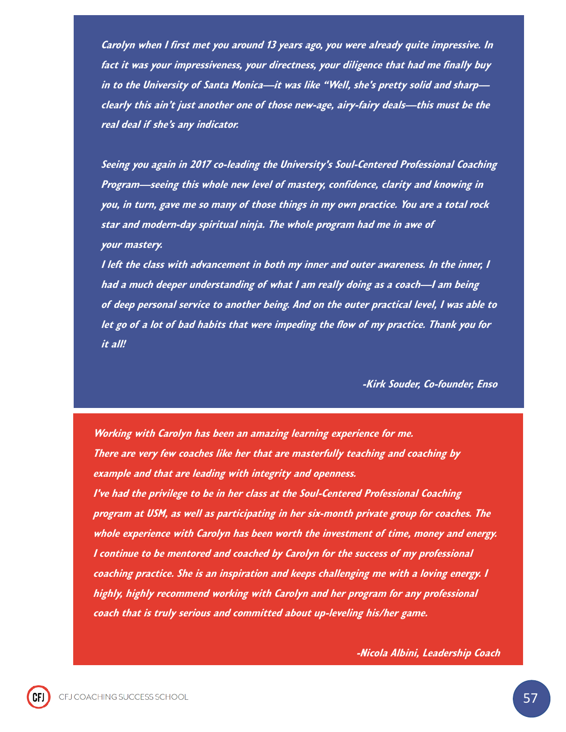*Carolyn when I first met you around 13 years ago, you were already quite impressive. In fact it was your impressiveness, your directness, your diligence that had me finally buy in to the University of Santa Monica—it was like "Well, she's pretty solid and sharp—clearly this ain't just another one of those new-age, airy-fairy deals—this must be the real deal if she's any indicator.*

*Seeing you again in 2017 co-leading the University's Soul-Centered Professional Coaching Program—seeing this whole new level of mastery, confidence, clarity and knowing in you, in turn, gave me so many of those things in my own practice. You are a total rock star and modern-day spiritual ninja. The whole program had me in awe of your mastery.*

*I left the class with advancement in both my inner and outer awareness. In the inner, I had a much deeper understanding of what I am really doing as a coach—I am being of deep personal service to another being. And on the outer practical level, I was able to let go of a lot of bad habits that were impeding the flow of my practice. Thank you for it all!*

*-Kirk Souder, Co-founder, Enso*

*Working with Carolyn has been an amazing learning experience for me. There are very few coaches like her that are masterfully teaching and coaching by example and that are leading with integrity and openness.*

*I've had the privilege to be in her class at the Soul-Centered Professional Coaching program at USM, as well as participating in her six-month private group for coaches. The whole experience with Carolyn has been worth the investment of time, money and energy. I continue to be mentored and coached by Carolyn for the success of my professional coaching practice. She is an inspiration and keeps challenging me with a loving energy. I highly, highly recommend working with Carolyn and her program for any professional coach that is truly serious and committed about up-leveling his/her game.*

*-Nicola Albini, Leadership Coach*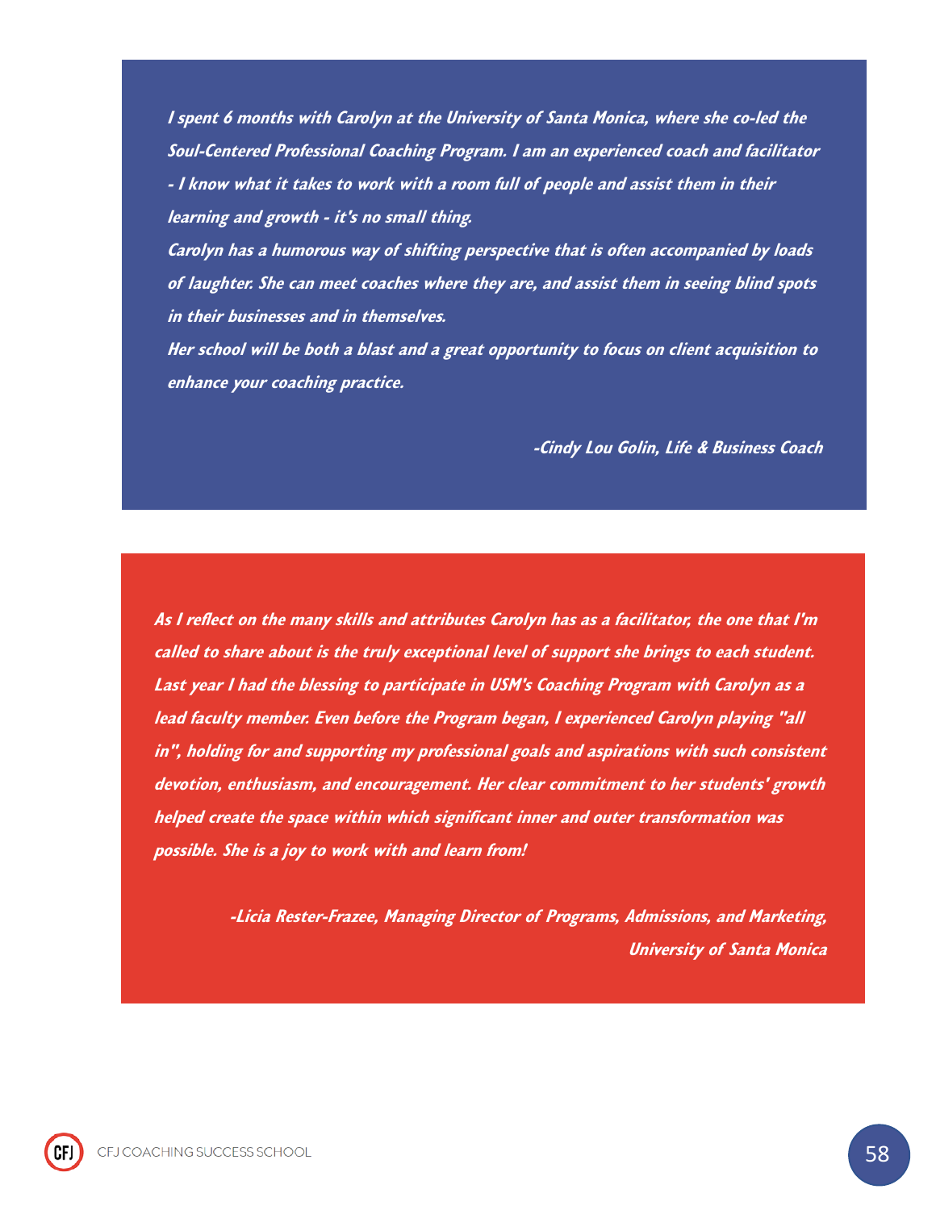*I spent 6 months with Carolyn at the University of Santa Monica, where she co-led the Soul-Centered Professional Coaching Program. I am an experienced coach and facilitator - I know what it takes to work with a room full of people and assist them in their learning and growth - it's no small thing.*

*Carolyn has a humorous way of shifting perspective that is often accompanied by loads of laughter. She can meet coaches where they are, and assist them in seeing blind spots in their businesses and in themselves.*

*Her school will be both a blast and a great opportunity to focus on client acquisition to enhance your coaching practice.*

*-Cindy Lou Golin, Life & Business Coach*

*As I reflect on the many skills and attributes Carolyn has as a facilitator, the one that I'm called to share about is the truly exceptional level of support she brings to each student. Last year I had the blessing to participate in USM's Coaching Program with Carolyn as a lead faculty member. Even before the Program began, I experienced Carolyn playing "all in", holding for and supporting my professional goals and aspirations with such consistent devotion, enthusiasm, and encouragement. Her clear commitment to her students' growth helped create the space within which significant inner and outer transformation was possible. She is a joy to work with and learn from!*

*-Licia Rester-Frazee, Managing Director of Programs, Admissions, and Marketing, University of Santa Monica*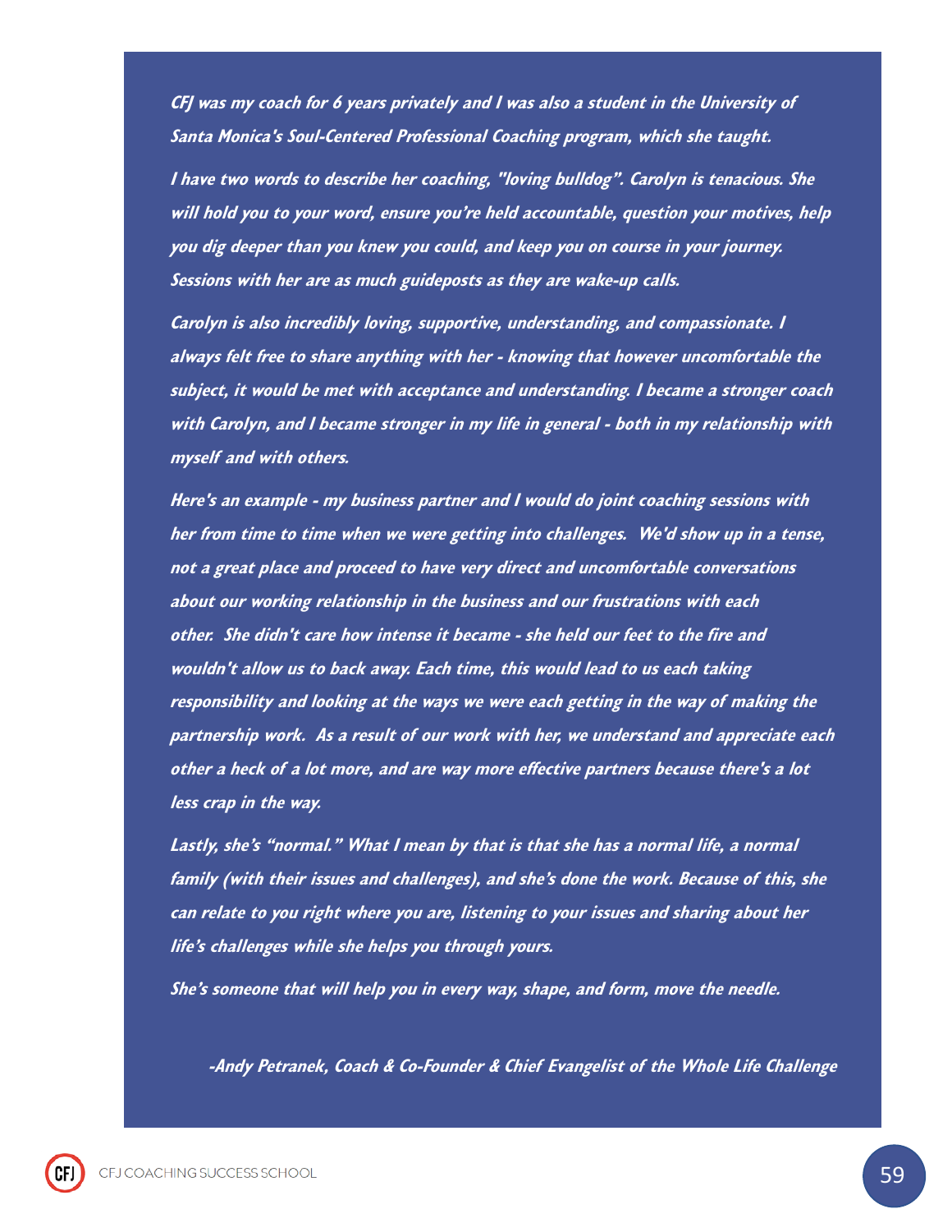*CFJ was my coach for 6 years privately and I was also a student in the University of Santa Monica's Soul-Centered Professional Coaching program, which she taught.*

*I have two words to describe her coaching, "loving bulldog". Carolyn is tenacious. She will hold you to your word, ensure you're held accountable, question your motives, help you dig deeper than you knew you could, and keep you on course in your journey. Sessions with her are as much guideposts as they are wake-up calls.*

*Carolyn is also incredibly loving, supportive, understanding, and compassionate. I always felt free to share anything with her - knowing that however uncomfortable the subject, it would be met with acceptance and understanding. I became a stronger coach with Carolyn, and I became stronger in my life in general - both in my relationship with myself and with others.*

*Here's an example - my business partner and I would do joint coaching sessions with her from time to time when we were getting into challenges. We'd show up in a tense, not a great place and proceed to have very direct and uncomfortable conversations about our working relationship in the business and our frustrations with each other. She didn't care how intense it became - she held our feet to the fire and wouldn't allow us to back away. Each time, this would lead to us each taking responsibility and looking at the ways we were each getting in the way of making the partnership work. As a result of our work with her, we understand and appreciate each other a heck of a lot more, and are way more effective partners because there's a lot less crap in the way.*

*Lastly, she's "normal." What I mean by that is that she has a normal life, a normal family (with their issues and challenges), and she's done the work. Because of this, she can relate to you right where you are, listening to your issues and sharing about her life's challenges while she helps you through yours.*

*She's someone that will help you in every way, shape, and form, move the needle.*

*-Andy Petranek, Coach & Co-Founder & Chief Evangelist of the Whole Life Challenge*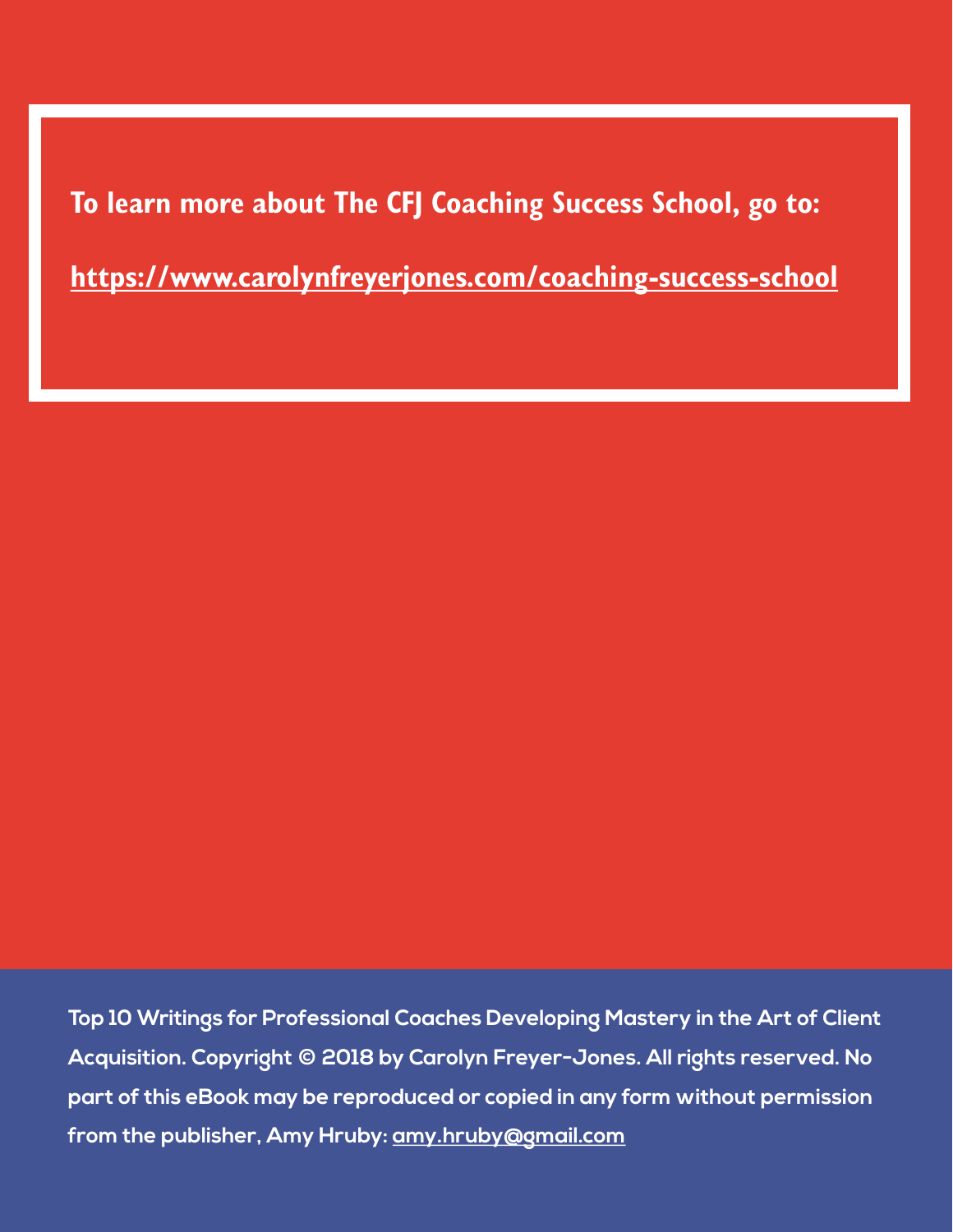**To learn more about The CFJ Coaching Success School, go to:**

**https://www.carolynfreyerjones.com/coaching-success-school**

Top 10 Writings for Professional Coaches Developing Mastery in the Art of Client Acquisition. Copyright © 2018 by Carolyn Freyer-Jones. All rights reserved. No part of this eBook may be reproduced or copied in any form without permission from the publisher, Amy Hruby: amy.hruby@gmail.com